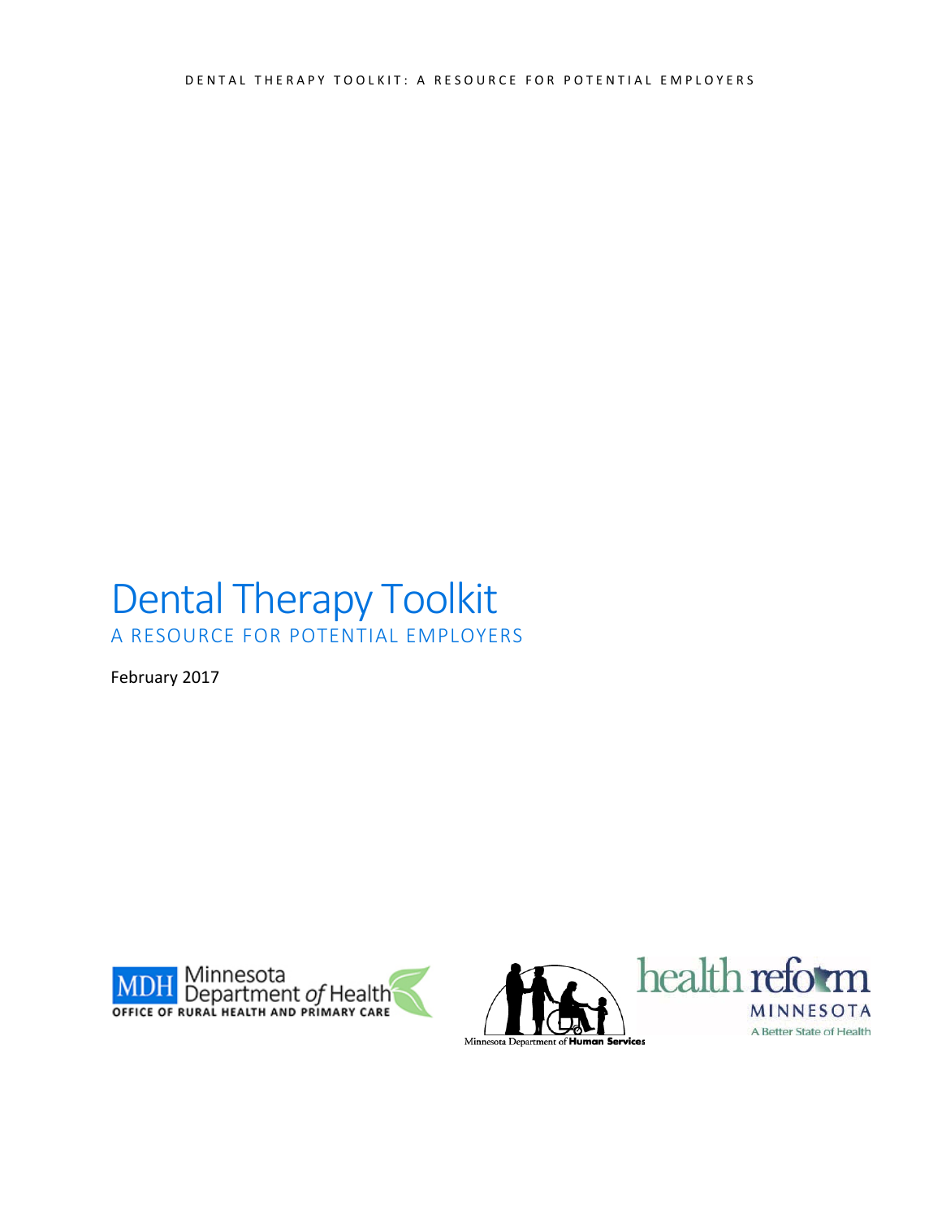# Dental Therapy Toolkit

## A RESOURCE FOR POTENTIAL EMPLOYERS

February 2017

MDH Minnesota Department *of* Health
OFFICE OF RURAL HEALTH AND PRIMARY CARE

Minnesota Department of **Human Services**

health reform
MINNESOTA
A Better State of Health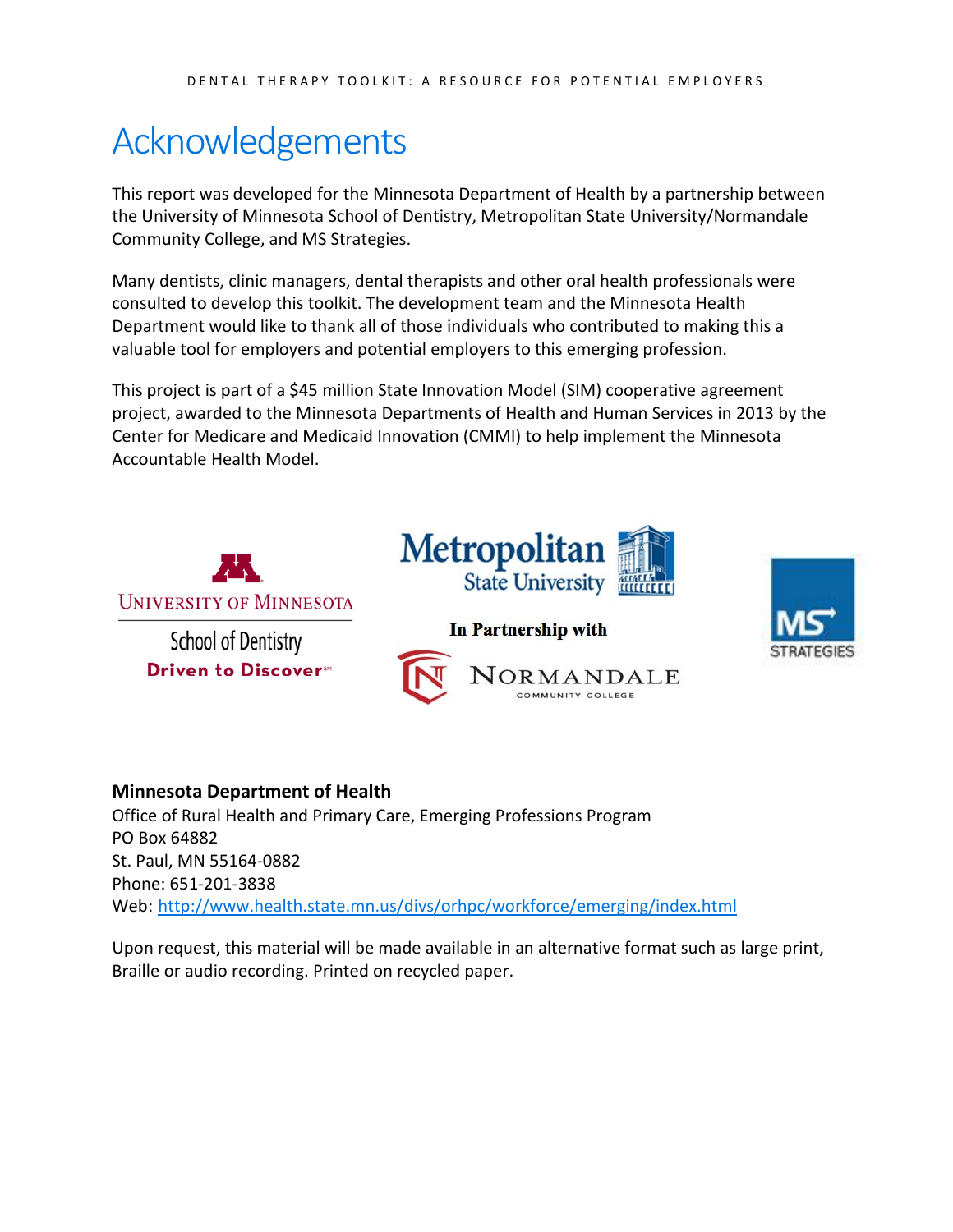# Acknowledgements

This report was developed for the Minnesota Department of Health by a partnership between the University of Minnesota School of Dentistry, Metropolitan State University/Normandale Community College, and MS Strategies.

Many dentists, clinic managers, dental therapists and other oral health professionals were consulted to develop this toolkit. The development team and the Minnesota Health Department would like to thank all of those individuals who contributed to making this a valuable tool for employers and potential employers to this emerging profession.

This project is part of a $45 million State Innovation Model (SIM) cooperative agreement project, awarded to the Minnesota Departments of Health and Human Services in 2013 by the Center for Medicare and Medicaid Innovation (CMMI) to help implement the Minnesota Accountable Health Model.

University of Minnesota School of Dentistry Driven to Discover

Metropolitan State University In Partnership with Normandale Community College

MS Strategies

**Minnesota Department of Health**
Office of Rural Health and Primary Care, Emerging Professions Program
PO Box 64882
St. Paul, MN 55164-0882
Phone: 651-201-3838
Web: http://www.health.state.mn.us/divs/orhpc/workforce/emerging/index.html

Upon request, this material will be made available in an alternative format such as large print, Braille or audio recording. Printed on recycled paper.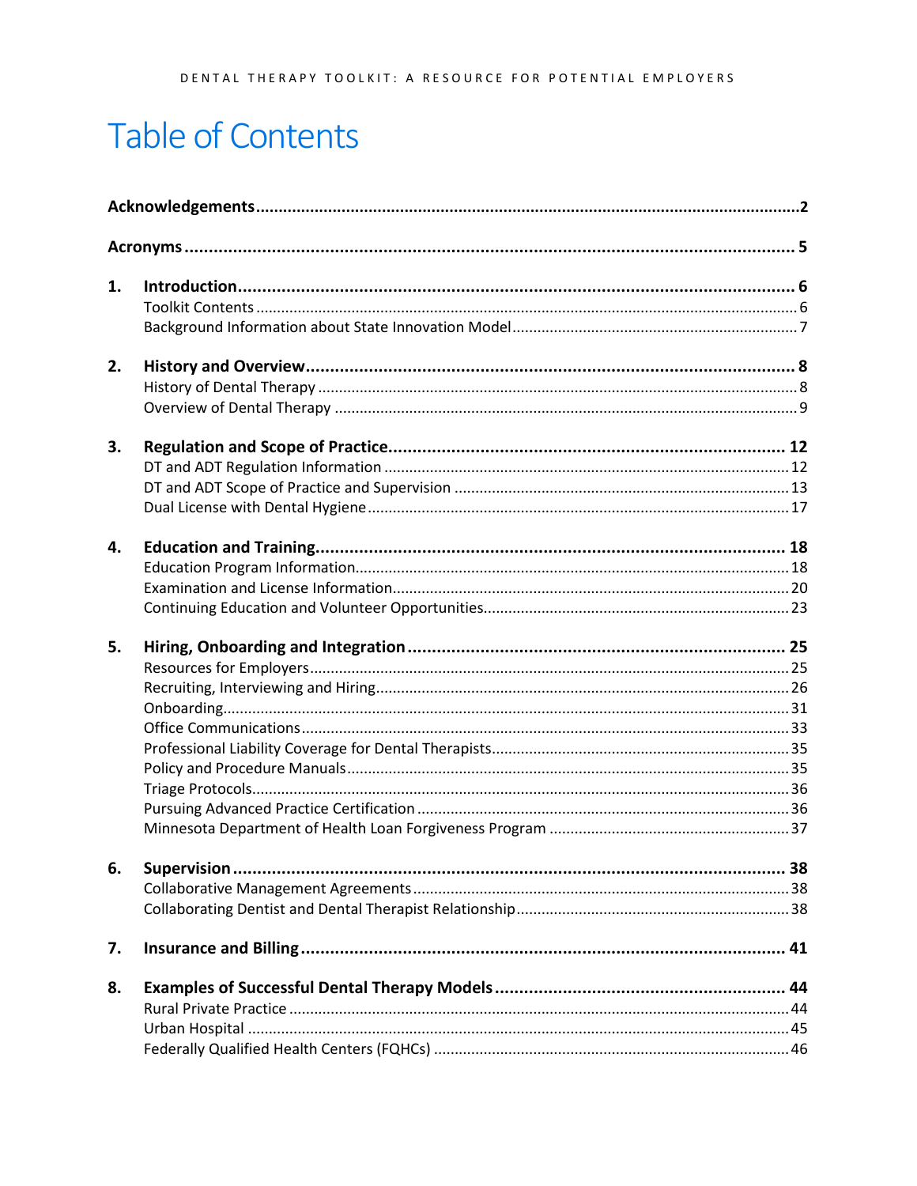# Table of Contents

**Acknowledgements** 2

**Acronyms** 5

**1. Introduction** 6
- Toolkit Contents 6
- Background Information about State Innovation Model 7

**2. History and Overview** 8
- History of Dental Therapy 8
- Overview of Dental Therapy 9

**3. Regulation and Scope of Practice** 12
- DT and ADT Regulation Information 12
- DT and ADT Scope of Practice and Supervision 13
- Dual License with Dental Hygiene 17

**4. Education and Training** 18
- Education Program Information 18
- Examination and License Information 20
- Continuing Education and Volunteer Opportunities 23

**5. Hiring, Onboarding and Integration** 25
- Resources for Employers 25
- Recruiting, Interviewing and Hiring 26
- Onboarding 31
- Office Communications 33
- Professional Liability Coverage for Dental Therapists 35
- Policy and Procedure Manuals 35
- Triage Protocols 36
- Pursuing Advanced Practice Certification 36
- Minnesota Department of Health Loan Forgiveness Program 37

**6. Supervision** 38
- Collaborative Management Agreements 38
- Collaborating Dentist and Dental Therapist Relationship 38

**7. Insurance and Billing** 41

**8. Examples of Successful Dental Therapy Models** 44
- Rural Private Practice 44
- Urban Hospital 45
- Federally Qualified Health Centers (FQHCs) 46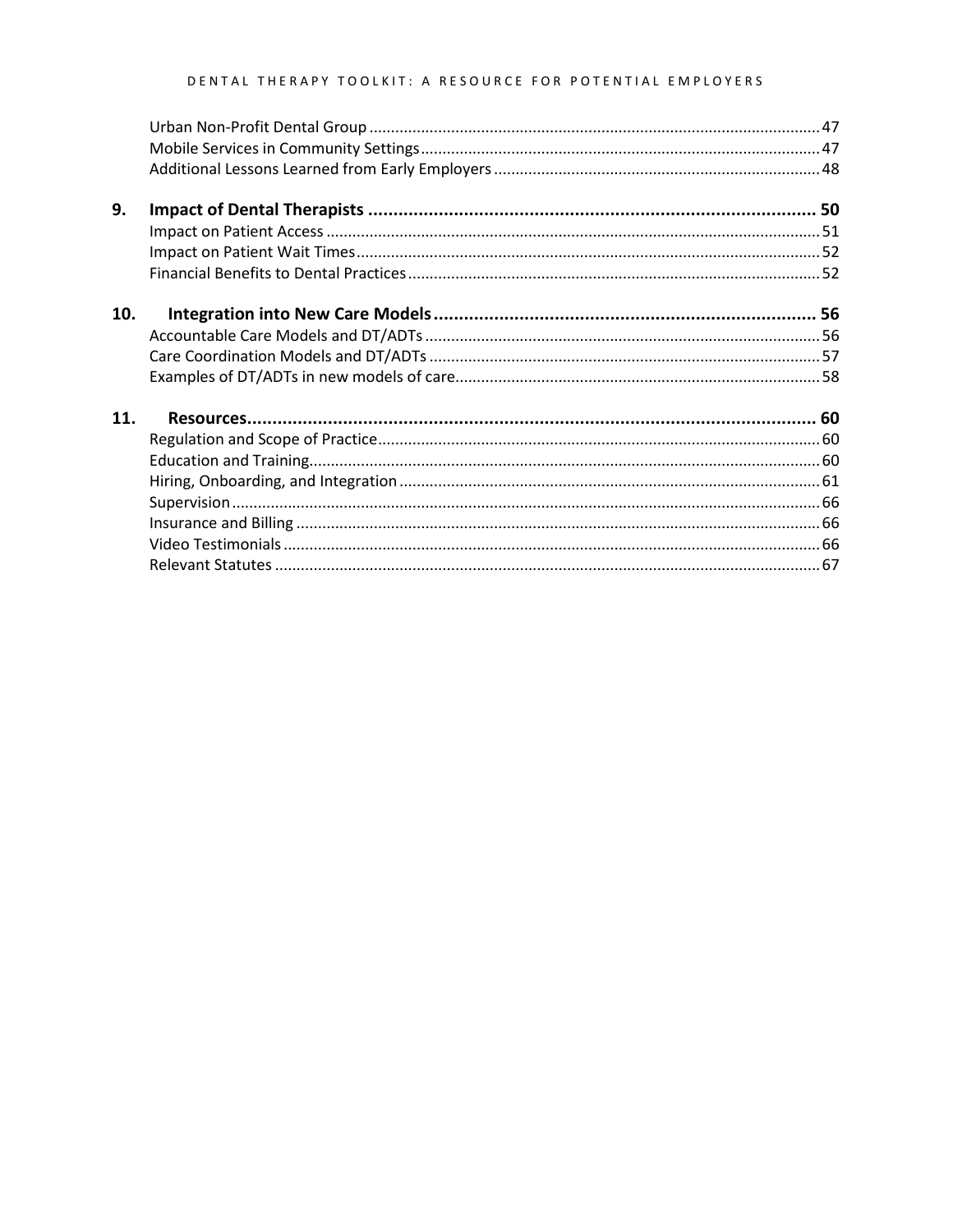Urban Non-Profit Dental Group ........................................................................................................ 47
Mobile Services in Community Settings ............................................................................................ 47
Additional Lessons Learned from Early Employers ............................................................................ 48

**9. Impact of Dental Therapists ......................................................................................... 50**

Impact on Patient Access .................................................................................................................. 51
Impact on Patient Wait Times ............................................................................................................ 52
Financial Benefits to Dental Practices ................................................................................................ 52

**10. Integration into New Care Models ............................................................................ 56**

Accountable Care Models and DT/ADTs ............................................................................................ 56
Care Coordination Models and DT/ADTs ........................................................................................... 57
Examples of DT/ADTs in new models of care ..................................................................................... 58

**11. Resources .................................................................................................................. 60**

Regulation and Scope of Practice ....................................................................................................... 60
Education and Training ...................................................................................................................... 60
Hiring, Onboarding, and Integration .................................................................................................. 61
Supervision ......................................................................................................................................... 66
Insurance and Billing .......................................................................................................................... 66
Video Testimonials ............................................................................................................................. 66
Relevant Statutes ............................................................................................................................... 67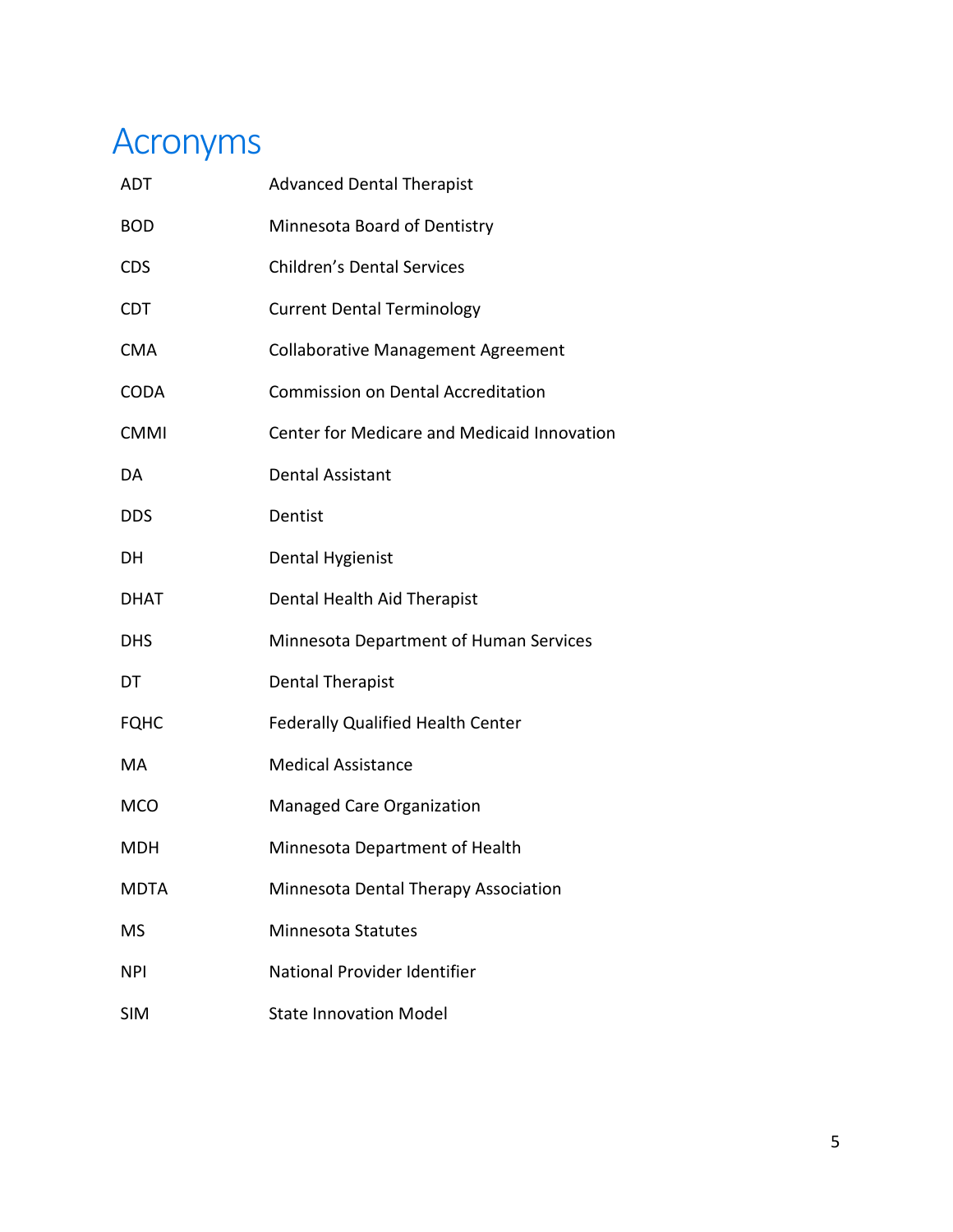# Acronyms

| | |
|---|---|
| ADT | Advanced Dental Therapist |
| BOD | Minnesota Board of Dentistry |
| CDS | Children's Dental Services |
| CDT | Current Dental Terminology |
| CMA | Collaborative Management Agreement |
| CODA | Commission on Dental Accreditation |
| CMMI | Center for Medicare and Medicaid Innovation |
| DA | Dental Assistant |
| DDS | Dentist |
| DH | Dental Hygienist |
| DHAT | Dental Health Aid Therapist |
| DHS | Minnesota Department of Human Services |
| DT | Dental Therapist |
| FQHC | Federally Qualified Health Center |
| MA | Medical Assistance |
| MCO | Managed Care Organization |
| MDH | Minnesota Department of Health |
| MDTA | Minnesota Dental Therapy Association |
| MS | Minnesota Statutes |
| NPI | National Provider Identifier |
| SIM | State Innovation Model |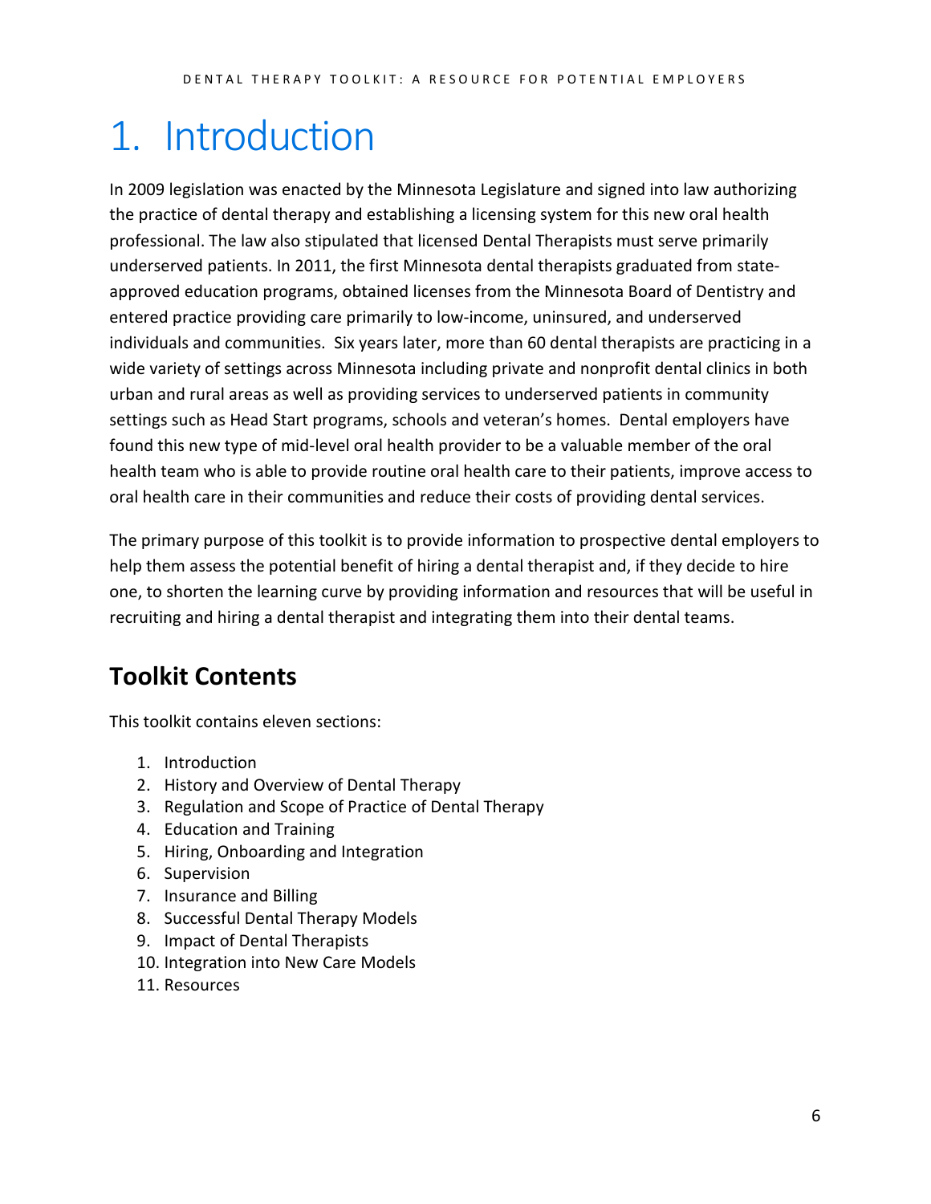# 1. Introduction

In 2009 legislation was enacted by the Minnesota Legislature and signed into law authorizing the practice of dental therapy and establishing a licensing system for this new oral health professional. The law also stipulated that licensed Dental Therapists must serve primarily underserved patients. In 2011, the first Minnesota dental therapists graduated from state-approved education programs, obtained licenses from the Minnesota Board of Dentistry and entered practice providing care primarily to low-income, uninsured, and underserved individuals and communities. Six years later, more than 60 dental therapists are practicing in a wide variety of settings across Minnesota including private and nonprofit dental clinics in both urban and rural areas as well as providing services to underserved patients in community settings such as Head Start programs, schools and veteran's homes. Dental employers have found this new type of mid-level oral health provider to be a valuable member of the oral health team who is able to provide routine oral health care to their patients, improve access to oral health care in their communities and reduce their costs of providing dental services.

The primary purpose of this toolkit is to provide information to prospective dental employers to help them assess the potential benefit of hiring a dental therapist and, if they decide to hire one, to shorten the learning curve by providing information and resources that will be useful in recruiting and hiring a dental therapist and integrating them into their dental teams.

## Toolkit Contents

This toolkit contains eleven sections:

1. Introduction
2. History and Overview of Dental Therapy
3. Regulation and Scope of Practice of Dental Therapy
4. Education and Training
5. Hiring, Onboarding and Integration
6. Supervision
7. Insurance and Billing
8. Successful Dental Therapy Models
9. Impact of Dental Therapists
10. Integration into New Care Models
11. Resources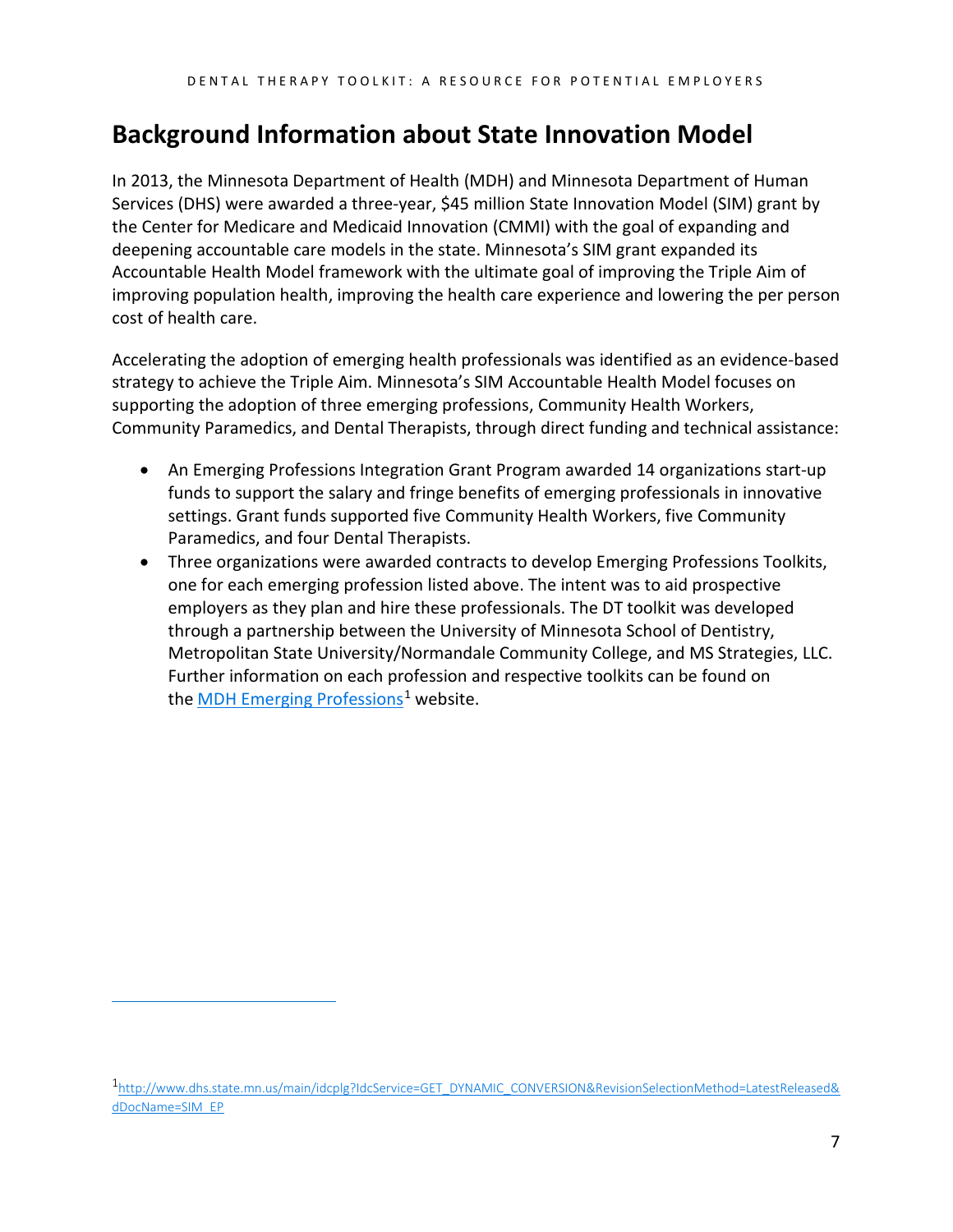## Background Information about State Innovation Model

In 2013, the Minnesota Department of Health (MDH) and Minnesota Department of Human Services (DHS) were awarded a three-year, $45 million State Innovation Model (SIM) grant by the Center for Medicare and Medicaid Innovation (CMMI) with the goal of expanding and deepening accountable care models in the state. Minnesota's SIM grant expanded its Accountable Health Model framework with the ultimate goal of improving the Triple Aim of improving population health, improving the health care experience and lowering the per person cost of health care.

Accelerating the adoption of emerging health professionals was identified as an evidence-based strategy to achieve the Triple Aim. Minnesota's SIM Accountable Health Model focuses on supporting the adoption of three emerging professions, Community Health Workers, Community Paramedics, and Dental Therapists, through direct funding and technical assistance:

- An Emerging Professions Integration Grant Program awarded 14 organizations start-up funds to support the salary and fringe benefits of emerging professionals in innovative settings. Grant funds supported five Community Health Workers, five Community Paramedics, and four Dental Therapists.
- Three organizations were awarded contracts to develop Emerging Professions Toolkits, one for each emerging profession listed above. The intent was to aid prospective employers as they plan and hire these professionals. The DT toolkit was developed through a partnership between the University of Minnesota School of Dentistry, Metropolitan State University/Normandale Community College, and MS Strategies, LLC. Further information on each profession and respective toolkits can be found on the MDH Emerging Professions[1] website.

[1] http://www.dhs.state.mn.us/main/idcplg?IdcService=GET_DYNAMIC_CONVERSION&RevisionSelectionMethod=LatestReleased&dDocName=SIM_EP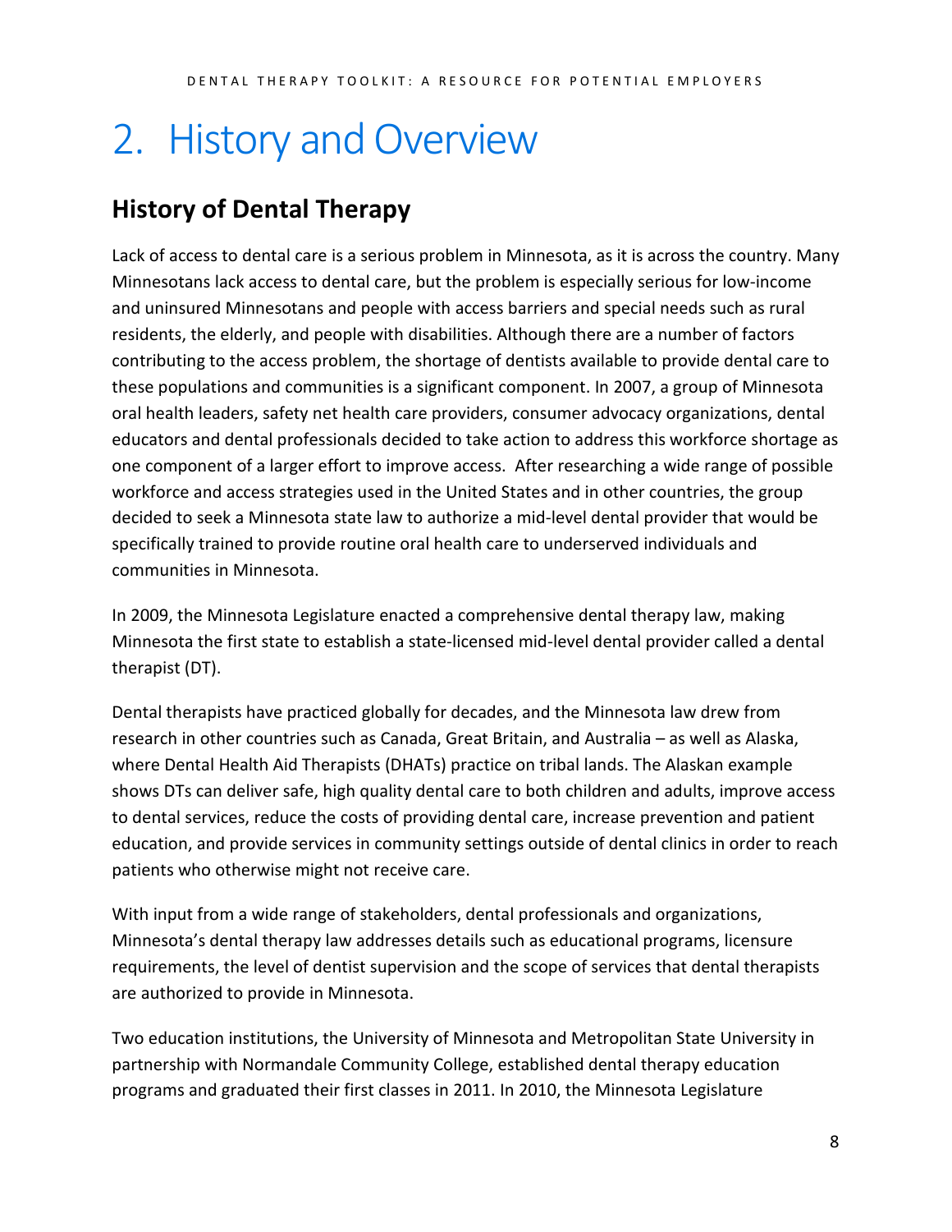# 2. History and Overview

## History of Dental Therapy

Lack of access to dental care is a serious problem in Minnesota, as it is across the country. Many Minnesotans lack access to dental care, but the problem is especially serious for low-income and uninsured Minnesotans and people with access barriers and special needs such as rural residents, the elderly, and people with disabilities. Although there are a number of factors contributing to the access problem, the shortage of dentists available to provide dental care to these populations and communities is a significant component. In 2007, a group of Minnesota oral health leaders, safety net health care providers, consumer advocacy organizations, dental educators and dental professionals decided to take action to address this workforce shortage as one component of a larger effort to improve access. After researching a wide range of possible workforce and access strategies used in the United States and in other countries, the group decided to seek a Minnesota state law to authorize a mid-level dental provider that would be specifically trained to provide routine oral health care to underserved individuals and communities in Minnesota.

In 2009, the Minnesota Legislature enacted a comprehensive dental therapy law, making Minnesota the first state to establish a state-licensed mid-level dental provider called a dental therapist (DT).

Dental therapists have practiced globally for decades, and the Minnesota law drew from research in other countries such as Canada, Great Britain, and Australia – as well as Alaska, where Dental Health Aid Therapists (DHATs) practice on tribal lands. The Alaskan example shows DTs can deliver safe, high quality dental care to both children and adults, improve access to dental services, reduce the costs of providing dental care, increase prevention and patient education, and provide services in community settings outside of dental clinics in order to reach patients who otherwise might not receive care.

With input from a wide range of stakeholders, dental professionals and organizations, Minnesota's dental therapy law addresses details such as educational programs, licensure requirements, the level of dentist supervision and the scope of services that dental therapists are authorized to provide in Minnesota.

Two education institutions, the University of Minnesota and Metropolitan State University in partnership with Normandale Community College, established dental therapy education programs and graduated their first classes in 2011. In 2010, the Minnesota Legislature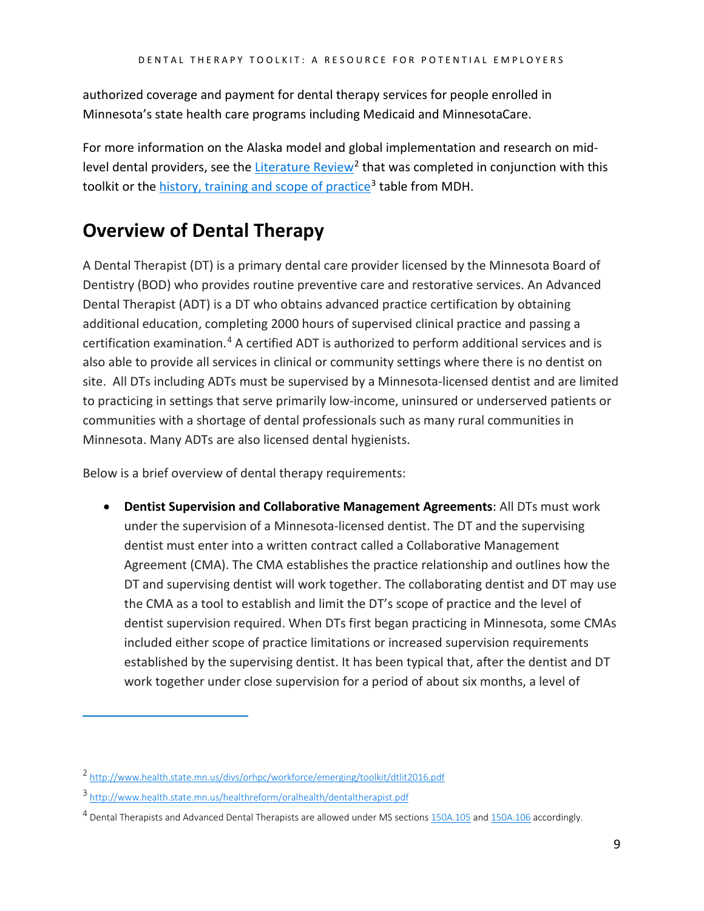authorized coverage and payment for dental therapy services for people enrolled in Minnesota's state health care programs including Medicaid and MinnesotaCare.

For more information on the Alaska model and global implementation and research on mid-level dental providers, see the Literature Review[2] that was completed in conjunction with this toolkit or the history, training and scope of practice[3] table from MDH.

## Overview of Dental Therapy

A Dental Therapist (DT) is a primary dental care provider licensed by the Minnesota Board of Dentistry (BOD) who provides routine preventive care and restorative services. An Advanced Dental Therapist (ADT) is a DT who obtains advanced practice certification by obtaining additional education, completing 2000 hours of supervised clinical practice and passing a certification examination.[4] A certified ADT is authorized to perform additional services and is also able to provide all services in clinical or community settings where there is no dentist on site. All DTs including ADTs must be supervised by a Minnesota-licensed dentist and are limited to practicing in settings that serve primarily low-income, uninsured or underserved patients or communities with a shortage of dental professionals such as many rural communities in Minnesota. Many ADTs are also licensed dental hygienists.

Below is a brief overview of dental therapy requirements:

- **Dentist Supervision and Collaborative Management Agreements**: All DTs must work under the supervision of a Minnesota-licensed dentist. The DT and the supervising dentist must enter into a written contract called a Collaborative Management Agreement (CMA). The CMA establishes the practice relationship and outlines how the DT and supervising dentist will work together. The collaborating dentist and DT may use the CMA as a tool to establish and limit the DT's scope of practice and the level of dentist supervision required. When DTs first began practicing in Minnesota, some CMAs included either scope of practice limitations or increased supervision requirements established by the supervising dentist. It has been typical that, after the dentist and DT work together under close supervision for a period of about six months, a level of

---

[2] http://www.health.state.mn.us/divs/orhpc/workforce/emerging/toolkit/dtlit2016.pdf

[3] http://www.health.state.mn.us/healthreform/oralhealth/dentaltherapist.pdf

[4] Dental Therapists and Advanced Dental Therapists are allowed under MS sections 150A.105 and 150A.106 accordingly.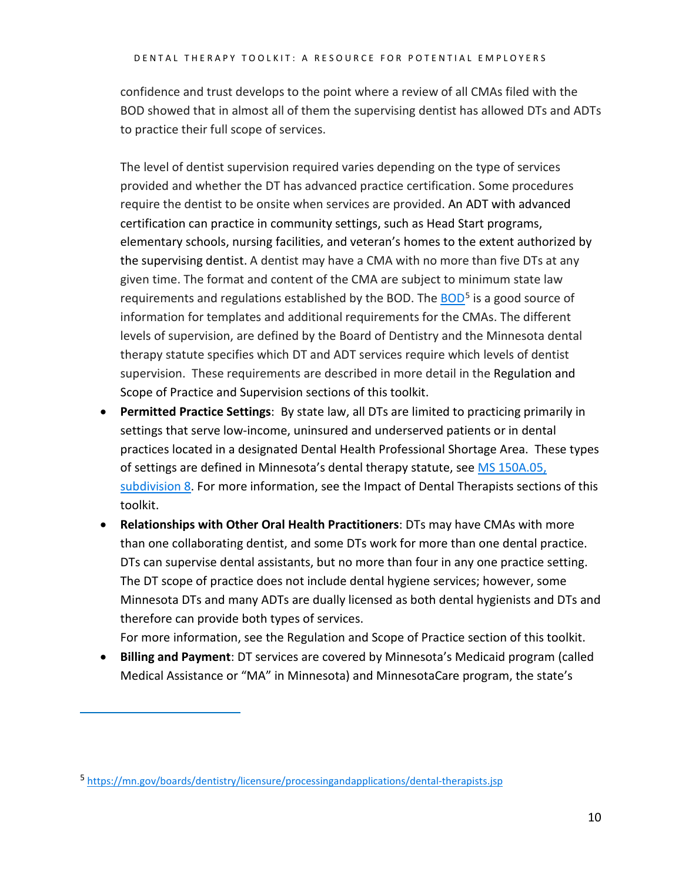confidence and trust develops to the point where a review of all CMAs filed with the BOD showed that in almost all of them the supervising dentist has allowed DTs and ADTs to practice their full scope of services.

The level of dentist supervision required varies depending on the type of services provided and whether the DT has advanced practice certification. Some procedures require the dentist to be onsite when services are provided. An ADT with advanced certification can practice in community settings, such as Head Start programs, elementary schools, nursing facilities, and veteran's homes to the extent authorized by the supervising dentist. A dentist may have a CMA with no more than five DTs at any given time. The format and content of the CMA are subject to minimum state law requirements and regulations established by the BOD. The BOD[5] is a good source of information for templates and additional requirements for the CMAs. The different levels of supervision, are defined by the Board of Dentistry and the Minnesota dental therapy statute specifies which DT and ADT services require which levels of dentist supervision. These requirements are described in more detail in the Regulation and Scope of Practice and Supervision sections of this toolkit.

- **Permitted Practice Settings**: By state law, all DTs are limited to practicing primarily in settings that serve low-income, uninsured and underserved patients or in dental practices located in a designated Dental Health Professional Shortage Area. These types of settings are defined in Minnesota's dental therapy statute, see MS 150A.05, subdivision 8. For more information, see the Impact of Dental Therapists sections of this toolkit.
- **Relationships with Other Oral Health Practitioners**: DTs may have CMAs with more than one collaborating dentist, and some DTs work for more than one dental practice. DTs can supervise dental assistants, but no more than four in any one practice setting. The DT scope of practice does not include dental hygiene services; however, some Minnesota DTs and many ADTs are dually licensed as both dental hygienists and DTs and therefore can provide both types of services.
  For more information, see the Regulation and Scope of Practice section of this toolkit.
- **Billing and Payment**: DT services are covered by Minnesota's Medicaid program (called Medical Assistance or "MA" in Minnesota) and MinnesotaCare program, the state's

[5] https://mn.gov/boards/dentistry/licensure/processingandapplications/dental-therapists.jsp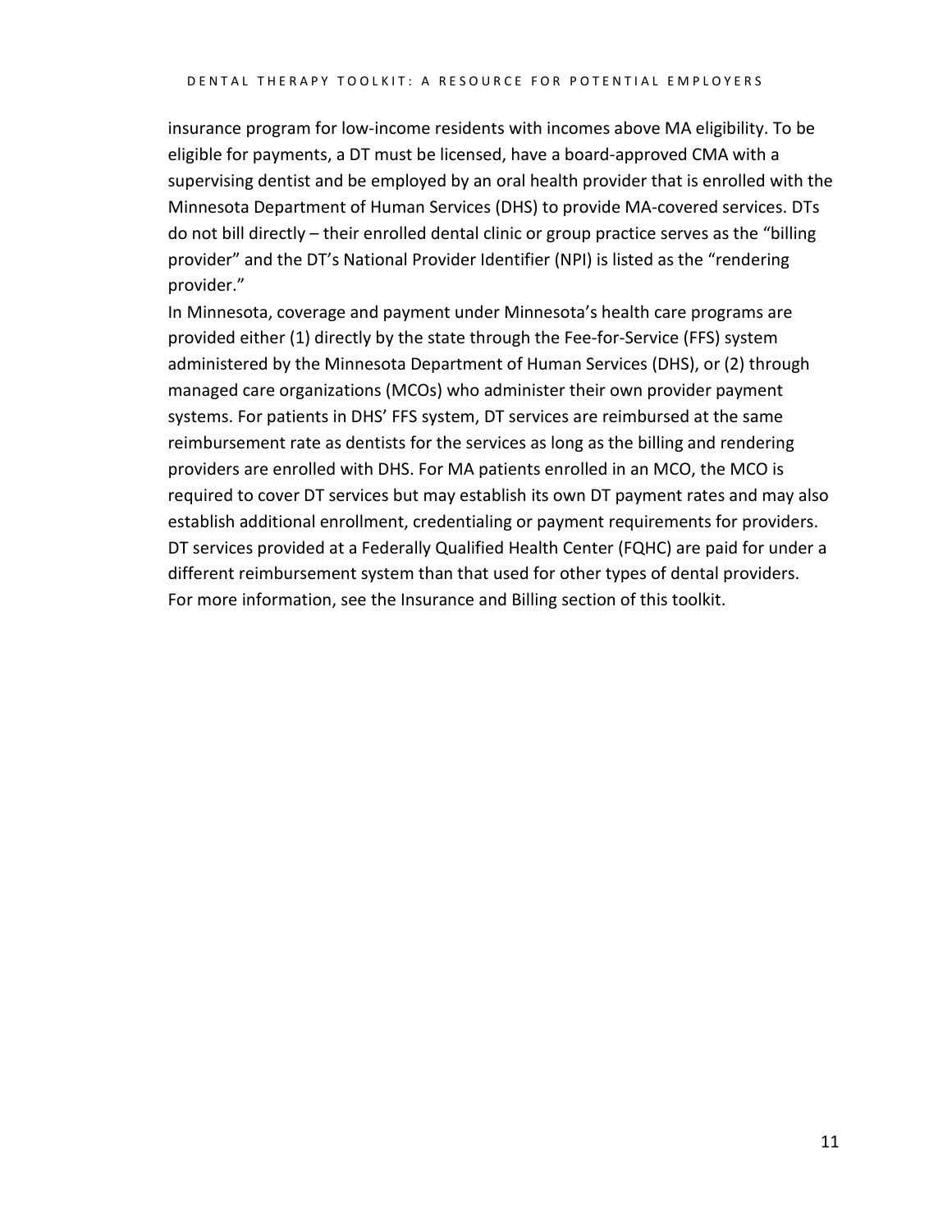insurance program for low-income residents with incomes above MA eligibility. To be eligible for payments, a DT must be licensed, have a board-approved CMA with a supervising dentist and be employed by an oral health provider that is enrolled with the Minnesota Department of Human Services (DHS) to provide MA-covered services. DTs do not bill directly – their enrolled dental clinic or group practice serves as the "billing provider" and the DT's National Provider Identifier (NPI) is listed as the "rendering provider."

In Minnesota, coverage and payment under Minnesota's health care programs are provided either (1) directly by the state through the Fee-for-Service (FFS) system administered by the Minnesota Department of Human Services (DHS), or (2) through managed care organizations (MCOs) who administer their own provider payment systems. For patients in DHS' FFS system, DT services are reimbursed at the same reimbursement rate as dentists for the services as long as the billing and rendering providers are enrolled with DHS. For MA patients enrolled in an MCO, the MCO is required to cover DT services but may establish its own DT payment rates and may also establish additional enrollment, credentialing or payment requirements for providers. DT services provided at a Federally Qualified Health Center (FQHC) are paid for under a different reimbursement system than that used for other types of dental providers. For more information, see the Insurance and Billing section of this toolkit.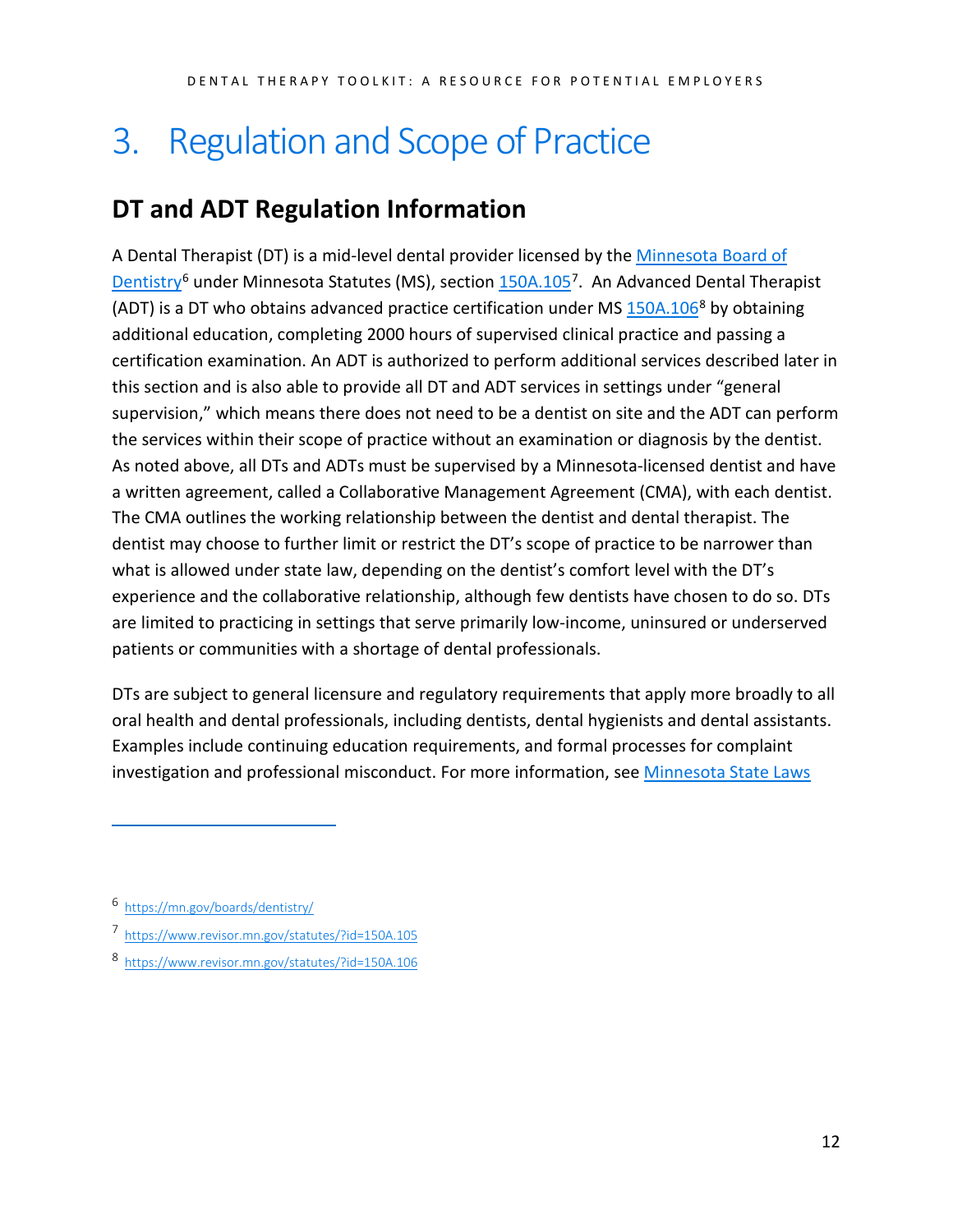# 3. Regulation and Scope of Practice

## DT and ADT Regulation Information

A Dental Therapist (DT) is a mid-level dental provider licensed by the Minnesota Board of Dentistry[6] under Minnesota Statutes (MS), section 150A.105[7]. An Advanced Dental Therapist (ADT) is a DT who obtains advanced practice certification under MS 150A.106[8] by obtaining additional education, completing 2000 hours of supervised clinical practice and passing a certification examination. An ADT is authorized to perform additional services described later in this section and is also able to provide all DT and ADT services in settings under "general supervision," which means there does not need to be a dentist on site and the ADT can perform the services within their scope of practice without an examination or diagnosis by the dentist. As noted above, all DTs and ADTs must be supervised by a Minnesota-licensed dentist and have a written agreement, called a Collaborative Management Agreement (CMA), with each dentist. The CMA outlines the working relationship between the dentist and dental therapist. The dentist may choose to further limit or restrict the DT's scope of practice to be narrower than what is allowed under state law, depending on the dentist's comfort level with the DT's experience and the collaborative relationship, although few dentists have chosen to do so. DTs are limited to practicing in settings that serve primarily low-income, uninsured or underserved patients or communities with a shortage of dental professionals.

DTs are subject to general licensure and regulatory requirements that apply more broadly to all oral health and dental professionals, including dentists, dental hygienists and dental assistants. Examples include continuing education requirements, and formal processes for complaint investigation and professional misconduct. For more information, see Minnesota State Laws

---

[6] https://mn.gov/boards/dentistry/

[7] https://www.revisor.mn.gov/statutes/?id=150A.105

[8] https://www.revisor.mn.gov/statutes/?id=150A.106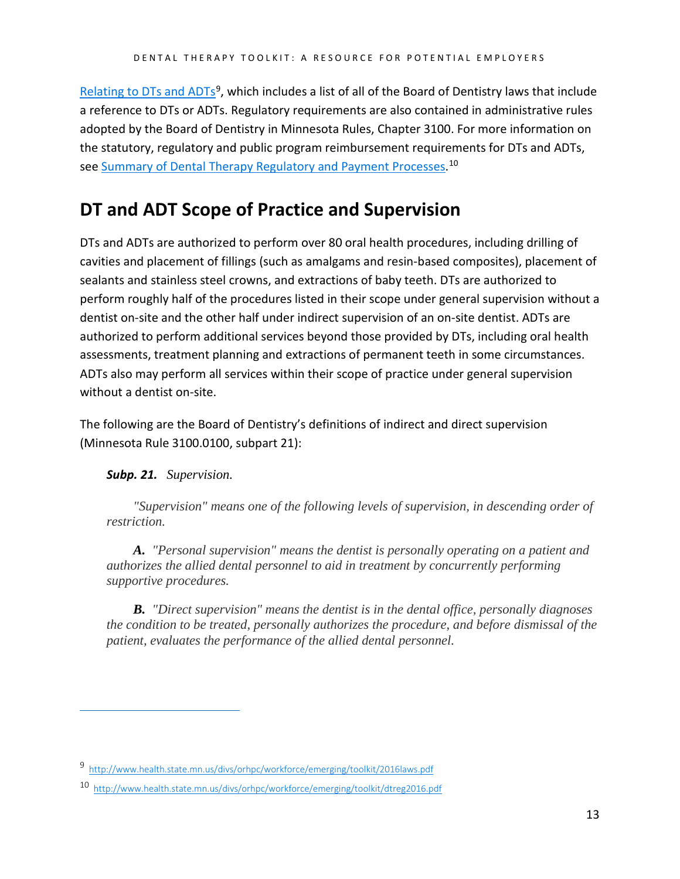Relating to DTs and ADTs[9], which includes a list of all of the Board of Dentistry laws that include a reference to DTs or ADTs. Regulatory requirements are also contained in administrative rules adopted by the Board of Dentistry in Minnesota Rules, Chapter 3100. For more information on the statutory, regulatory and public program reimbursement requirements for DTs and ADTs, see Summary of Dental Therapy Regulatory and Payment Processes.[10]

## DT and ADT Scope of Practice and Supervision

DTs and ADTs are authorized to perform over 80 oral health procedures, including drilling of cavities and placement of fillings (such as amalgams and resin-based composites), placement of sealants and stainless steel crowns, and extractions of baby teeth. DTs are authorized to perform roughly half of the procedures listed in their scope under general supervision without a dentist on-site and the other half under indirect supervision of an on-site dentist. ADTs are authorized to perform additional services beyond those provided by DTs, including oral health assessments, treatment planning and extractions of permanent teeth in some circumstances. ADTs also may perform all services within their scope of practice under general supervision without a dentist on-site.

The following are the Board of Dentistry's definitions of indirect and direct supervision (Minnesota Rule 3100.0100, subpart 21):

> ***Subp. 21.*** *Supervision.*
>
> *"Supervision" means one of the following levels of supervision, in descending order of restriction.*
>
> ***A.*** *"Personal supervision" means the dentist is personally operating on a patient and authorizes the allied dental personnel to aid in treatment by concurrently performing supportive procedures.*
>
> ***B.*** *"Direct supervision" means the dentist is in the dental office, personally diagnoses the condition to be treated, personally authorizes the procedure, and before dismissal of the patient, evaluates the performance of the allied dental personnel.*

---

[9] http://www.health.state.mn.us/divs/orhpc/workforce/emerging/toolkit/2016laws.pdf

[10] http://www.health.state.mn.us/divs/orhpc/workforce/emerging/toolkit/dtreg2016.pdf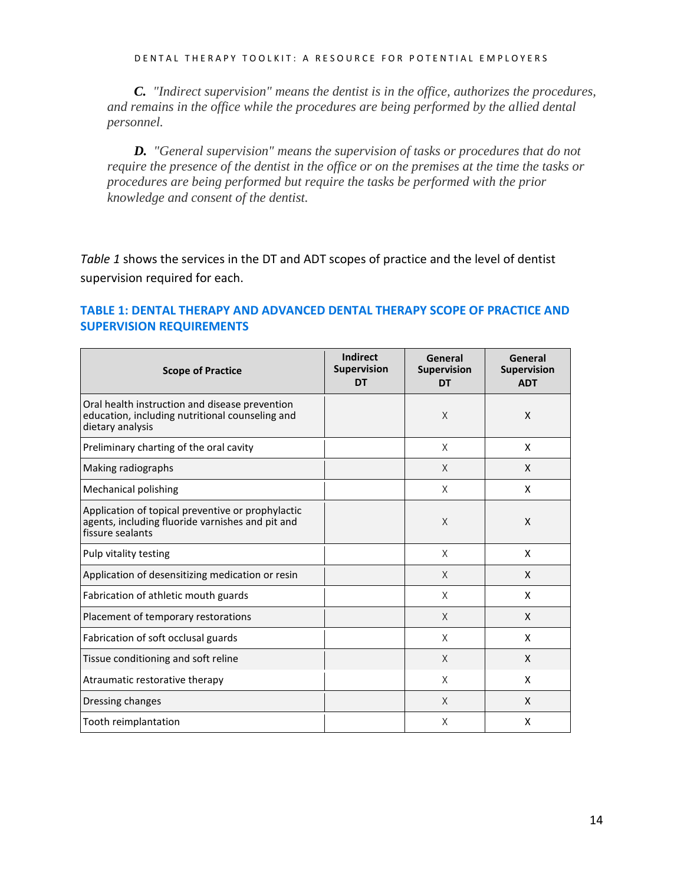*C. "Indirect supervision" means the dentist is in the office, authorizes the procedures, and remains in the office while the procedures are being performed by the allied dental personnel.*

*D. "General supervision" means the supervision of tasks or procedures that do not require the presence of the dentist in the office or on the premises at the time the tasks or procedures are being performed but require the tasks be performed with the prior knowledge and consent of the dentist.*

*Table 1* shows the services in the DT and ADT scopes of practice and the level of dentist supervision required for each.

## TABLE 1: DENTAL THERAPY AND ADVANCED DENTAL THERAPY SCOPE OF PRACTICE AND SUPERVISION REQUIREMENTS

| Scope of Practice | Indirect Supervision DT | General Supervision DT | General Supervision ADT |
|---|---|---|---|
| Oral health instruction and disease prevention education, including nutritional counseling and dietary analysis | | X | X |
| Preliminary charting of the oral cavity | | X | X |
| Making radiographs | | X | X |
| Mechanical polishing | | X | X |
| Application of topical preventive or prophylactic agents, including fluoride varnishes and pit and fissure sealants | | X | X |
| Pulp vitality testing | | X | X |
| Application of desensitizing medication or resin | | X | X |
| Fabrication of athletic mouth guards | | X | X |
| Placement of temporary restorations | | X | X |
| Fabrication of soft occlusal guards | | X | X |
| Tissue conditioning and soft reline | | X | X |
| Atraumatic restorative therapy | | X | X |
| Dressing changes | | X | X |
| Tooth reimplantation | | X | X |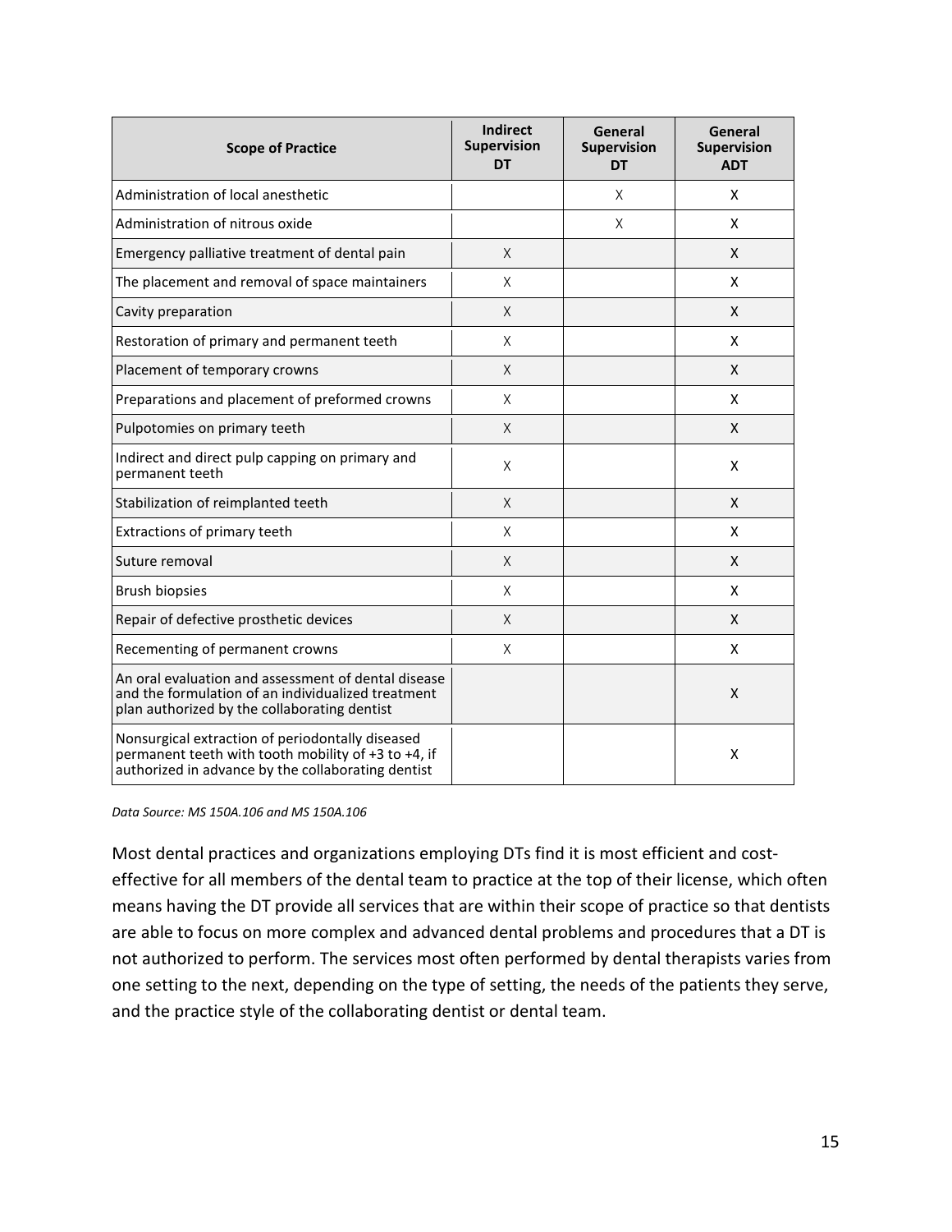| Scope of Practice | Indirect Supervision DT | General Supervision DT | General Supervision ADT |
| --- | --- | --- | --- |
| Administration of local anesthetic | | X | X |
| Administration of nitrous oxide | | X | X |
| Emergency palliative treatment of dental pain | X | | X |
| The placement and removal of space maintainers | X | | X |
| Cavity preparation | X | | X |
| Restoration of primary and permanent teeth | X | | X |
| Placement of temporary crowns | X | | X |
| Preparations and placement of preformed crowns | X | | X |
| Pulpotomies on primary teeth | X | | X |
| Indirect and direct pulp capping on primary and permanent teeth | X | | X |
| Stabilization of reimplanted teeth | X | | X |
| Extractions of primary teeth | X | | X |
| Suture removal | X | | X |
| Brush biopsies | X | | X |
| Repair of defective prosthetic devices | X | | X |
| Recementing of permanent crowns | X | | X |
| An oral evaluation and assessment of dental disease and the formulation of an individualized treatment plan authorized by the collaborating dentist | | | X |
| Nonsurgical extraction of periodontally diseased permanent teeth with tooth mobility of +3 to +4, if authorized in advance by the collaborating dentist | | | X |

*Data Source: MS 150A.106 and MS 150A.106*

Most dental practices and organizations employing DTs find it is most efficient and cost-effective for all members of the dental team to practice at the top of their license, which often means having the DT provide all services that are within their scope of practice so that dentists are able to focus on more complex and advanced dental problems and procedures that a DT is not authorized to perform. The services most often performed by dental therapists varies from one setting to the next, depending on the type of setting, the needs of the patients they serve, and the practice style of the collaborating dentist or dental team.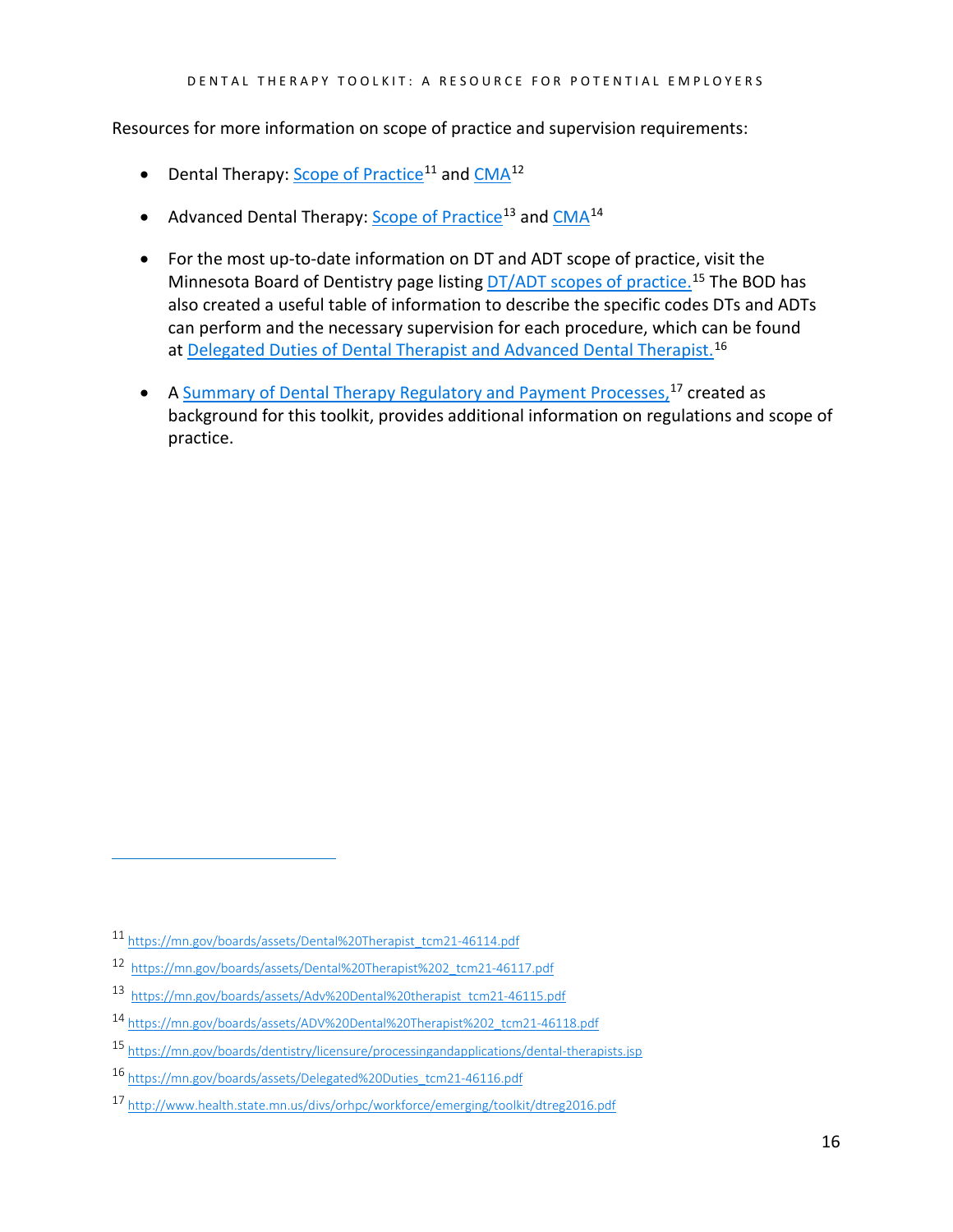Resources for more information on scope of practice and supervision requirements:

- Dental Therapy: Scope of Practice[11] and CMA[12]
- Advanced Dental Therapy: Scope of Practice[13] and CMA[14]
- For the most up-to-date information on DT and ADT scope of practice, visit the Minnesota Board of Dentistry page listing DT/ADT scopes of practice.[15] The BOD has also created a useful table of information to describe the specific codes DTs and ADTs can perform and the necessary supervision for each procedure, which can be found at Delegated Duties of Dental Therapist and Advanced Dental Therapist.[16]
- A Summary of Dental Therapy Regulatory and Payment Processes,[17] created as background for this toolkit, provides additional information on regulations and scope of practice.

---

[11] https://mn.gov/boards/assets/Dental%20Therapist_tcm21-46114.pdf

[12] https://mn.gov/boards/assets/Dental%20Therapist%202_tcm21-46117.pdf

[13] https://mn.gov/boards/assets/Adv%20Dental%20therapist_tcm21-46115.pdf

[14] https://mn.gov/boards/assets/ADV%20Dental%20Therapist%202_tcm21-46118.pdf

[15] https://mn.gov/boards/dentistry/licensure/processingandapplications/dental-therapists.jsp

[16] https://mn.gov/boards/assets/Delegated%20Duties_tcm21-46116.pdf

[17] http://www.health.state.mn.us/divs/orhpc/workforce/emerging/toolkit/dtreg2016.pdf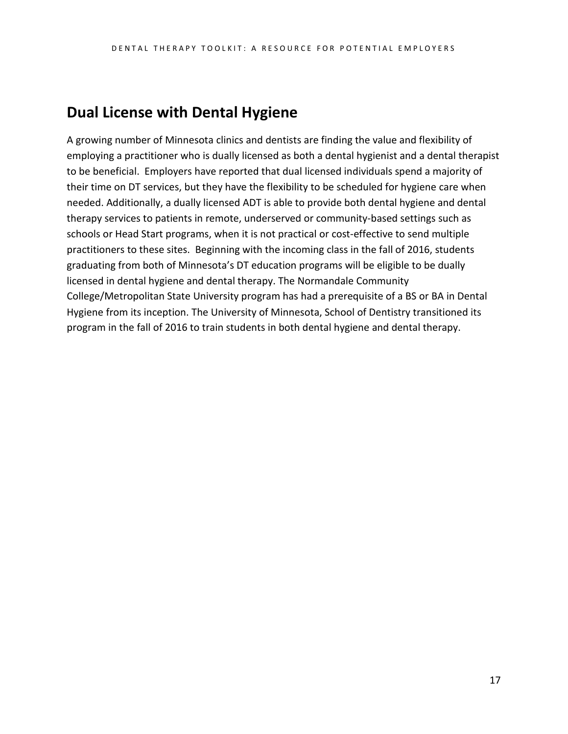## Dual License with Dental Hygiene

A growing number of Minnesota clinics and dentists are finding the value and flexibility of employing a practitioner who is dually licensed as both a dental hygienist and a dental therapist to be beneficial. Employers have reported that dual licensed individuals spend a majority of their time on DT services, but they have the flexibility to be scheduled for hygiene care when needed. Additionally, a dually licensed ADT is able to provide both dental hygiene and dental therapy services to patients in remote, underserved or community-based settings such as schools or Head Start programs, when it is not practical or cost-effective to send multiple practitioners to these sites. Beginning with the incoming class in the fall of 2016, students graduating from both of Minnesota's DT education programs will be eligible to be dually licensed in dental hygiene and dental therapy. The Normandale Community College/Metropolitan State University program has had a prerequisite of a BS or BA in Dental Hygiene from its inception. The University of Minnesota, School of Dentistry transitioned its program in the fall of 2016 to train students in both dental hygiene and dental therapy.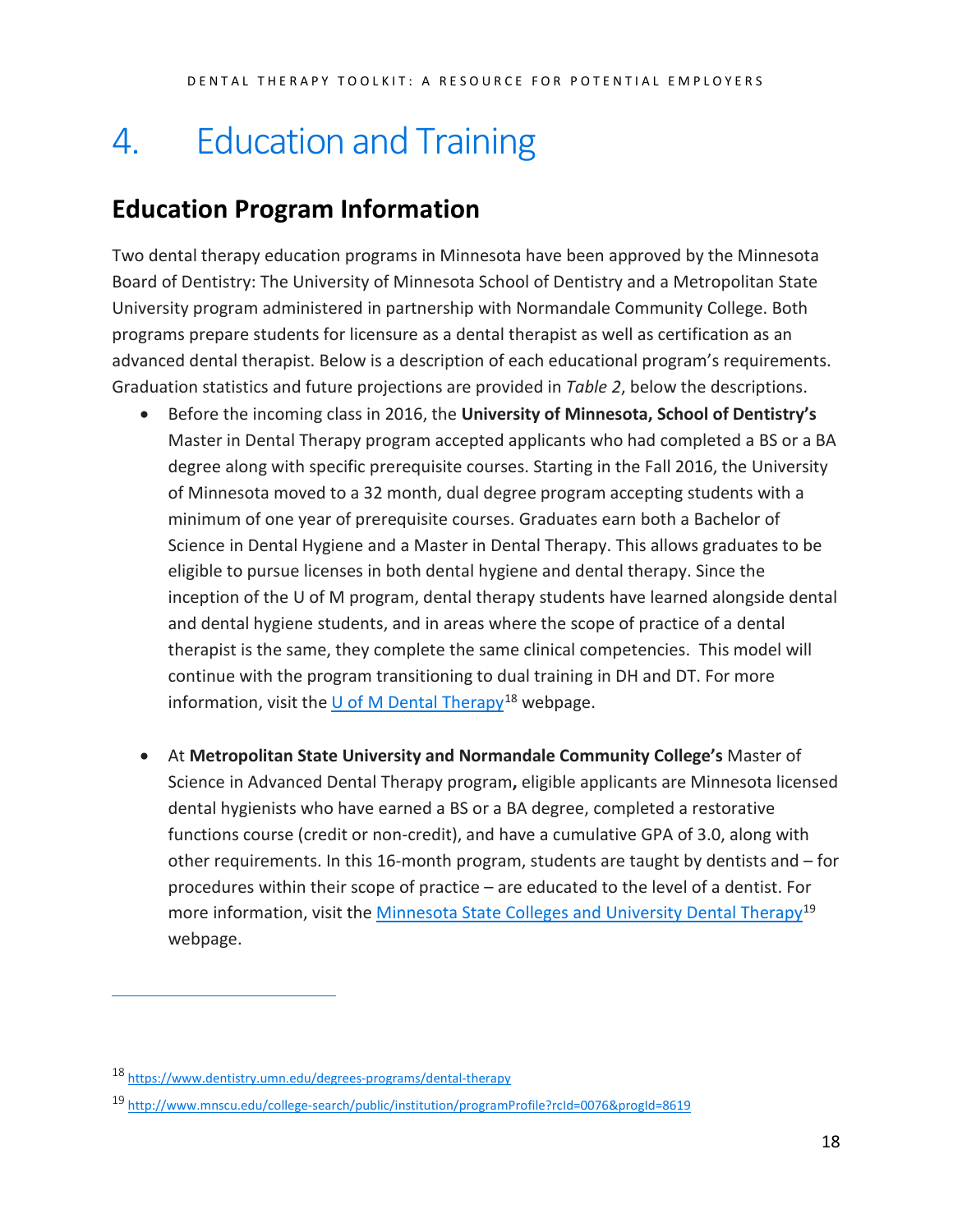# 4. Education and Training

## Education Program Information

Two dental therapy education programs in Minnesota have been approved by the Minnesota Board of Dentistry: The University of Minnesota School of Dentistry and a Metropolitan State University program administered in partnership with Normandale Community College. Both programs prepare students for licensure as a dental therapist as well as certification as an advanced dental therapist. Below is a description of each educational program's requirements. Graduation statistics and future projections are provided in *Table 2*, below the descriptions.

- Before the incoming class in 2016, the **University of Minnesota, School of Dentistry's** Master in Dental Therapy program accepted applicants who had completed a BS or a BA degree along with specific prerequisite courses. Starting in the Fall 2016, the University of Minnesota moved to a 32 month, dual degree program accepting students with a minimum of one year of prerequisite courses. Graduates earn both a Bachelor of Science in Dental Hygiene and a Master in Dental Therapy. This allows graduates to be eligible to pursue licenses in both dental hygiene and dental therapy. Since the inception of the U of M program, dental therapy students have learned alongside dental and dental hygiene students, and in areas where the scope of practice of a dental therapist is the same, they complete the same clinical competencies. This model will continue with the program transitioning to dual training in DH and DT. For more information, visit the U of M Dental Therapy[18] webpage.

- At **Metropolitan State University and Normandale Community College's** Master of Science in Advanced Dental Therapy program**,** eligible applicants are Minnesota licensed dental hygienists who have earned a BS or a BA degree, completed a restorative functions course (credit or non-credit), and have a cumulative GPA of 3.0, along with other requirements. In this 16-month program, students are taught by dentists and – for procedures within their scope of practice – are educated to the level of a dentist. For more information, visit the Minnesota State Colleges and University Dental Therapy[19] webpage.

---

[18] https://www.dentistry.umn.edu/degrees-programs/dental-therapy

[19] http://www.mnscu.edu/college-search/public/institution/programProfile?rcId=0076&progId=8619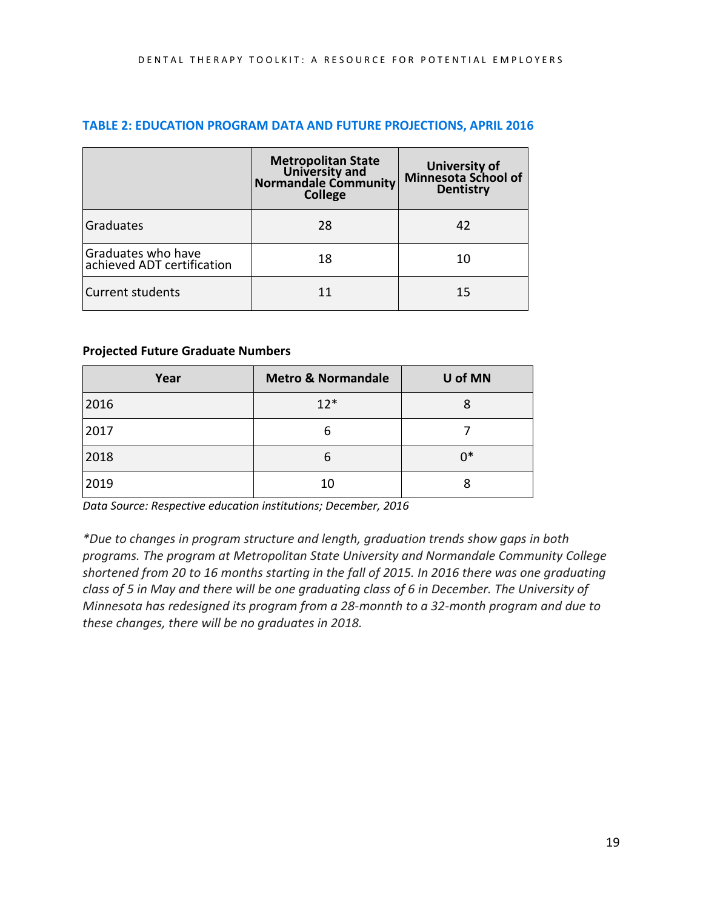### TABLE 2: EDUCATION PROGRAM DATA AND FUTURE PROJECTIONS, APRIL 2016

| | Metropolitan State University and Normandale Community College | University of Minnesota School of Dentistry |
|---|---|---|
| Graduates | 28 | 42 |
| Graduates who have achieved ADT certification | 18 | 10 |
| Current students | 11 | 15 |

**Projected Future Graduate Numbers**

| Year | Metro & Normandale | U of MN |
|---|---|---|
| 2016 | 12* | 8 |
| 2017 | 6 | 7 |
| 2018 | 6 | 0* |
| 2019 | 10 | 8 |

*Data Source: Respective education institutions; December, 2016*

*\*Due to changes in program structure and length, graduation trends show gaps in both programs. The program at Metropolitan State University and Normandale Community College shortened from 20 to 16 months starting in the fall of 2015. In 2016 there was one graduating class of 5 in May and there will be one graduating class of 6 in December. The University of Minnesota has redesigned its program from a 28-monnth to a 32-month program and due to these changes, there will be no graduates in 2018.*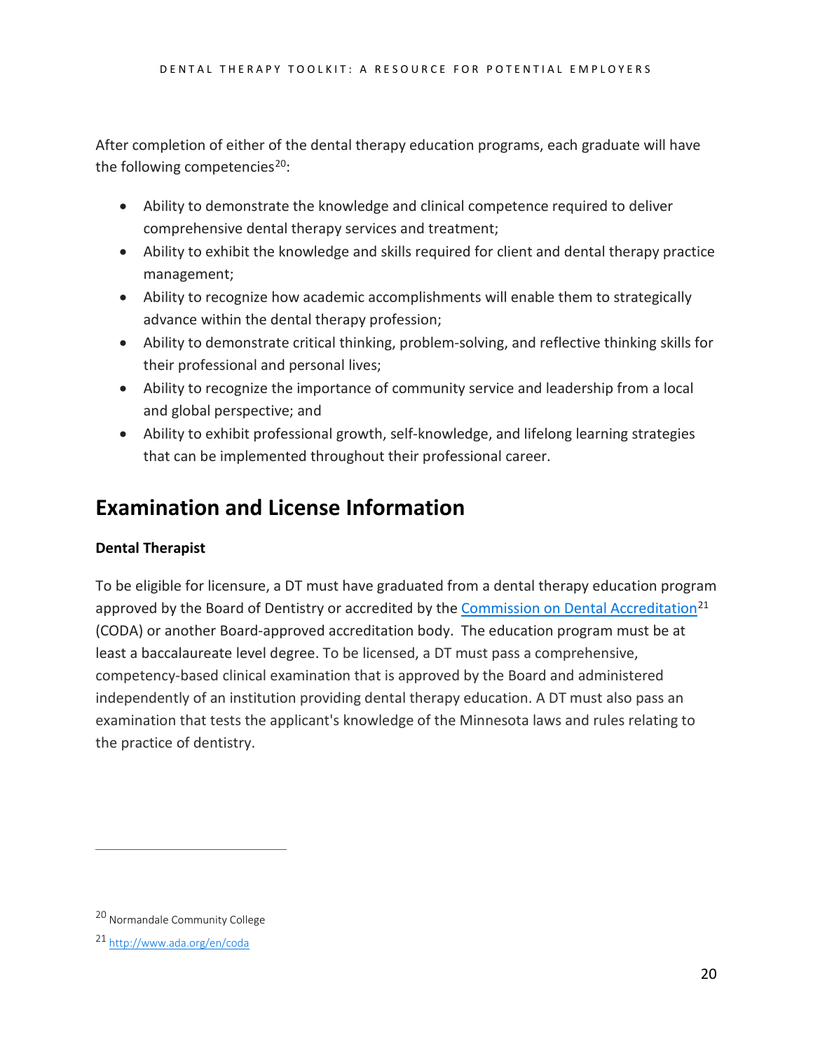After completion of either of the dental therapy education programs, each graduate will have the following competencies[20]:

- Ability to demonstrate the knowledge and clinical competence required to deliver comprehensive dental therapy services and treatment;
- Ability to exhibit the knowledge and skills required for client and dental therapy practice management;
- Ability to recognize how academic accomplishments will enable them to strategically advance within the dental therapy profession;
- Ability to demonstrate critical thinking, problem-solving, and reflective thinking skills for their professional and personal lives;
- Ability to recognize the importance of community service and leadership from a local and global perspective; and
- Ability to exhibit professional growth, self-knowledge, and lifelong learning strategies that can be implemented throughout their professional career.

# Examination and License Information

**Dental Therapist**

To be eligible for licensure, a DT must have graduated from a dental therapy education program approved by the Board of Dentistry or accredited by the Commission on Dental Accreditation[21] (CODA) or another Board-approved accreditation body. The education program must be at least a baccalaureate level degree. To be licensed, a DT must pass a comprehensive, competency-based clinical examination that is approved by the Board and administered independently of an institution providing dental therapy education. A DT must also pass an examination that tests the applicant's knowledge of the Minnesota laws and rules relating to the practice of dentistry.

---

[20] Normandale Community College

[21] http://www.ada.org/en/coda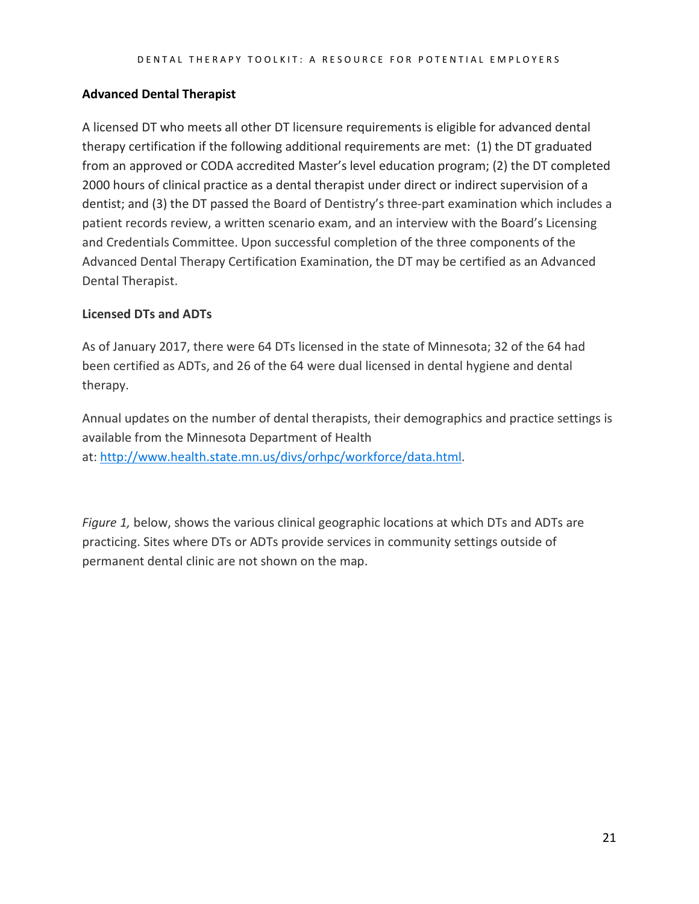### Advanced Dental Therapist

A licensed DT who meets all other DT licensure requirements is eligible for advanced dental therapy certification if the following additional requirements are met: (1) the DT graduated from an approved or CODA accredited Master's level education program; (2) the DT completed 2000 hours of clinical practice as a dental therapist under direct or indirect supervision of a dentist; and (3) the DT passed the Board of Dentistry's three-part examination which includes a patient records review, a written scenario exam, and an interview with the Board's Licensing and Credentials Committee. Upon successful completion of the three components of the Advanced Dental Therapy Certification Examination, the DT may be certified as an Advanced Dental Therapist.

### Licensed DTs and ADTs

As of January 2017, there were 64 DTs licensed in the state of Minnesota; 32 of the 64 had been certified as ADTs, and 26 of the 64 were dual licensed in dental hygiene and dental therapy.

Annual updates on the number of dental therapists, their demographics and practice settings is available from the Minnesota Department of Health at: [http://www.health.state.mn.us/divs/orhpc/workforce/data.html](http://www.health.state.mn.us/divs/orhpc/workforce/data.html).

*Figure 1,* below, shows the various clinical geographic locations at which DTs and ADTs are practicing. Sites where DTs or ADTs provide services in community settings outside of permanent dental clinic are not shown on the map.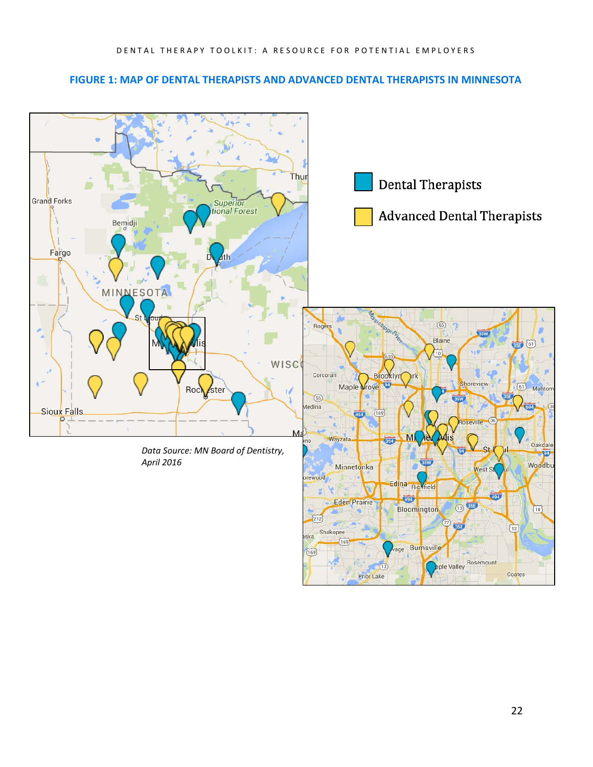## FIGURE 1: MAP OF DENTAL THERAPISTS AND ADVANCED DENTAL THERAPISTS IN MINNESOTA

Dental Therapists

Advanced Dental Therapists

*Data Source: MN Board of Dentistry, April 2016*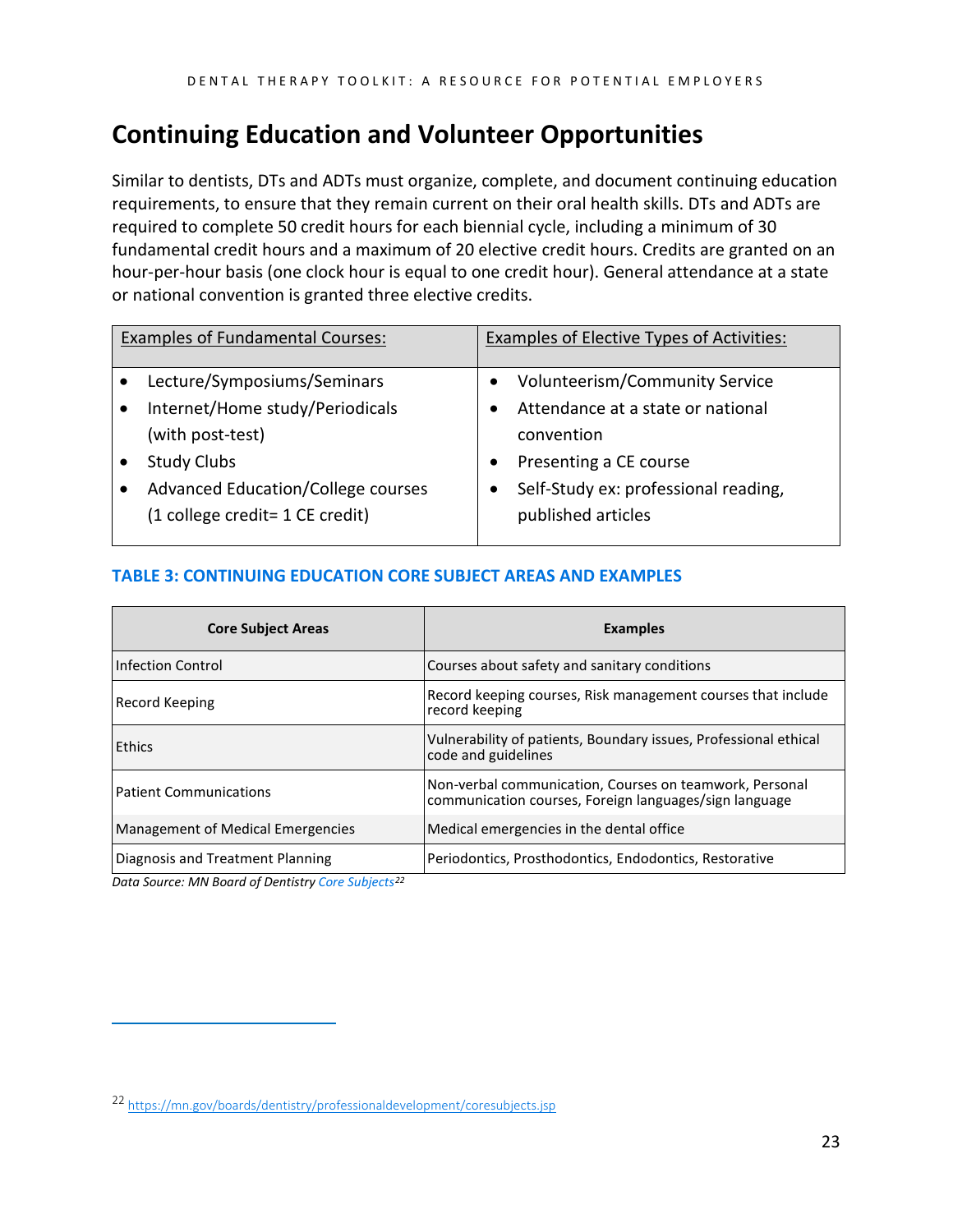## Continuing Education and Volunteer Opportunities

Similar to dentists, DTs and ADTs must organize, complete, and document continuing education requirements, to ensure that they remain current on their oral health skills. DTs and ADTs are required to complete 50 credit hours for each biennial cycle, including a minimum of 30 fundamental credit hours and a maximum of 20 elective credit hours. Credits are granted on an hour-per-hour basis (one clock hour is equal to one credit hour). General attendance at a state or national convention is granted three elective credits.

| Examples of Fundamental Courses: | Examples of Elective Types of Activities: |
|---|---|
| • Lecture/Symposiums/Seminars<br>• Internet/Home study/Periodicals (with post-test)<br>• Study Clubs<br>• Advanced Education/College courses (1 college credit= 1 CE credit) | • Volunteerism/Community Service<br>• Attendance at a state or national convention<br>• Presenting a CE course<br>• Self-Study ex: professional reading, published articles |

**TABLE 3: CONTINUING EDUCATION CORE SUBJECT AREAS AND EXAMPLES**

| Core Subject Areas | Examples |
|---|---|
| Infection Control | Courses about safety and sanitary conditions |
| Record Keeping | Record keeping courses, Risk management courses that include record keeping |
| Ethics | Vulnerability of patients, Boundary issues, Professional ethical code and guidelines |
| Patient Communications | Non-verbal communication, Courses on teamwork, Personal communication courses, Foreign languages/sign language |
| Management of Medical Emergencies | Medical emergencies in the dental office |
| Diagnosis and Treatment Planning | Periodontics, Prosthodontics, Endodontics, Restorative |

*Data Source: MN Board of Dentistry Core Subjects*[22]

[22] https://mn.gov/boards/dentistry/professionaldevelopment/coresubjects.jsp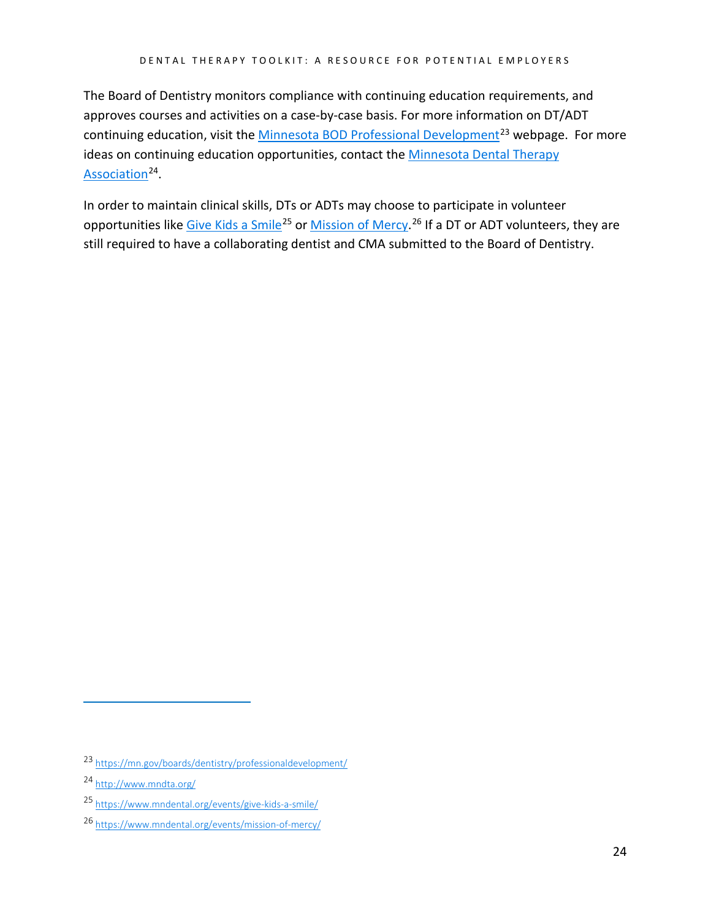The Board of Dentistry monitors compliance with continuing education requirements, and approves courses and activities on a case-by-case basis. For more information on DT/ADT continuing education, visit the Minnesota BOD Professional Development[23] webpage. For more ideas on continuing education opportunities, contact the Minnesota Dental Therapy Association[24].

In order to maintain clinical skills, DTs or ADTs may choose to participate in volunteer opportunities like Give Kids a Smile[25] or Mission of Mercy.[26] If a DT or ADT volunteers, they are still required to have a collaborating dentist and CMA submitted to the Board of Dentistry.

---

[23] https://mn.gov/boards/dentistry/professionaldevelopment/

[24] http://www.mndta.org/

[25] https://www.mndental.org/events/give-kids-a-smile/

[26] https://www.mndental.org/events/mission-of-mercy/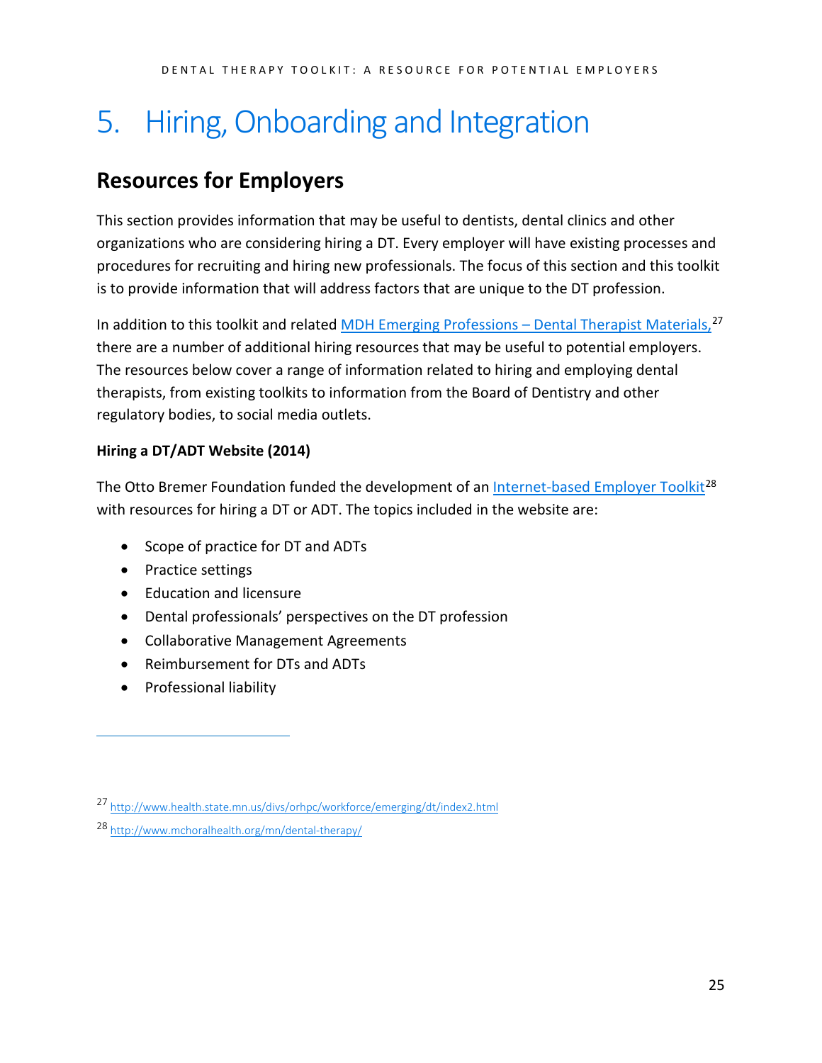# 5. Hiring, Onboarding and Integration

## Resources for Employers

This section provides information that may be useful to dentists, dental clinics and other organizations who are considering hiring a DT. Every employer will have existing processes and procedures for recruiting and hiring new professionals. The focus of this section and this toolkit is to provide information that will address factors that are unique to the DT profession.

In addition to this toolkit and related MDH Emerging Professions – Dental Therapist Materials,[27] there are a number of additional hiring resources that may be useful to potential employers. The resources below cover a range of information related to hiring and employing dental therapists, from existing toolkits to information from the Board of Dentistry and other regulatory bodies, to social media outlets.

**Hiring a DT/ADT Website (2014)**

The Otto Bremer Foundation funded the development of an Internet-based Employer Toolkit[28] with resources for hiring a DT or ADT. The topics included in the website are:

- Scope of practice for DT and ADTs
- Practice settings
- Education and licensure
- Dental professionals' perspectives on the DT profession
- Collaborative Management Agreements
- Reimbursement for DTs and ADTs
- Professional liability

---

[27] http://www.health.state.mn.us/divs/orhpc/workforce/emerging/dt/index2.html

[28] http://www.mchoralhealth.org/mn/dental-therapy/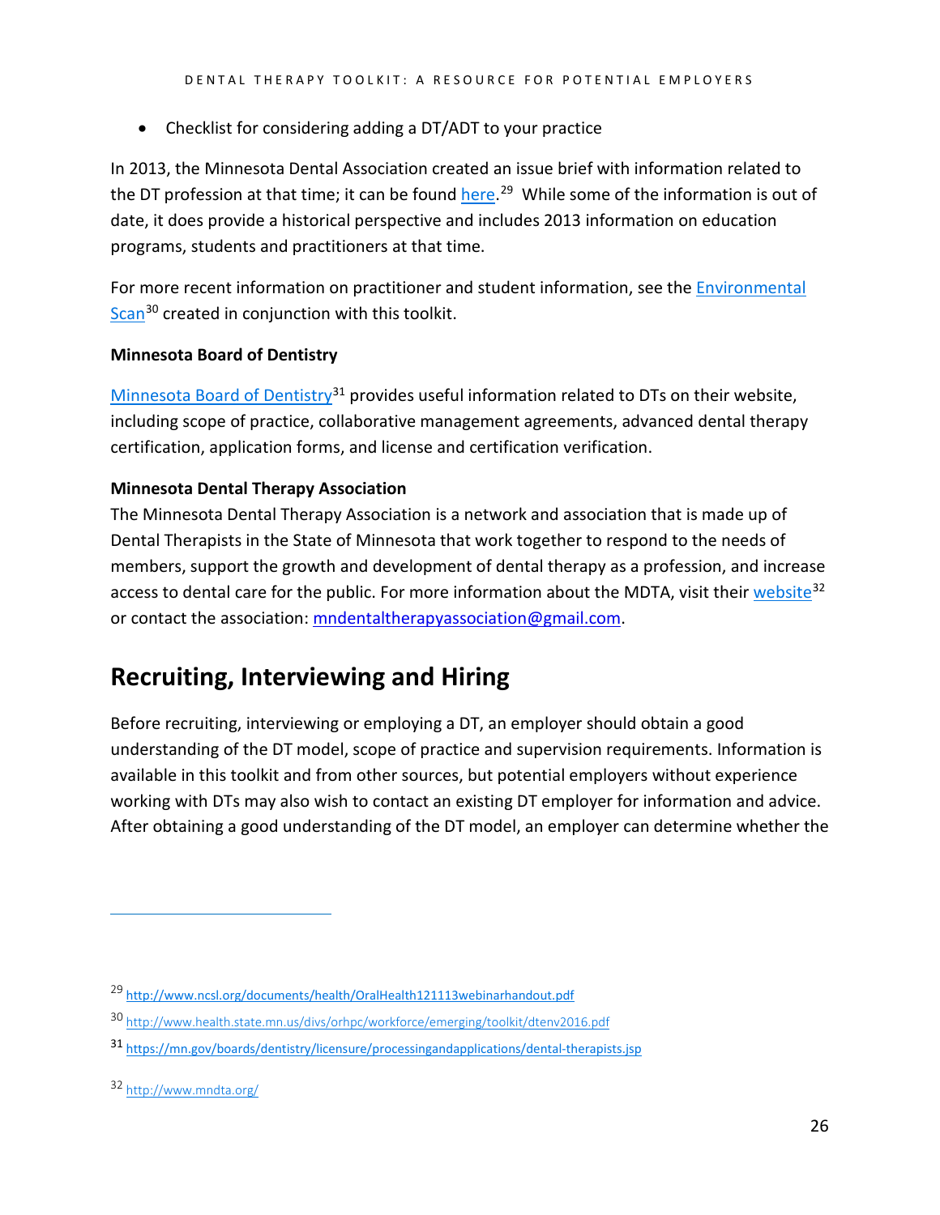- Checklist for considering adding a DT/ADT to your practice

In 2013, the Minnesota Dental Association created an issue brief with information related to the DT profession at that time; it can be found here.[29] While some of the information is out of date, it does provide a historical perspective and includes 2013 information on education programs, students and practitioners at that time.

For more recent information on practitioner and student information, see the Environmental Scan[30] created in conjunction with this toolkit.

**Minnesota Board of Dentistry**

Minnesota Board of Dentistry[31] provides useful information related to DTs on their website, including scope of practice, collaborative management agreements, advanced dental therapy certification, application forms, and license and certification verification.

**Minnesota Dental Therapy Association**

The Minnesota Dental Therapy Association is a network and association that is made up of Dental Therapists in the State of Minnesota that work together to respond to the needs of members, support the growth and development of dental therapy as a profession, and increase access to dental care for the public. For more information about the MDTA, visit their website[32] or contact the association: mndentaltherapyassociation@gmail.com.

## Recruiting, Interviewing and Hiring

Before recruiting, interviewing or employing a DT, an employer should obtain a good understanding of the DT model, scope of practice and supervision requirements. Information is available in this toolkit and from other sources, but potential employers without experience working with DTs may also wish to contact an existing DT employer for information and advice. After obtaining a good understanding of the DT model, an employer can determine whether the

---

[29] http://www.ncsl.org/documents/health/OralHealth121113webinarhandout.pdf

[30] http://www.health.state.mn.us/divs/orhpc/workforce/emerging/toolkit/dtenv2016.pdf

[31] https://mn.gov/boards/dentistry/licensure/processingandapplications/dental-therapists.jsp

[32] http://www.mndta.org/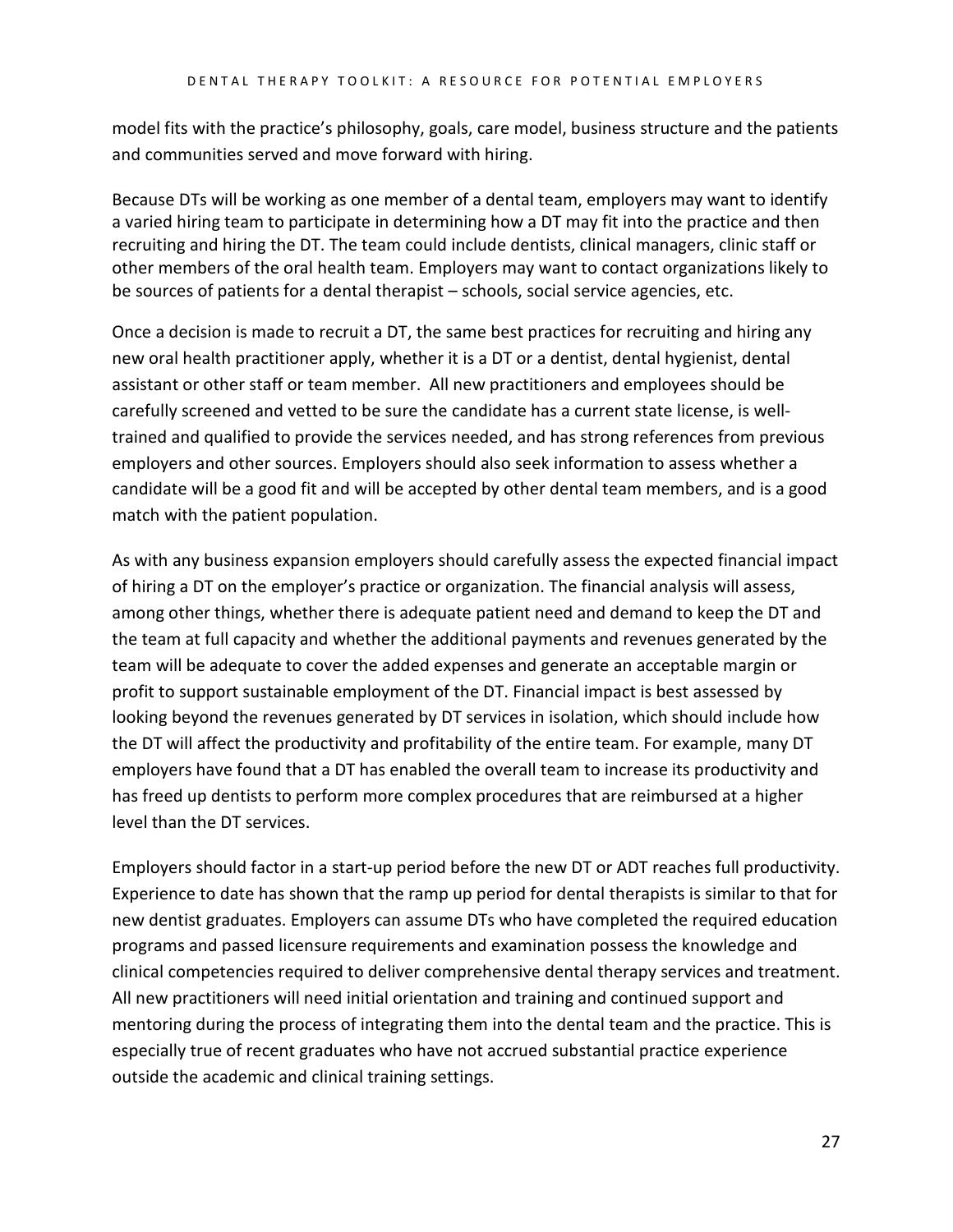model fits with the practice's philosophy, goals, care model, business structure and the patients and communities served and move forward with hiring.

Because DTs will be working as one member of a dental team, employers may want to identify a varied hiring team to participate in determining how a DT may fit into the practice and then recruiting and hiring the DT. The team could include dentists, clinical managers, clinic staff or other members of the oral health team. Employers may want to contact organizations likely to be sources of patients for a dental therapist – schools, social service agencies, etc.

Once a decision is made to recruit a DT, the same best practices for recruiting and hiring any new oral health practitioner apply, whether it is a DT or a dentist, dental hygienist, dental assistant or other staff or team member. All new practitioners and employees should be carefully screened and vetted to be sure the candidate has a current state license, is well-trained and qualified to provide the services needed, and has strong references from previous employers and other sources. Employers should also seek information to assess whether a candidate will be a good fit and will be accepted by other dental team members, and is a good match with the patient population.

As with any business expansion employers should carefully assess the expected financial impact of hiring a DT on the employer's practice or organization. The financial analysis will assess, among other things, whether there is adequate patient need and demand to keep the DT and the team at full capacity and whether the additional payments and revenues generated by the team will be adequate to cover the added expenses and generate an acceptable margin or profit to support sustainable employment of the DT. Financial impact is best assessed by looking beyond the revenues generated by DT services in isolation, which should include how the DT will affect the productivity and profitability of the entire team. For example, many DT employers have found that a DT has enabled the overall team to increase its productivity and has freed up dentists to perform more complex procedures that are reimbursed at a higher level than the DT services.

Employers should factor in a start-up period before the new DT or ADT reaches full productivity. Experience to date has shown that the ramp up period for dental therapists is similar to that for new dentist graduates. Employers can assume DTs who have completed the required education programs and passed licensure requirements and examination possess the knowledge and clinical competencies required to deliver comprehensive dental therapy services and treatment. All new practitioners will need initial orientation and training and continued support and mentoring during the process of integrating them into the dental team and the practice. This is especially true of recent graduates who have not accrued substantial practice experience outside the academic and clinical training settings.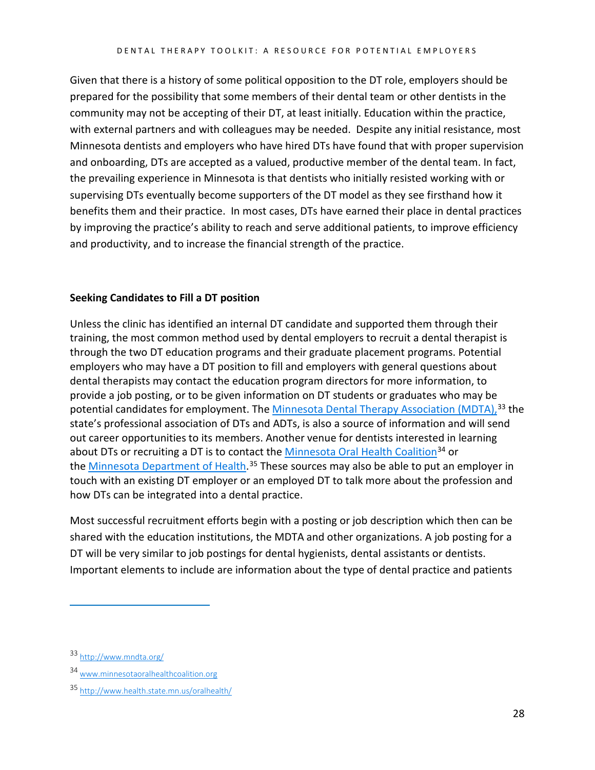Given that there is a history of some political opposition to the DT role, employers should be prepared for the possibility that some members of their dental team or other dentists in the community may not be accepting of their DT, at least initially. Education within the practice, with external partners and with colleagues may be needed. Despite any initial resistance, most Minnesota dentists and employers who have hired DTs have found that with proper supervision and onboarding, DTs are accepted as a valued, productive member of the dental team. In fact, the prevailing experience in Minnesota is that dentists who initially resisted working with or supervising DTs eventually become supporters of the DT model as they see firsthand how it benefits them and their practice. In most cases, DTs have earned their place in dental practices by improving the practice's ability to reach and serve additional patients, to improve efficiency and productivity, and to increase the financial strength of the practice.

**Seeking Candidates to Fill a DT position**

Unless the clinic has identified an internal DT candidate and supported them through their training, the most common method used by dental employers to recruit a dental therapist is through the two DT education programs and their graduate placement programs. Potential employers who may have a DT position to fill and employers with general questions about dental therapists may contact the education program directors for more information, to provide a job posting, or to be given information on DT students or graduates who may be potential candidates for employment. The Minnesota Dental Therapy Association (MDTA),[33] the state's professional association of DTs and ADTs, is also a source of information and will send out career opportunities to its members. Another venue for dentists interested in learning about DTs or recruiting a DT is to contact the Minnesota Oral Health Coalition[34] or the Minnesota Department of Health.[35] These sources may also be able to put an employer in touch with an existing DT employer or an employed DT to talk more about the profession and how DTs can be integrated into a dental practice.

Most successful recruitment efforts begin with a posting or job description which then can be shared with the education institutions, the MDTA and other organizations. A job posting for a DT will be very similar to job postings for dental hygienists, dental assistants or dentists. Important elements to include are information about the type of dental practice and patients

---

[33] http://www.mndta.org/

[34] www.minnesotaoralhealthcoalition.org

[35] http://www.health.state.mn.us/oralhealth/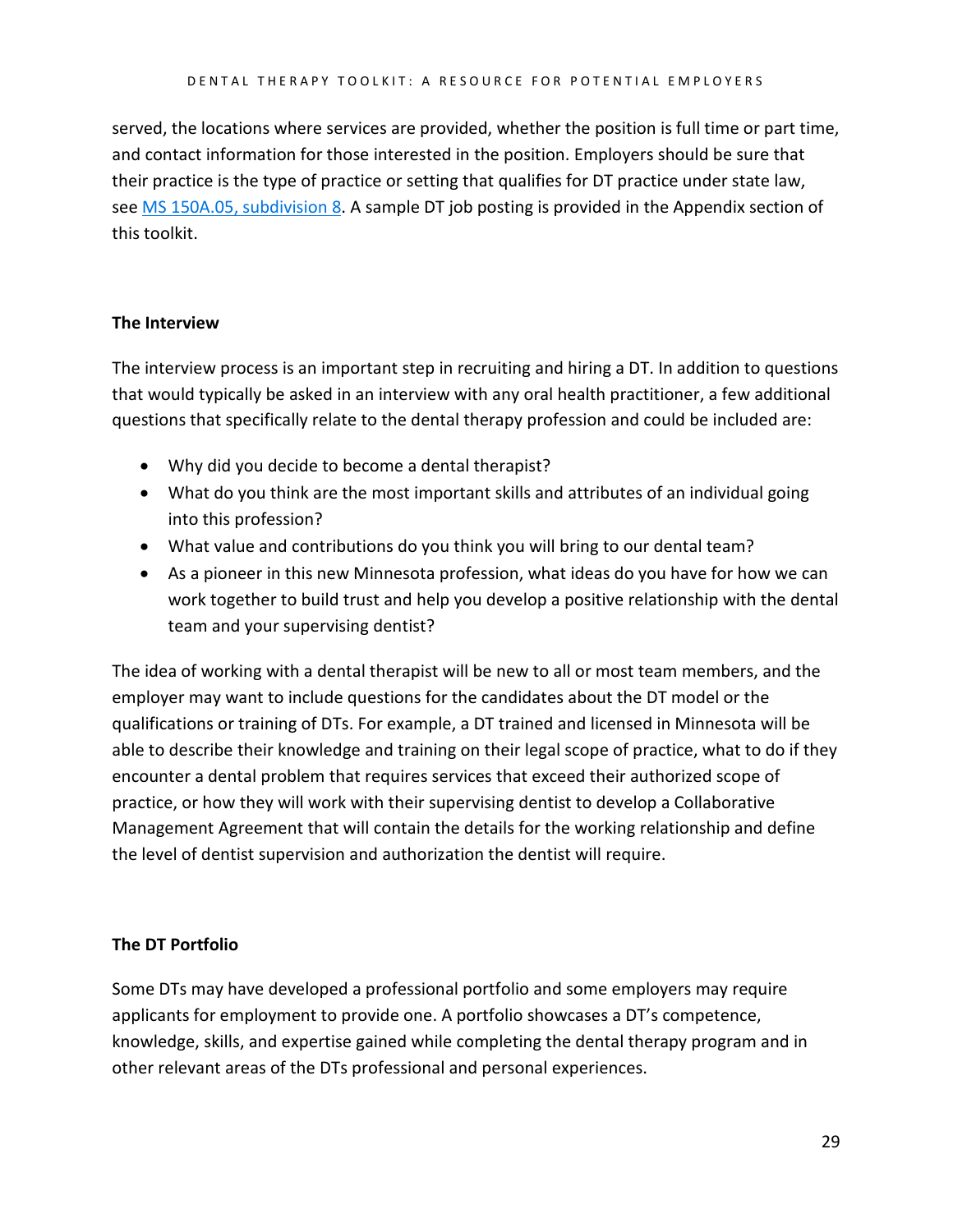served, the locations where services are provided, whether the position is full time or part time, and contact information for those interested in the position. Employers should be sure that their practice is the type of practice or setting that qualifies for DT practice under state law, see [MS 150A.05, subdivision 8](). A sample DT job posting is provided in the Appendix section of this toolkit.

**The Interview**

The interview process is an important step in recruiting and hiring a DT. In addition to questions that would typically be asked in an interview with any oral health practitioner, a few additional questions that specifically relate to the dental therapy profession and could be included are:

- Why did you decide to become a dental therapist?
- What do you think are the most important skills and attributes of an individual going into this profession?
- What value and contributions do you think you will bring to our dental team?
- As a pioneer in this new Minnesota profession, what ideas do you have for how we can work together to build trust and help you develop a positive relationship with the dental team and your supervising dentist?

The idea of working with a dental therapist will be new to all or most team members, and the employer may want to include questions for the candidates about the DT model or the qualifications or training of DTs. For example, a DT trained and licensed in Minnesota will be able to describe their knowledge and training on their legal scope of practice, what to do if they encounter a dental problem that requires services that exceed their authorized scope of practice, or how they will work with their supervising dentist to develop a Collaborative Management Agreement that will contain the details for the working relationship and define the level of dentist supervision and authorization the dentist will require.

**The DT Portfolio**

Some DTs may have developed a professional portfolio and some employers may require applicants for employment to provide one. A portfolio showcases a DT's competence, knowledge, skills, and expertise gained while completing the dental therapy program and in other relevant areas of the DTs professional and personal experiences.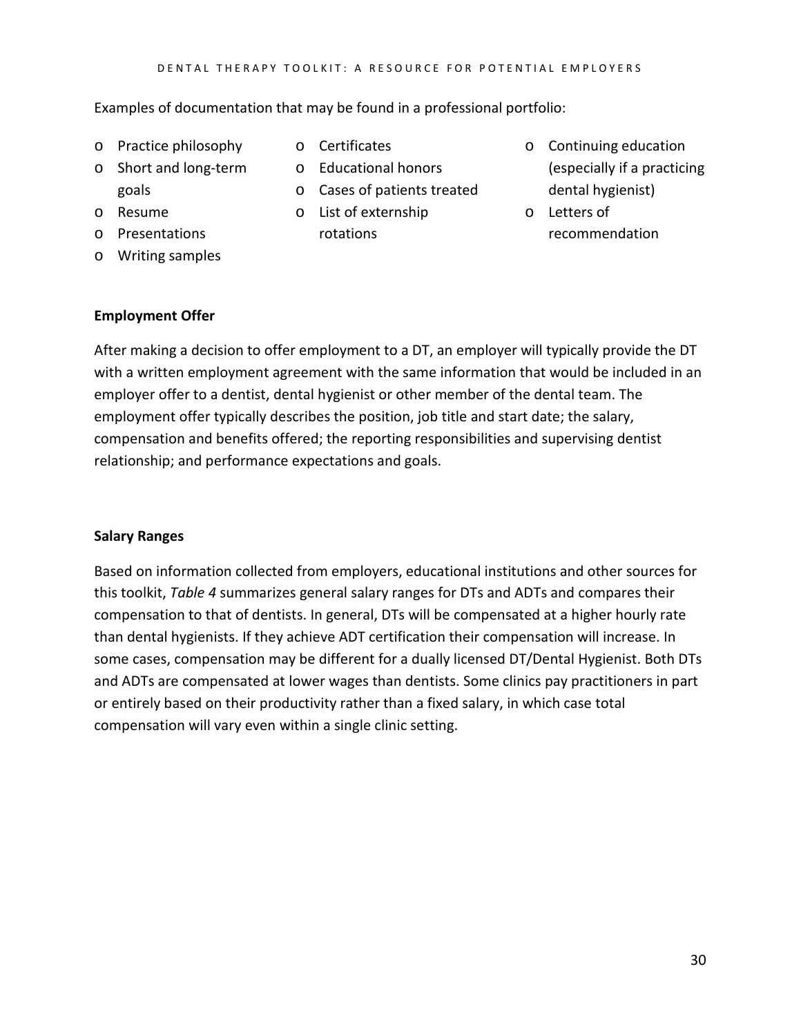Examples of documentation that may be found in a professional portfolio:

- Practice philosophy
- Short and long-term goals
- Resume
- Presentations
- Writing samples
- Certificates
- Educational honors
- Cases of patients treated
- List of externship rotations
- Continuing education (especially if a practicing dental hygienist)
- Letters of recommendation

**Employment Offer**

After making a decision to offer employment to a DT, an employer will typically provide the DT with a written employment agreement with the same information that would be included in an employer offer to a dentist, dental hygienist or other member of the dental team. The employment offer typically describes the position, job title and start date; the salary, compensation and benefits offered; the reporting responsibilities and supervising dentist relationship; and performance expectations and goals.

**Salary Ranges**

Based on information collected from employers, educational institutions and other sources for this toolkit, *Table 4* summarizes general salary ranges for DTs and ADTs and compares their compensation to that of dentists. In general, DTs will be compensated at a higher hourly rate than dental hygienists. If they achieve ADT certification their compensation will increase. In some cases, compensation may be different for a dually licensed DT/Dental Hygienist. Both DTs and ADTs are compensated at lower wages than dentists. Some clinics pay practitioners in part or entirely based on their productivity rather than a fixed salary, in which case total compensation will vary even within a single clinic setting.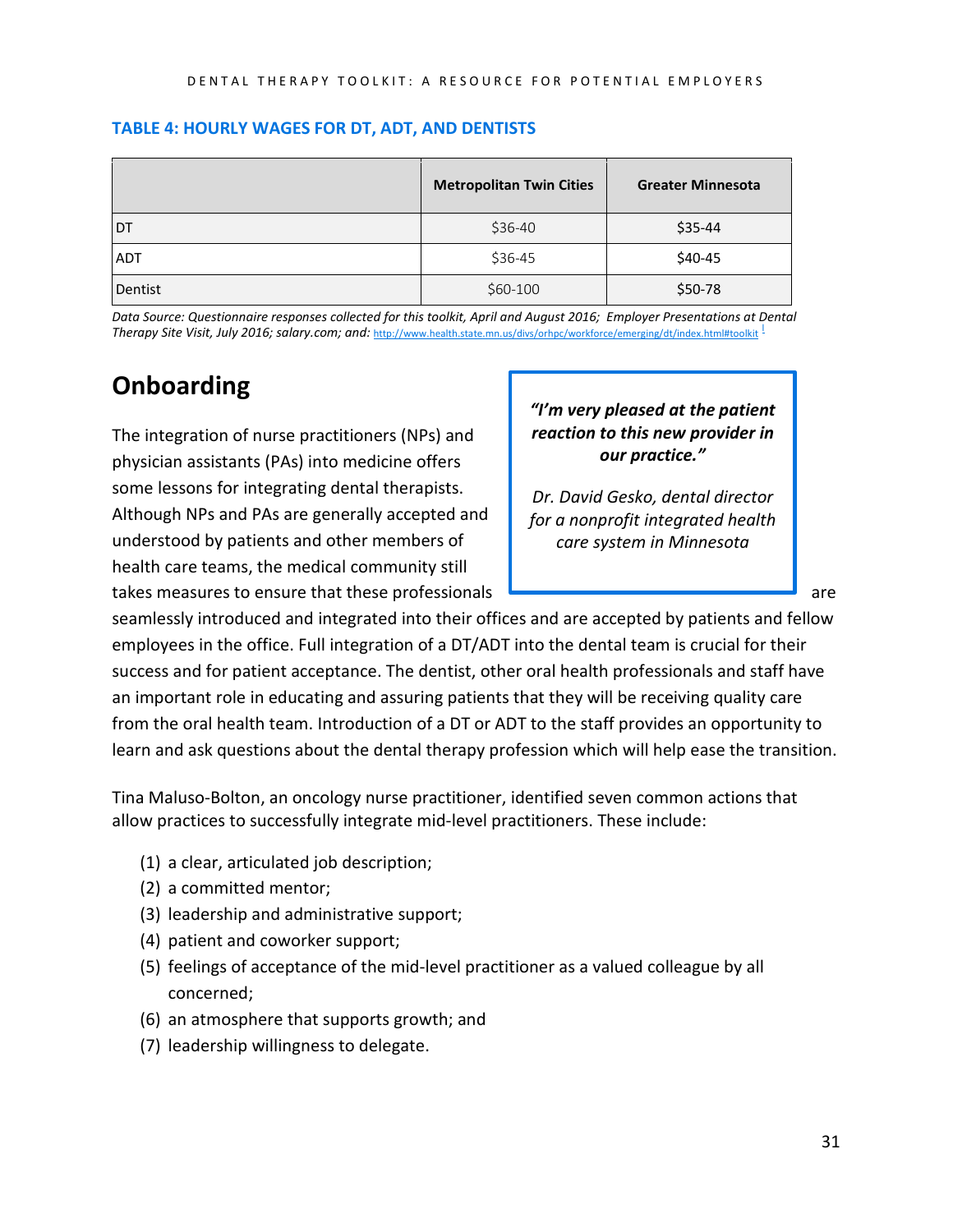**TABLE 4: HOURLY WAGES FOR DT, ADT, AND DENTISTS**

| | Metropolitan Twin Cities | Greater Minnesota |
|---|---|---|
| DT | $36-40 | $35-44 |
| ADT | $36-45 | $40-45 |
| Dentist | $60-100 | $50-78 |

*Data Source: Questionnaire responses collected for this toolkit, April and August 2016; Employer Presentations at Dental Therapy Site Visit, July 2016; salary.com; and:* http://www.health.state.mn.us/divs/orhpc/workforce/emerging/dt/index.html#toolkit [l]

## Onboarding

> ***"I'm very pleased at the patient reaction to this new provider in our practice."***
>
> *Dr. David Gesko, dental director for a nonprofit integrated health care system in Minnesota*

The integration of nurse practitioners (NPs) and physician assistants (PAs) into medicine offers some lessons for integrating dental therapists. Although NPs and PAs are generally accepted and understood by patients and other members of health care teams, the medical community still takes measures to ensure that these professionals are seamlessly introduced and integrated into their offices and are accepted by patients and fellow employees in the office. Full integration of a DT/ADT into the dental team is crucial for their success and for patient acceptance. The dentist, other oral health professionals and staff have an important role in educating and assuring patients that they will be receiving quality care from the oral health team. Introduction of a DT or ADT to the staff provides an opportunity to learn and ask questions about the dental therapy profession which will help ease the transition.

Tina Maluso-Bolton, an oncology nurse practitioner, identified seven common actions that allow practices to successfully integrate mid-level practitioners. These include:

(1) a clear, articulated job description;
(2) a committed mentor;
(3) leadership and administrative support;
(4) patient and coworker support;
(5) feelings of acceptance of the mid-level practitioner as a valued colleague by all concerned;
(6) an atmosphere that supports growth; and
(7) leadership willingness to delegate.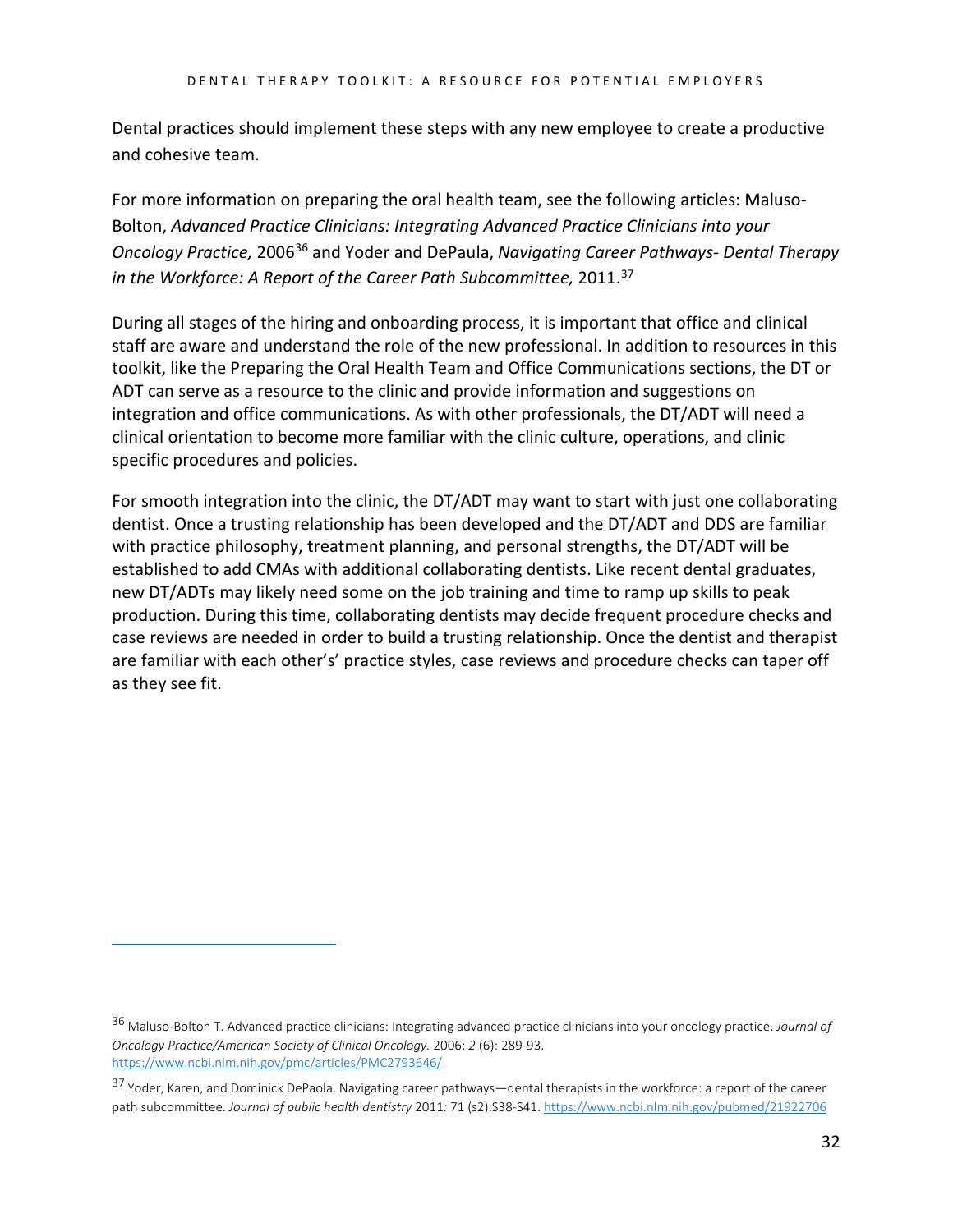Dental practices should implement these steps with any new employee to create a productive and cohesive team.

For more information on preparing the oral health team, see the following articles: Maluso-Bolton, *Advanced Practice Clinicians: Integrating Advanced Practice Clinicians into your Oncology Practice,* 2006[36] and Yoder and DePaula, *Navigating Career Pathways- Dental Therapy in the Workforce: A Report of the Career Path Subcommittee,* 2011.[37]

During all stages of the hiring and onboarding process, it is important that office and clinical staff are aware and understand the role of the new professional. In addition to resources in this toolkit, like the Preparing the Oral Health Team and Office Communications sections, the DT or ADT can serve as a resource to the clinic and provide information and suggestions on integration and office communications. As with other professionals, the DT/ADT will need a clinical orientation to become more familiar with the clinic culture, operations, and clinic specific procedures and policies.

For smooth integration into the clinic, the DT/ADT may want to start with just one collaborating dentist. Once a trusting relationship has been developed and the DT/ADT and DDS are familiar with practice philosophy, treatment planning, and personal strengths, the DT/ADT will be established to add CMAs with additional collaborating dentists. Like recent dental graduates, new DT/ADTs may likely need some on the job training and time to ramp up skills to peak production. During this time, collaborating dentists may decide frequent procedure checks and case reviews are needed in order to build a trusting relationship. Once the dentist and therapist are familiar with each other's' practice styles, case reviews and procedure checks can taper off as they see fit.

---

[36] Maluso-Bolton T. Advanced practice clinicians: Integrating advanced practice clinicians into your oncology practice. *Journal of Oncology Practice/American Society of Clinical Oncology.* 2006: *2* (6): 289-93. https://www.ncbi.nlm.nih.gov/pmc/articles/PMC2793646/

[37] Yoder, Karen, and Dominick DePaola. Navigating career pathways—dental therapists in the workforce: a report of the career path subcommittee. *Journal of public health dentistry* 2011*:* 71 (s2):S38-S41. https://www.ncbi.nlm.nih.gov/pubmed/21922706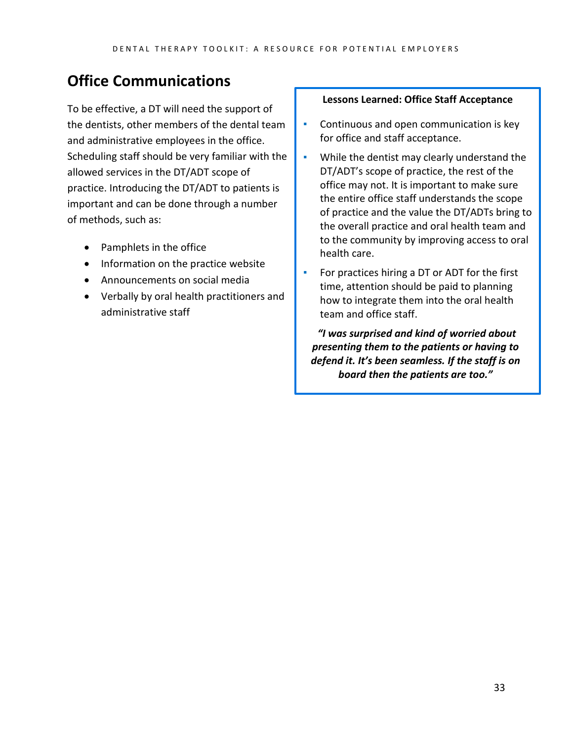## Office Communications

To be effective, a DT will need the support of the dentists, other members of the dental team and administrative employees in the office. Scheduling staff should be very familiar with the allowed services in the DT/ADT scope of practice. Introducing the DT/ADT to patients is important and can be done through a number of methods, such as:

- Pamphlets in the office
- Information on the practice website
- Announcements on social media
- Verbally by oral health practitioners and administrative staff

**Lessons Learned: Office Staff Acceptance**

- Continuous and open communication is key for office and staff acceptance.
- While the dentist may clearly understand the DT/ADT's scope of practice, the rest of the office may not. It is important to make sure the entire office staff understands the scope of practice and the value the DT/ADTs bring to the overall practice and oral health team and to the community by improving access to oral health care.
- For practices hiring a DT or ADT for the first time, attention should be paid to planning how to integrate them into the oral health team and office staff.

***"I was surprised and kind of worried about presenting them to the patients or having to defend it. It's been seamless. If the staff is on board then the patients are too."***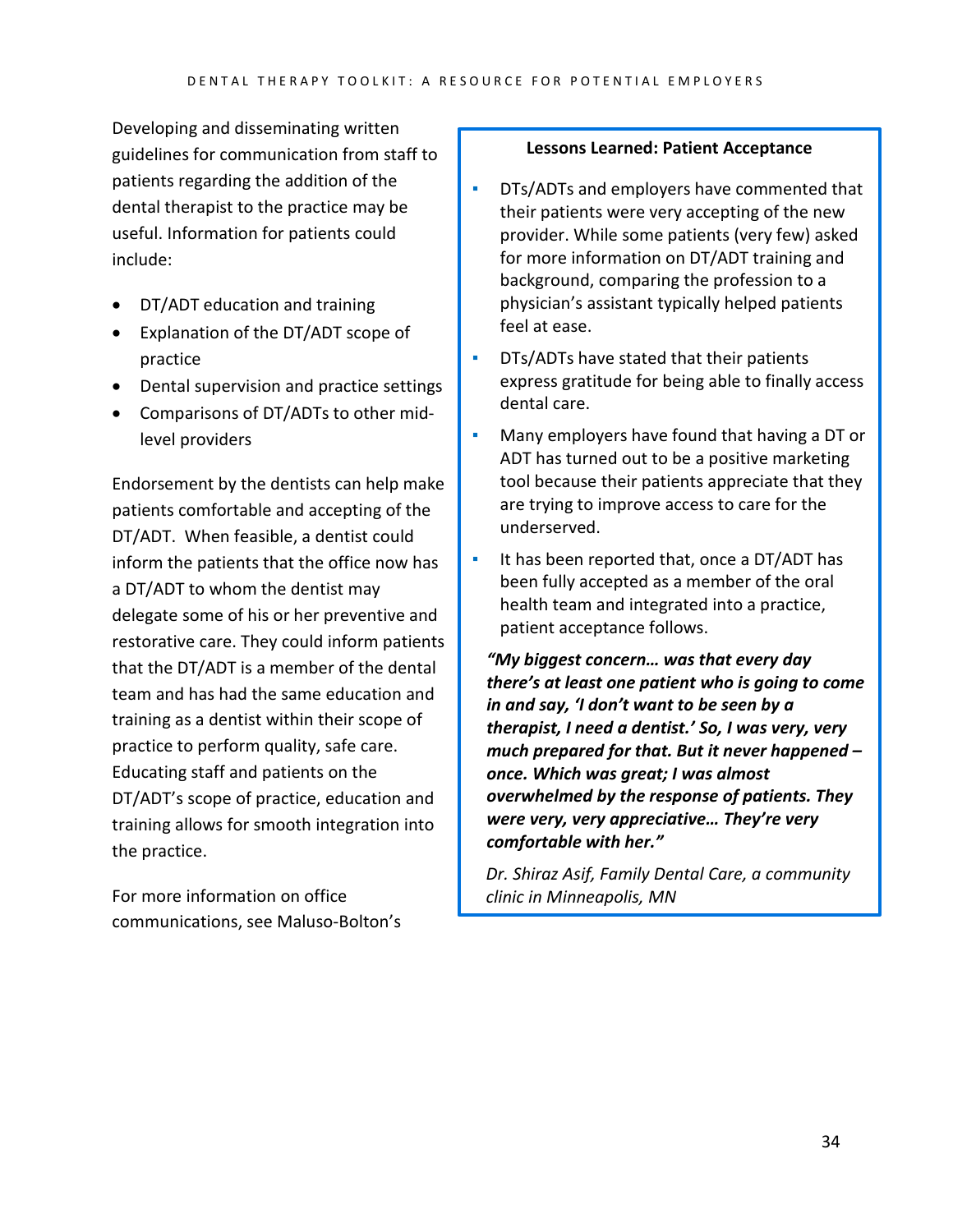Developing and disseminating written guidelines for communication from staff to patients regarding the addition of the dental therapist to the practice may be useful. Information for patients could include:

- DT/ADT education and training
- Explanation of the DT/ADT scope of practice
- Dental supervision and practice settings
- Comparisons of DT/ADTs to other mid-level providers

Endorsement by the dentists can help make patients comfortable and accepting of the DT/ADT. When feasible, a dentist could inform the patients that the office now has a DT/ADT to whom the dentist may delegate some of his or her preventive and restorative care. They could inform patients that the DT/ADT is a member of the dental team and has had the same education and training as a dentist within their scope of practice to perform quality, safe care. Educating staff and patients on the DT/ADT's scope of practice, education and training allows for smooth integration into the practice.

For more information on office communications, see Maluso-Bolton's

**Lessons Learned: Patient Acceptance**

- DTs/ADTs and employers have commented that their patients were very accepting of the new provider. While some patients (very few) asked for more information on DT/ADT training and background, comparing the profession to a physician's assistant typically helped patients feel at ease.
- DTs/ADTs have stated that their patients express gratitude for being able to finally access dental care.
- Many employers have found that having a DT or ADT has turned out to be a positive marketing tool because their patients appreciate that they are trying to improve access to care for the underserved.
- It has been reported that, once a DT/ADT has been fully accepted as a member of the oral health team and integrated into a practice, patient acceptance follows.

***"My biggest concern… was that every day there's at least one patient who is going to come in and say, 'I don't want to be seen by a therapist, I need a dentist.' So, I was very, very much prepared for that. But it never happened – once. Which was great; I was almost overwhelmed by the response of patients. They were very, very appreciative… They're very comfortable with her."***

*Dr. Shiraz Asif, Family Dental Care, a community clinic in Minneapolis, MN*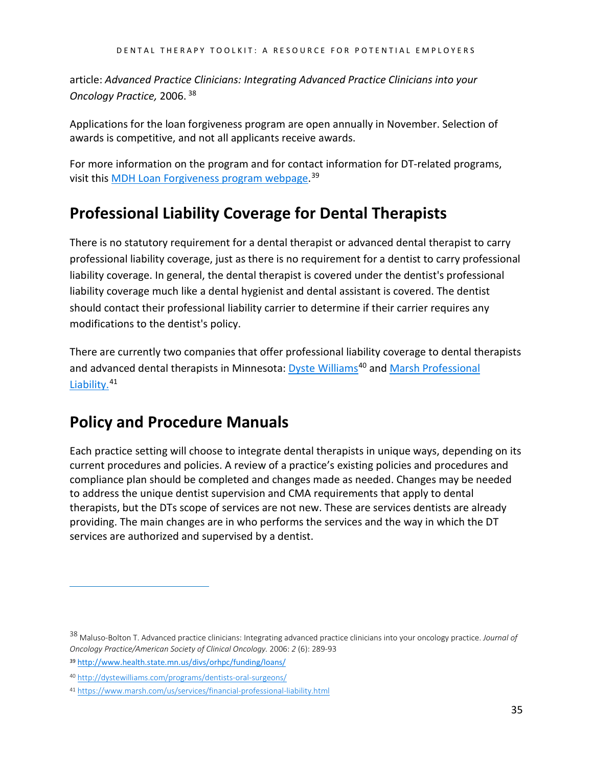article: *Advanced Practice Clinicians: Integrating Advanced Practice Clinicians into your Oncology Practice,* 2006. [38]

Applications for the loan forgiveness program are open annually in November. Selection of awards is competitive, and not all applicants receive awards.

For more information on the program and for contact information for DT-related programs, visit this MDH Loan Forgiveness program webpage.[39]

## Professional Liability Coverage for Dental Therapists

There is no statutory requirement for a dental therapist or advanced dental therapist to carry professional liability coverage, just as there is no requirement for a dentist to carry professional liability coverage. In general, the dental therapist is covered under the dentist's professional liability coverage much like a dental hygienist and dental assistant is covered. The dentist should contact their professional liability carrier to determine if their carrier requires any modifications to the dentist's policy.

There are currently two companies that offer professional liability coverage to dental therapists and advanced dental therapists in Minnesota: Dyste Williams[40] and Marsh Professional Liability.[41]

## Policy and Procedure Manuals

Each practice setting will choose to integrate dental therapists in unique ways, depending on its current procedures and policies. A review of a practice's existing policies and procedures and compliance plan should be completed and changes made as needed. Changes may be needed to address the unique dentist supervision and CMA requirements that apply to dental therapists, but the DTs scope of services are not new. These are services dentists are already providing. The main changes are in who performs the services and the way in which the DT services are authorized and supervised by a dentist.

---

[38] Maluso-Bolton T. Advanced practice clinicians: Integrating advanced practice clinicians into your oncology practice. *Journal of Oncology Practice/American Society of Clinical Oncology.* 2006: *2* (6): 289-93

[39] http://www.health.state.mn.us/divs/orhpc/funding/loans/

[40] http://dystewilliams.com/programs/dentists-oral-surgeons/

[41] https://www.marsh.com/us/services/financial-professional-liability.html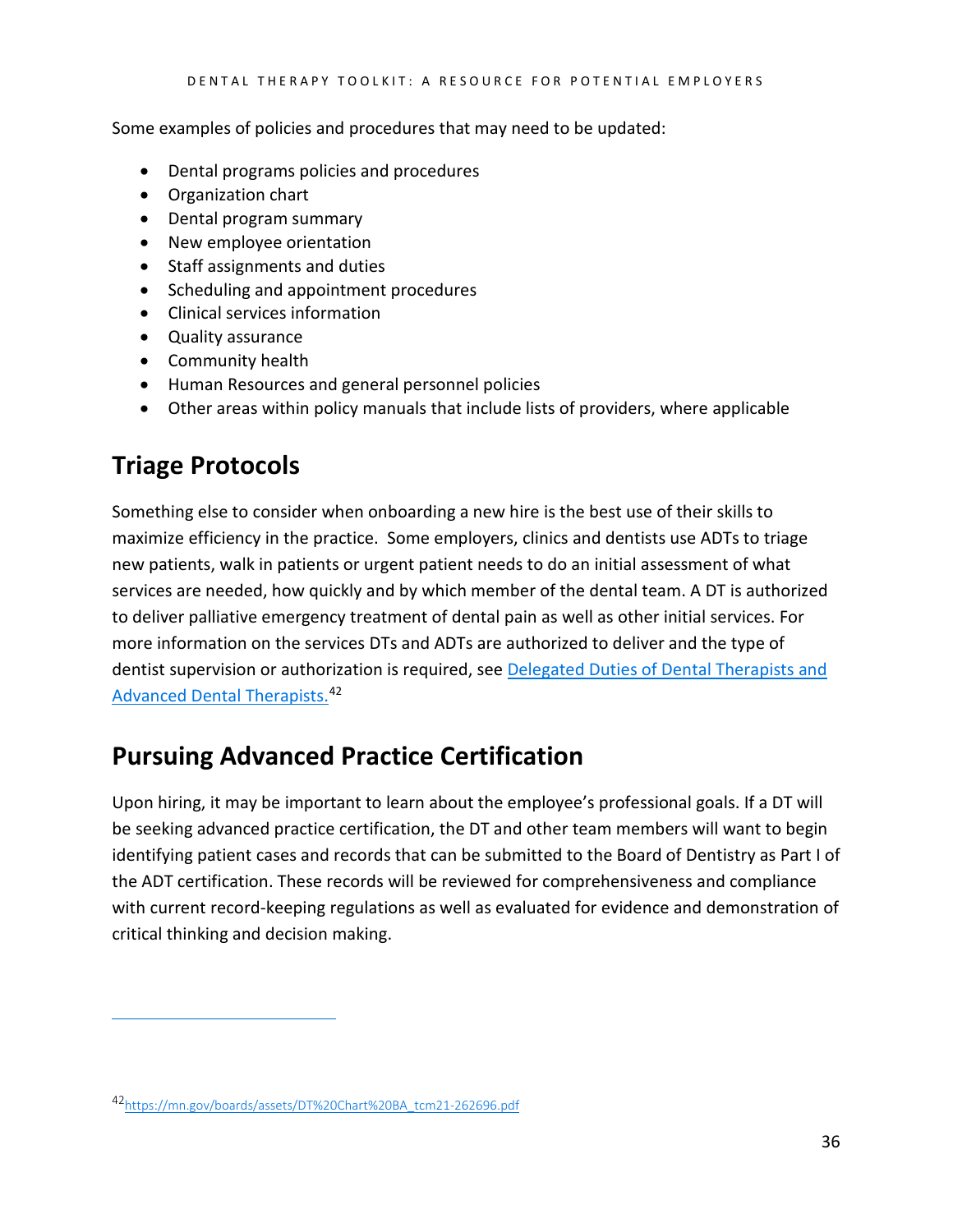Some examples of policies and procedures that may need to be updated:

- Dental programs policies and procedures
- Organization chart
- Dental program summary
- New employee orientation
- Staff assignments and duties
- Scheduling and appointment procedures
- Clinical services information
- Quality assurance
- Community health
- Human Resources and general personnel policies
- Other areas within policy manuals that include lists of providers, where applicable

## Triage Protocols

Something else to consider when onboarding a new hire is the best use of their skills to maximize efficiency in the practice. Some employers, clinics and dentists use ADTs to triage new patients, walk in patients or urgent patient needs to do an initial assessment of what services are needed, how quickly and by which member of the dental team. A DT is authorized to deliver palliative emergency treatment of dental pain as well as other initial services. For more information on the services DTs and ADTs are authorized to deliver and the type of dentist supervision or authorization is required, see [Delegated Duties of Dental Therapists and Advanced Dental Therapists.](https://mn.gov/boards/assets/DT%20Chart%20BA_tcm21-262696.pdf)[42]

## Pursuing Advanced Practice Certification

Upon hiring, it may be important to learn about the employee's professional goals. If a DT will be seeking advanced practice certification, the DT and other team members will want to begin identifying patient cases and records that can be submitted to the Board of Dentistry as Part I of the ADT certification. These records will be reviewed for comprehensiveness and compliance with current record-keeping regulations as well as evaluated for evidence and demonstration of critical thinking and decision making.

---

[42] https://mn.gov/boards/assets/DT%20Chart%20BA_tcm21-262696.pdf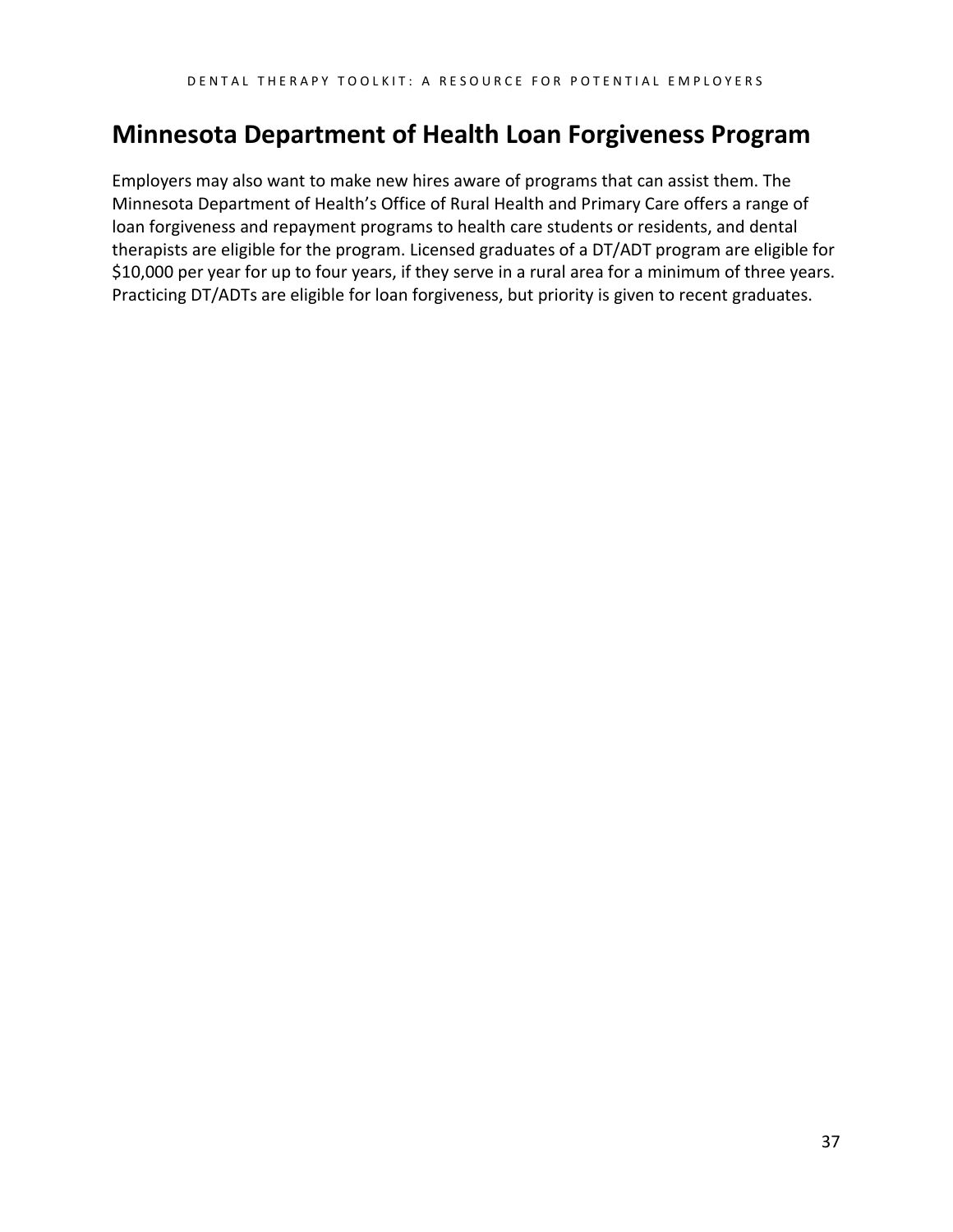## Minnesota Department of Health Loan Forgiveness Program

Employers may also want to make new hires aware of programs that can assist them. The Minnesota Department of Health's Office of Rural Health and Primary Care offers a range of loan forgiveness and repayment programs to health care students or residents, and dental therapists are eligible for the program. Licensed graduates of a DT/ADT program are eligible for $10,000 per year for up to four years, if they serve in a rural area for a minimum of three years. Practicing DT/ADTs are eligible for loan forgiveness, but priority is given to recent graduates.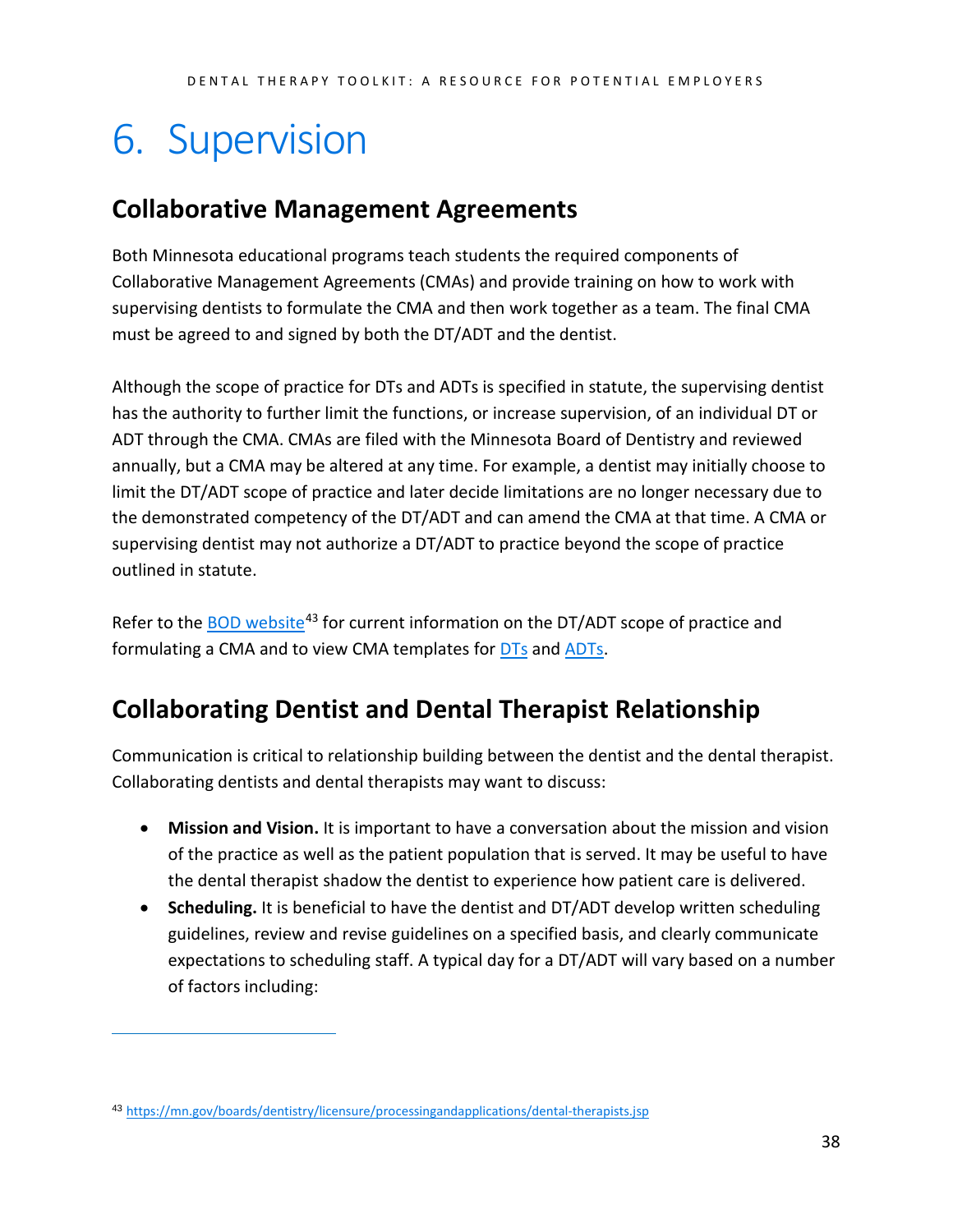# 6. Supervision

## Collaborative Management Agreements

Both Minnesota educational programs teach students the required components of Collaborative Management Agreements (CMAs) and provide training on how to work with supervising dentists to formulate the CMA and then work together as a team. The final CMA must be agreed to and signed by both the DT/ADT and the dentist.

Although the scope of practice for DTs and ADTs is specified in statute, the supervising dentist has the authority to further limit the functions, or increase supervision, of an individual DT or ADT through the CMA. CMAs are filed with the Minnesota Board of Dentistry and reviewed annually, but a CMA may be altered at any time. For example, a dentist may initially choose to limit the DT/ADT scope of practice and later decide limitations are no longer necessary due to the demonstrated competency of the DT/ADT and can amend the CMA at that time. A CMA or supervising dentist may not authorize a DT/ADT to practice beyond the scope of practice outlined in statute.

Refer to the BOD website[43] for current information on the DT/ADT scope of practice and formulating a CMA and to view CMA templates for DTs and ADTs.

## Collaborating Dentist and Dental Therapist Relationship

Communication is critical to relationship building between the dentist and the dental therapist. Collaborating dentists and dental therapists may want to discuss:

- **Mission and Vision.** It is important to have a conversation about the mission and vision of the practice as well as the patient population that is served. It may be useful to have the dental therapist shadow the dentist to experience how patient care is delivered.
- **Scheduling.** It is beneficial to have the dentist and DT/ADT develop written scheduling guidelines, review and revise guidelines on a specified basis, and clearly communicate expectations to scheduling staff. A typical day for a DT/ADT will vary based on a number of factors including:

[43] https://mn.gov/boards/dentistry/licensure/processingandapplications/dental-therapists.jsp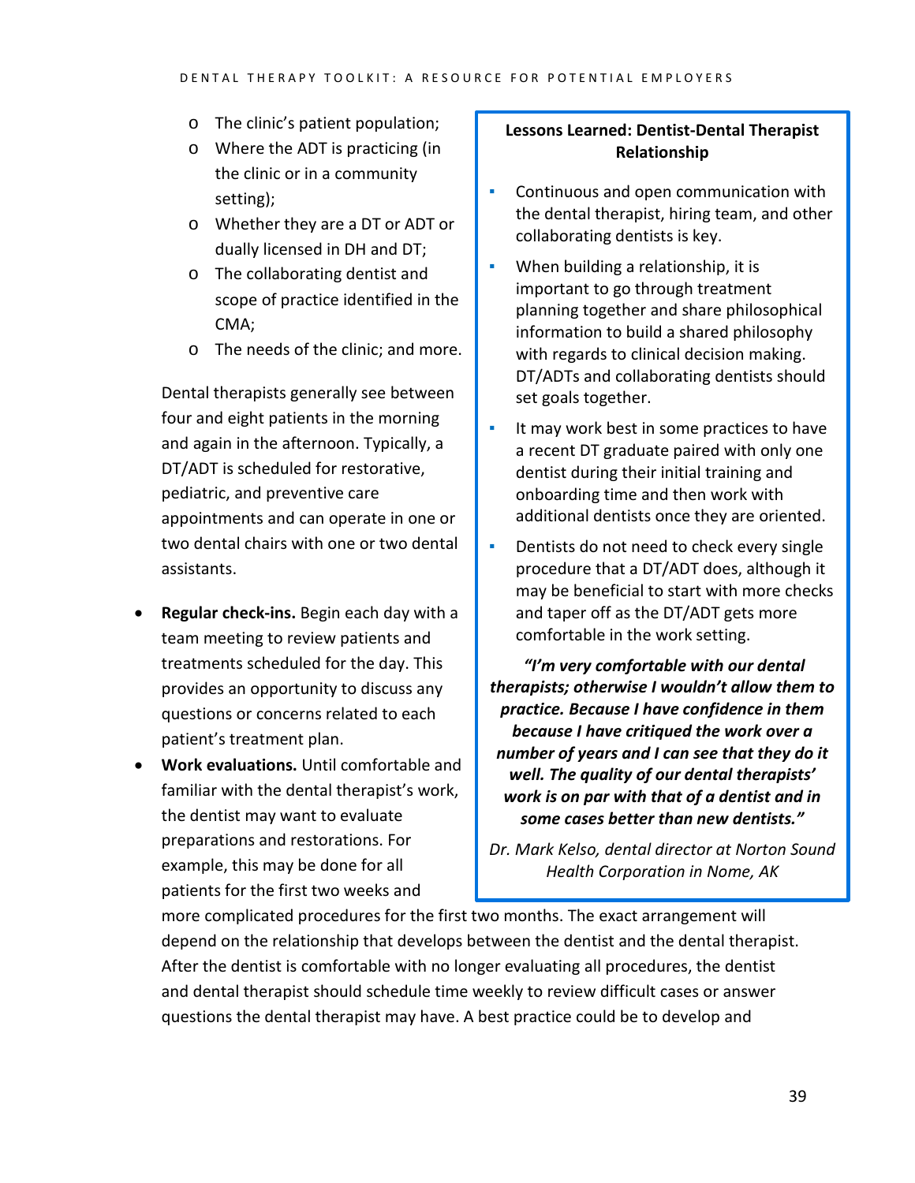- The clinic's patient population;
- Where the ADT is practicing (in the clinic or in a community setting);
- Whether they are a DT or ADT or dually licensed in DH and DT;
- The collaborating dentist and scope of practice identified in the CMA;
- The needs of the clinic; and more.

Dental therapists generally see between four and eight patients in the morning and again in the afternoon. Typically, a DT/ADT is scheduled for restorative, pediatric, and preventive care appointments and can operate in one or two dental chairs with one or two dental assistants.

- **Regular check-ins.** Begin each day with a team meeting to review patients and treatments scheduled for the day. This provides an opportunity to discuss any questions or concerns related to each patient's treatment plan.
- **Work evaluations.** Until comfortable and familiar with the dental therapist's work, the dentist may want to evaluate preparations and restorations. For example, this may be done for all patients for the first two weeks and more complicated procedures for the first two months. The exact arrangement will depend on the relationship that develops between the dentist and the dental therapist. After the dentist is comfortable with no longer evaluating all procedures, the dentist and dental therapist should schedule time weekly to review difficult cases or answer questions the dental therapist may have. A best practice could be to develop and

**Lessons Learned: Dentist-Dental Therapist Relationship**

- Continuous and open communication with the dental therapist, hiring team, and other collaborating dentists is key.
- When building a relationship, it is important to go through treatment planning together and share philosophical information to build a shared philosophy with regards to clinical decision making. DT/ADTs and collaborating dentists should set goals together.
- It may work best in some practices to have a recent DT graduate paired with only one dentist during their initial training and onboarding time and then work with additional dentists once they are oriented.
- Dentists do not need to check every single procedure that a DT/ADT does, although it may be beneficial to start with more checks and taper off as the DT/ADT gets more comfortable in the work setting.

***"I'm very comfortable with our dental therapists; otherwise I wouldn't allow them to practice. Because I have confidence in them because I have critiqued the work over a number of years and I can see that they do it well. The quality of our dental therapists' work is on par with that of a dentist and in some cases better than new dentists."***

*Dr. Mark Kelso, dental director at Norton Sound Health Corporation in Nome, AK*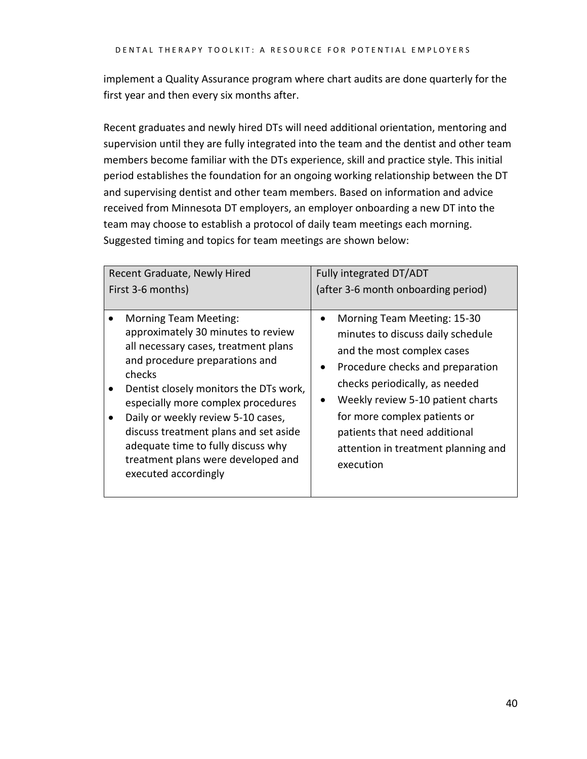implement a Quality Assurance program where chart audits are done quarterly for the first year and then every six months after.

Recent graduates and newly hired DTs will need additional orientation, mentoring and supervision until they are fully integrated into the team and the dentist and other team members become familiar with the DTs experience, skill and practice style. This initial period establishes the foundation for an ongoing working relationship between the DT and supervising dentist and other team members. Based on information and advice received from Minnesota DT employers, an employer onboarding a new DT into the team may choose to establish a protocol of daily team meetings each morning. Suggested timing and topics for team meetings are shown below:

| Recent Graduate, Newly Hired<br>First 3-6 months) | Fully integrated DT/ADT<br>(after 3-6 month onboarding period) |
|---|---|
| • Morning Team Meeting: approximately 30 minutes to review all necessary cases, treatment plans and procedure preparations and checks<br>• Dentist closely monitors the DTs work, especially more complex procedures<br>• Daily or weekly review 5-10 cases, discuss treatment plans and set aside adequate time to fully discuss why treatment plans were developed and executed accordingly | • Morning Team Meeting: 15-30 minutes to discuss daily schedule and the most complex cases<br>• Procedure checks and preparation checks periodically, as needed<br>• Weekly review 5-10 patient charts for more complex patients or patients that need additional attention in treatment planning and execution |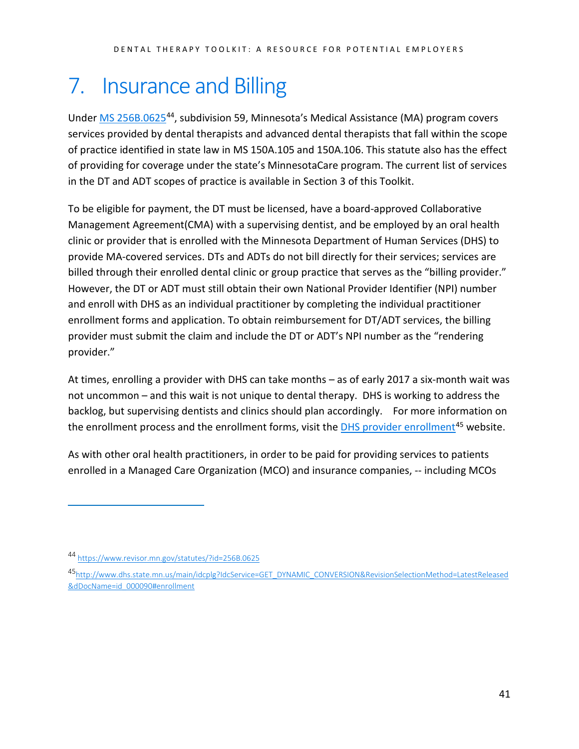# 7. Insurance and Billing

Under [MS 256B.0625](https://www.revisor.mn.gov/statutes/?id=256B.0625)[44], subdivision 59, Minnesota's Medical Assistance (MA) program covers services provided by dental therapists and advanced dental therapists that fall within the scope of practice identified in state law in MS 150A.105 and 150A.106. This statute also has the effect of providing for coverage under the state's MinnesotaCare program. The current list of services in the DT and ADT scopes of practice is available in Section 3 of this Toolkit.

To be eligible for payment, the DT must be licensed, have a board-approved Collaborative Management Agreement(CMA) with a supervising dentist, and be employed by an oral health clinic or provider that is enrolled with the Minnesota Department of Human Services (DHS) to provide MA-covered services. DTs and ADTs do not bill directly for their services; services are billed through their enrolled dental clinic or group practice that serves as the "billing provider." However, the DT or ADT must still obtain their own National Provider Identifier (NPI) number and enroll with DHS as an individual practitioner by completing the individual practitioner enrollment forms and application. To obtain reimbursement for DT/ADT services, the billing provider must submit the claim and include the DT or ADT's NPI number as the "rendering provider."

At times, enrolling a provider with DHS can take months – as of early 2017 a six-month wait was not uncommon – and this wait is not unique to dental therapy. DHS is working to address the backlog, but supervising dentists and clinics should plan accordingly. For more information on the enrollment process and the enrollment forms, visit the [DHS provider enrollment](http://www.dhs.state.mn.us/main/idcplg?IdcService=GET_DYNAMIC_CONVERSION&RevisionSelectionMethod=LatestReleased&dDocName=id_000090#enrollment)[45] website.

As with other oral health practitioners, in order to be paid for providing services to patients enrolled in a Managed Care Organization (MCO) and insurance companies, -- including MCOs

---

[44] https://www.revisor.mn.gov/statutes/?id=256B.0625

[45] http://www.dhs.state.mn.us/main/idcplg?IdcService=GET_DYNAMIC_CONVERSION&RevisionSelectionMethod=LatestReleased&dDocName=id_000090#enrollment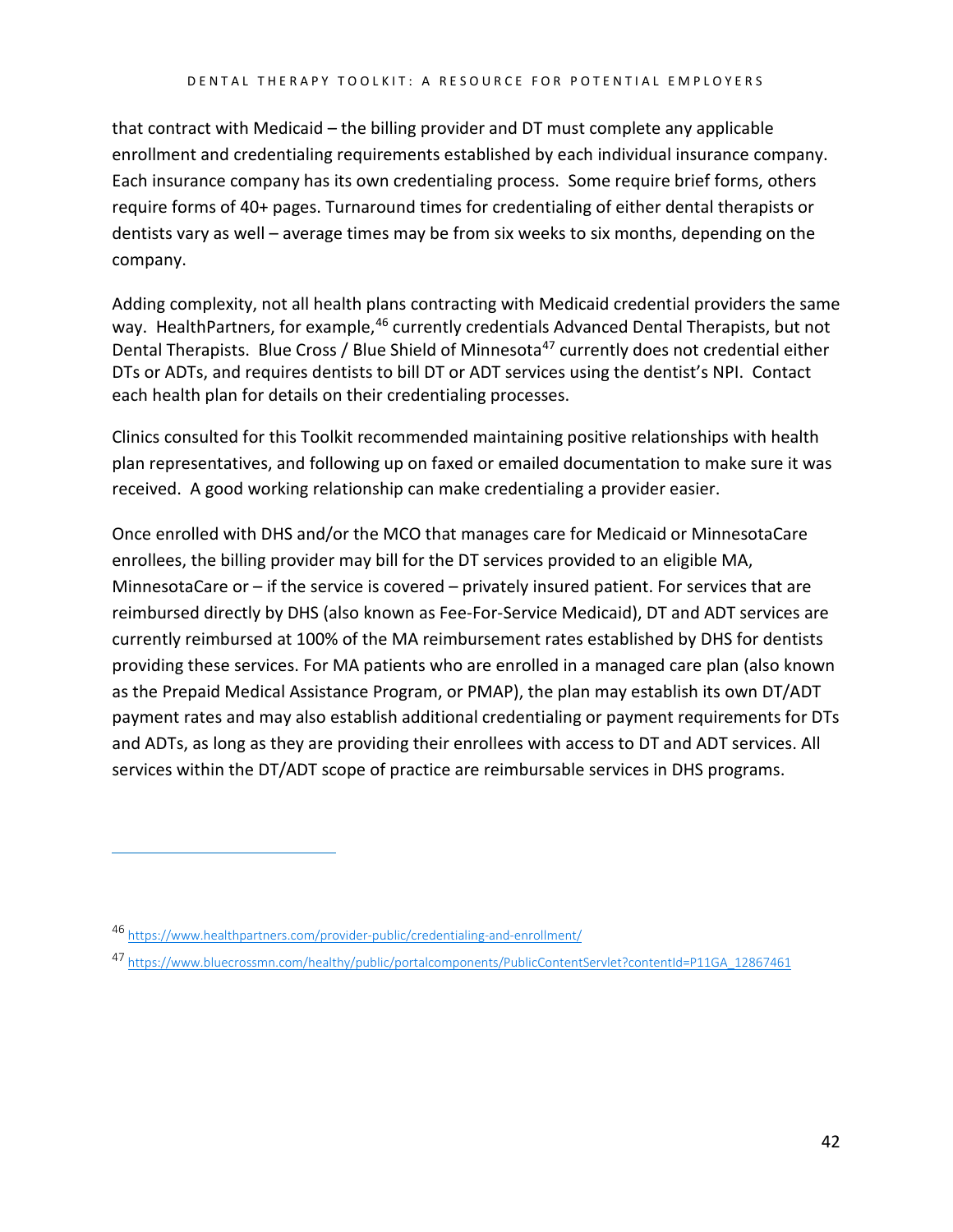that contract with Medicaid – the billing provider and DT must complete any applicable enrollment and credentialing requirements established by each individual insurance company. Each insurance company has its own credentialing process. Some require brief forms, others require forms of 40+ pages. Turnaround times for credentialing of either dental therapists or dentists vary as well – average times may be from six weeks to six months, depending on the company.

Adding complexity, not all health plans contracting with Medicaid credential providers the same way. HealthPartners, for example,[46] currently credentials Advanced Dental Therapists, but not Dental Therapists. Blue Cross / Blue Shield of Minnesota[47] currently does not credential either DTs or ADTs, and requires dentists to bill DT or ADT services using the dentist's NPI. Contact each health plan for details on their credentialing processes.

Clinics consulted for this Toolkit recommended maintaining positive relationships with health plan representatives, and following up on faxed or emailed documentation to make sure it was received. A good working relationship can make credentialing a provider easier.

Once enrolled with DHS and/or the MCO that manages care for Medicaid or MinnesotaCare enrollees, the billing provider may bill for the DT services provided to an eligible MA, MinnesotaCare or – if the service is covered – privately insured patient. For services that are reimbursed directly by DHS (also known as Fee-For-Service Medicaid), DT and ADT services are currently reimbursed at 100% of the MA reimbursement rates established by DHS for dentists providing these services. For MA patients who are enrolled in a managed care plan (also known as the Prepaid Medical Assistance Program, or PMAP), the plan may establish its own DT/ADT payment rates and may also establish additional credentialing or payment requirements for DTs and ADTs, as long as they are providing their enrollees with access to DT and ADT services. All services within the DT/ADT scope of practice are reimbursable services in DHS programs.

---

[46] https://www.healthpartners.com/provider-public/credentialing-and-enrollment/

[47] https://www.bluecrossmn.com/healthy/public/portalcomponents/PublicContentServlet?contentId=P11GA_12867461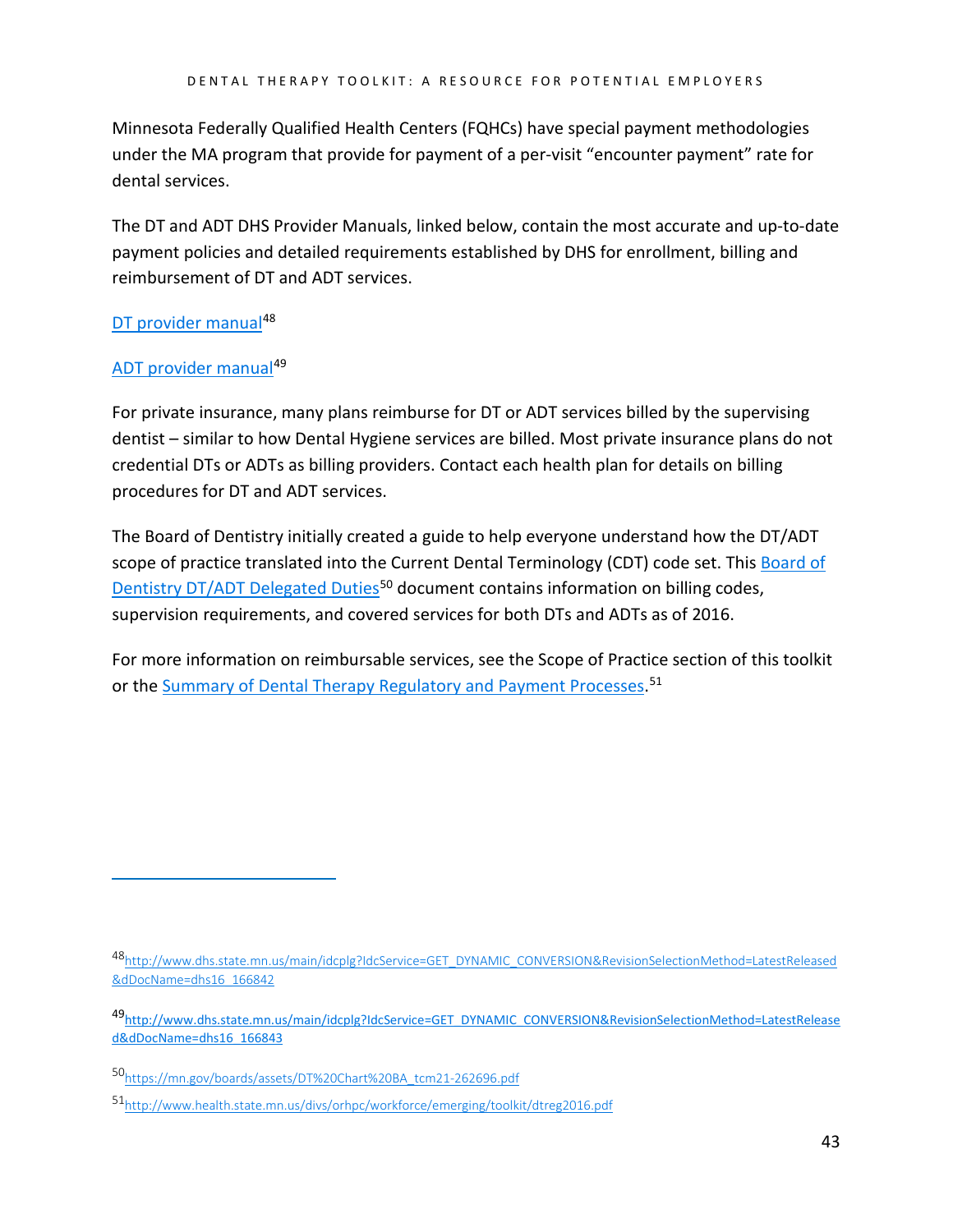Minnesota Federally Qualified Health Centers (FQHCs) have special payment methodologies under the MA program that provide for payment of a per-visit "encounter payment" rate for dental services.

The DT and ADT DHS Provider Manuals, linked below, contain the most accurate and up-to-date payment policies and detailed requirements established by DHS for enrollment, billing and reimbursement of DT and ADT services.

DT provider manual[48]

ADT provider manual[49]

For private insurance, many plans reimburse for DT or ADT services billed by the supervising dentist – similar to how Dental Hygiene services are billed. Most private insurance plans do not credential DTs or ADTs as billing providers. Contact each health plan for details on billing procedures for DT and ADT services.

The Board of Dentistry initially created a guide to help everyone understand how the DT/ADT scope of practice translated into the Current Dental Terminology (CDT) code set. This Board of Dentistry DT/ADT Delegated Duties[50] document contains information on billing codes, supervision requirements, and covered services for both DTs and ADTs as of 2016.

For more information on reimbursable services, see the Scope of Practice section of this toolkit or the Summary of Dental Therapy Regulatory and Payment Processes.[51]

---

[48] http://www.dhs.state.mn.us/main/idcplg?IdcService=GET_DYNAMIC_CONVERSION&RevisionSelectionMethod=LatestReleased&dDocName=dhs16_166842

[49] http://www.dhs.state.mn.us/main/idcplg?IdcService=GET_DYNAMIC_CONVERSION&RevisionSelectionMethod=LatestReleased&dDocName=dhs16_166843

[50] https://mn.gov/boards/assets/DT%20Chart%20BA_tcm21-262696.pdf

[51] http://www.health.state.mn.us/divs/orhpc/workforce/emerging/toolkit/dtreg2016.pdf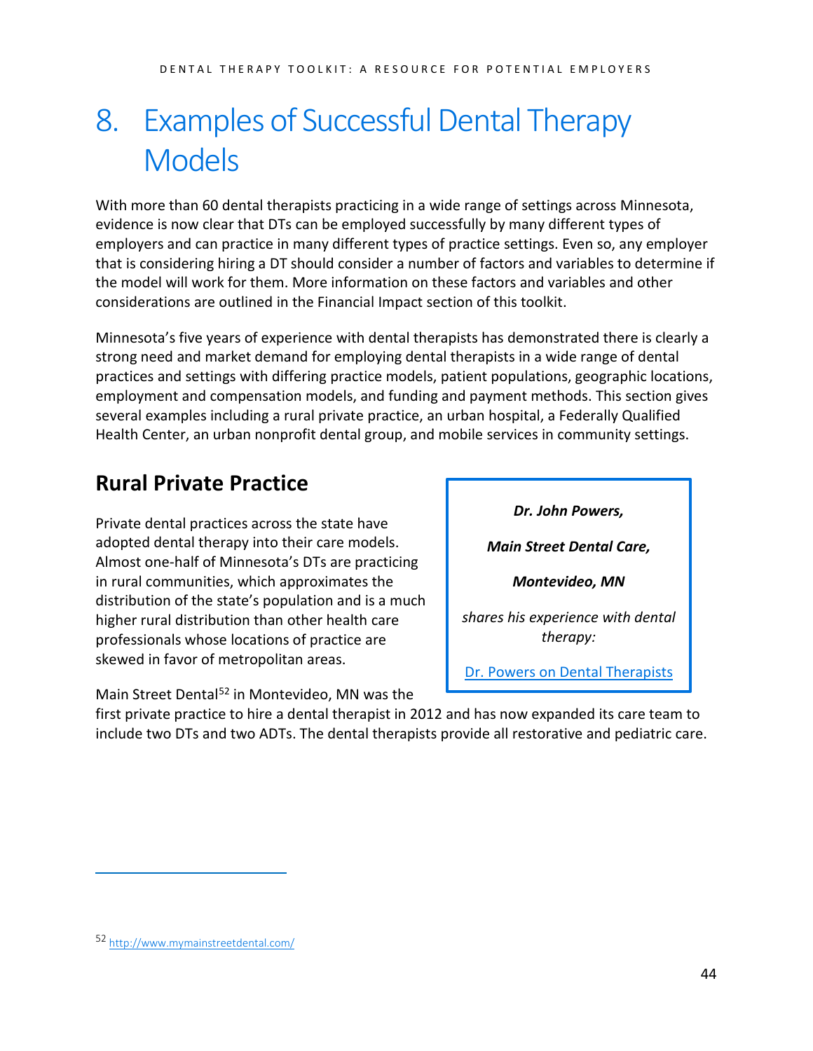# 8. Examples of Successful Dental Therapy Models

With more than 60 dental therapists practicing in a wide range of settings across Minnesota, evidence is now clear that DTs can be employed successfully by many different types of employers and can practice in many different types of practice settings. Even so, any employer that is considering hiring a DT should consider a number of factors and variables to determine if the model will work for them. More information on these factors and variables and other considerations are outlined in the Financial Impact section of this toolkit.

Minnesota's five years of experience with dental therapists has demonstrated there is clearly a strong need and market demand for employing dental therapists in a wide range of dental practices and settings with differing practice models, patient populations, geographic locations, employment and compensation models, and funding and payment methods. This section gives several examples including a rural private practice, an urban hospital, a Federally Qualified Health Center, an urban nonprofit dental group, and mobile services in community settings.

## Rural Private Practice

Private dental practices across the state have adopted dental therapy into their care models. Almost one-half of Minnesota's DTs are practicing in rural communities, which approximates the distribution of the state's population and is a much higher rural distribution than other health care professionals whose locations of practice are skewed in favor of metropolitan areas.

> ***Dr. John Powers,***
>
> ***Main Street Dental Care,***
>
> ***Montevideo, MN***
>
> *shares his experience with dental therapy:*
>
> Dr. Powers on Dental Therapists

Main Street Dental[52] in Montevideo, MN was the first private practice to hire a dental therapist in 2012 and has now expanded its care team to include two DTs and two ADTs. The dental therapists provide all restorative and pediatric care.

---

[52] http://www.mymainstreetdental.com/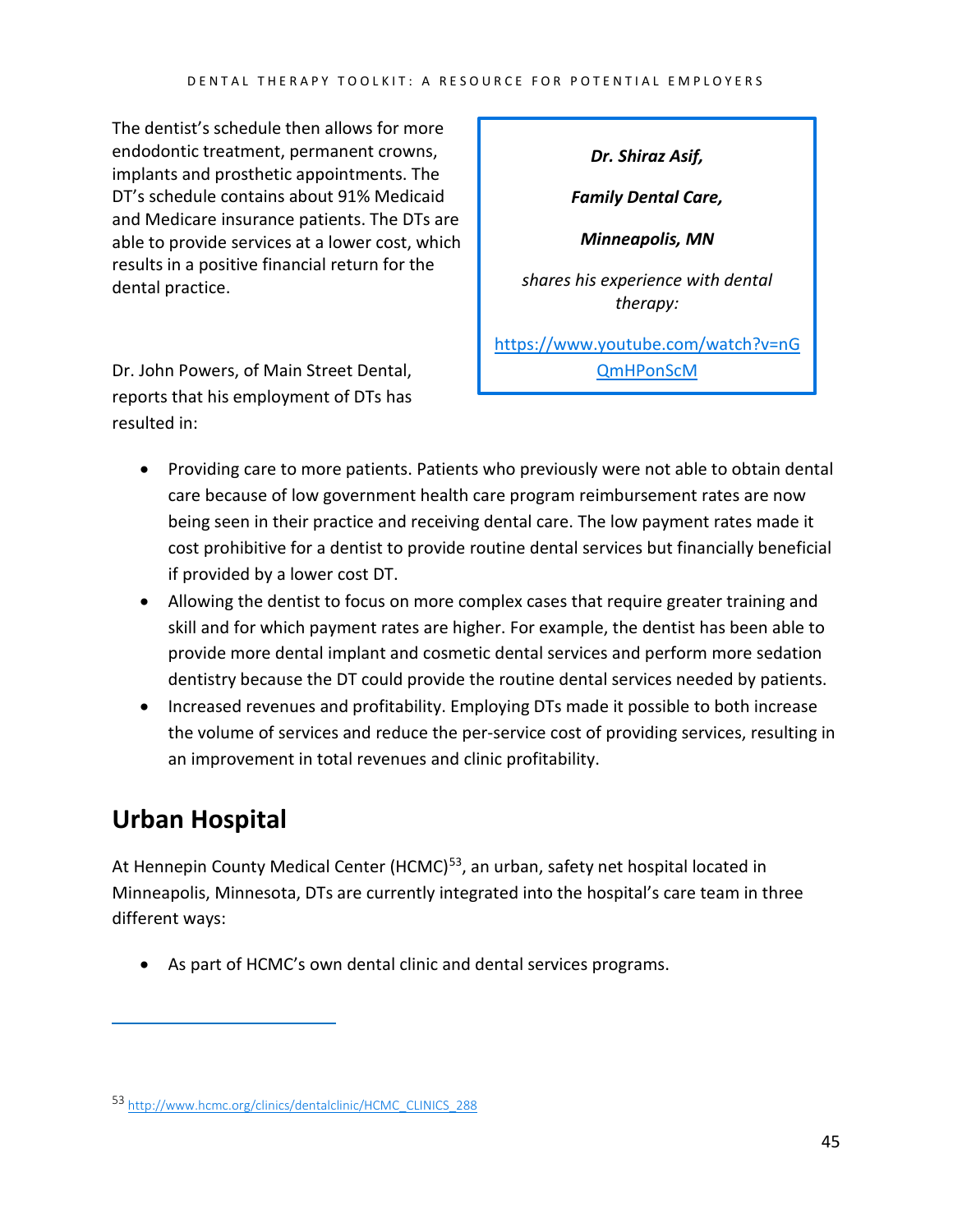The dentist's schedule then allows for more endodontic treatment, permanent crowns, implants and prosthetic appointments. The DT's schedule contains about 91% Medicaid and Medicare insurance patients. The DTs are able to provide services at a lower cost, which results in a positive financial return for the dental practice.

> ***Dr. Shiraz Asif,***
>
> ***Family Dental Care,***
>
> ***Minneapolis, MN***
>
> *shares his experience with dental therapy:*
>
> https://www.youtube.com/watch?v=nGQmHPonScM

Dr. John Powers, of Main Street Dental, reports that his employment of DTs has resulted in:

- Providing care to more patients. Patients who previously were not able to obtain dental care because of low government health care program reimbursement rates are now being seen in their practice and receiving dental care. The low payment rates made it cost prohibitive for a dentist to provide routine dental services but financially beneficial if provided by a lower cost DT.
- Allowing the dentist to focus on more complex cases that require greater training and skill and for which payment rates are higher. For example, the dentist has been able to provide more dental implant and cosmetic dental services and perform more sedation dentistry because the DT could provide the routine dental services needed by patients.
- Increased revenues and profitability. Employing DTs made it possible to both increase the volume of services and reduce the per-service cost of providing services, resulting in an improvement in total revenues and clinic profitability.

## Urban Hospital

At Hennepin County Medical Center (HCMC)[53], an urban, safety net hospital located in Minneapolis, Minnesota, DTs are currently integrated into the hospital's care team in three different ways:

- As part of HCMC's own dental clinic and dental services programs.

[53] http://www.hcmc.org/clinics/dentalclinic/HCMC_CLINICS_288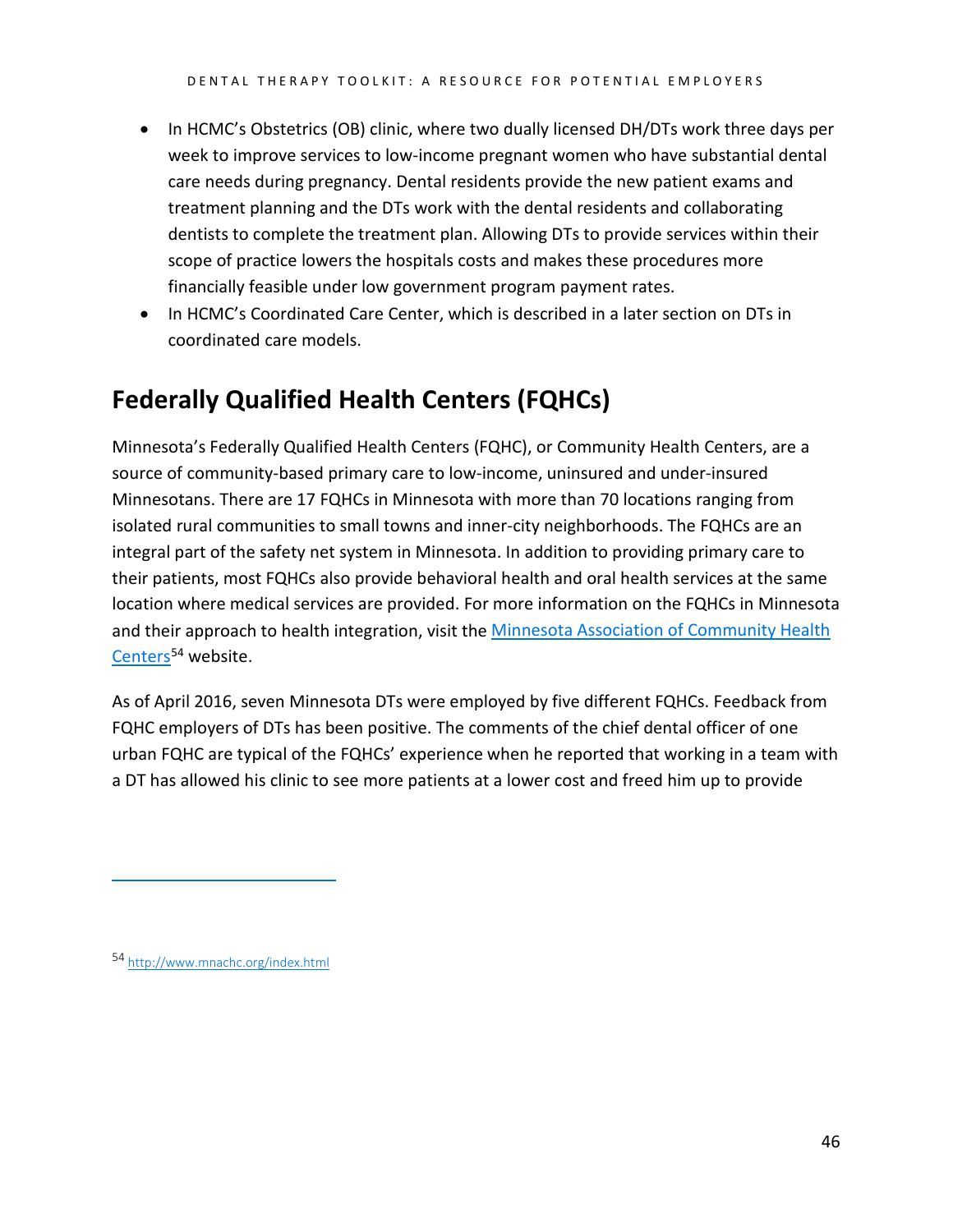- In HCMC's Obstetrics (OB) clinic, where two dually licensed DH/DTs work three days per week to improve services to low-income pregnant women who have substantial dental care needs during pregnancy. Dental residents provide the new patient exams and treatment planning and the DTs work with the dental residents and collaborating dentists to complete the treatment plan. Allowing DTs to provide services within their scope of practice lowers the hospitals costs and makes these procedures more financially feasible under low government program payment rates.
- In HCMC's Coordinated Care Center, which is described in a later section on DTs in coordinated care models.

## Federally Qualified Health Centers (FQHCs)

Minnesota's Federally Qualified Health Centers (FQHC), or Community Health Centers, are a source of community-based primary care to low-income, uninsured and under-insured Minnesotans. There are 17 FQHCs in Minnesota with more than 70 locations ranging from isolated rural communities to small towns and inner-city neighborhoods. The FQHCs are an integral part of the safety net system in Minnesota. In addition to providing primary care to their patients, most FQHCs also provide behavioral health and oral health services at the same location where medical services are provided. For more information on the FQHCs in Minnesota and their approach to health integration, visit the Minnesota Association of Community Health Centers[54] website.

As of April 2016, seven Minnesota DTs were employed by five different FQHCs. Feedback from FQHC employers of DTs has been positive. The comments of the chief dental officer of one urban FQHC are typical of the FQHCs' experience when he reported that working in a team with a DT has allowed his clinic to see more patients at a lower cost and freed him up to provide

[54] http://www.mnachc.org/index.html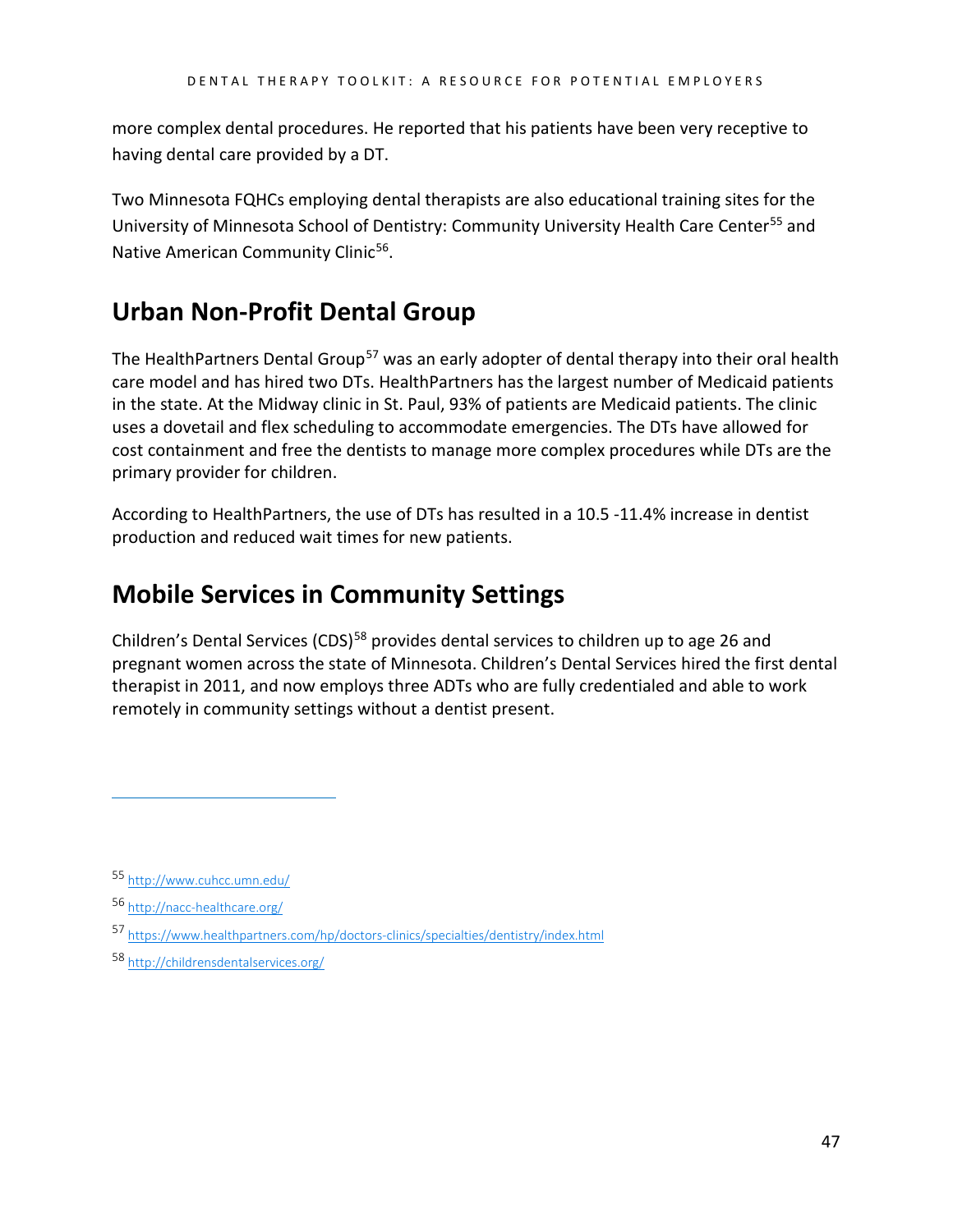more complex dental procedures. He reported that his patients have been very receptive to having dental care provided by a DT.

Two Minnesota FQHCs employing dental therapists are also educational training sites for the University of Minnesota School of Dentistry: Community University Health Care Center[55] and Native American Community Clinic[56].

## Urban Non-Profit Dental Group

The HealthPartners Dental Group[57] was an early adopter of dental therapy into their oral health care model and has hired two DTs. HealthPartners has the largest number of Medicaid patients in the state. At the Midway clinic in St. Paul, 93% of patients are Medicaid patients. The clinic uses a dovetail and flex scheduling to accommodate emergencies. The DTs have allowed for cost containment and free the dentists to manage more complex procedures while DTs are the primary provider for children.

According to HealthPartners, the use of DTs has resulted in a 10.5 -11.4% increase in dentist production and reduced wait times for new patients.

## Mobile Services in Community Settings

Children's Dental Services (CDS)[58] provides dental services to children up to age 26 and pregnant women across the state of Minnesota. Children's Dental Services hired the first dental therapist in 2011, and now employs three ADTs who are fully credentialed and able to work remotely in community settings without a dentist present.

---

[55] http://www.cuhcc.umn.edu/

[56] http://nacc-healthcare.org/

[57] https://www.healthpartners.com/hp/doctors-clinics/specialties/dentistry/index.html

[58] http://childrensdentalservices.org/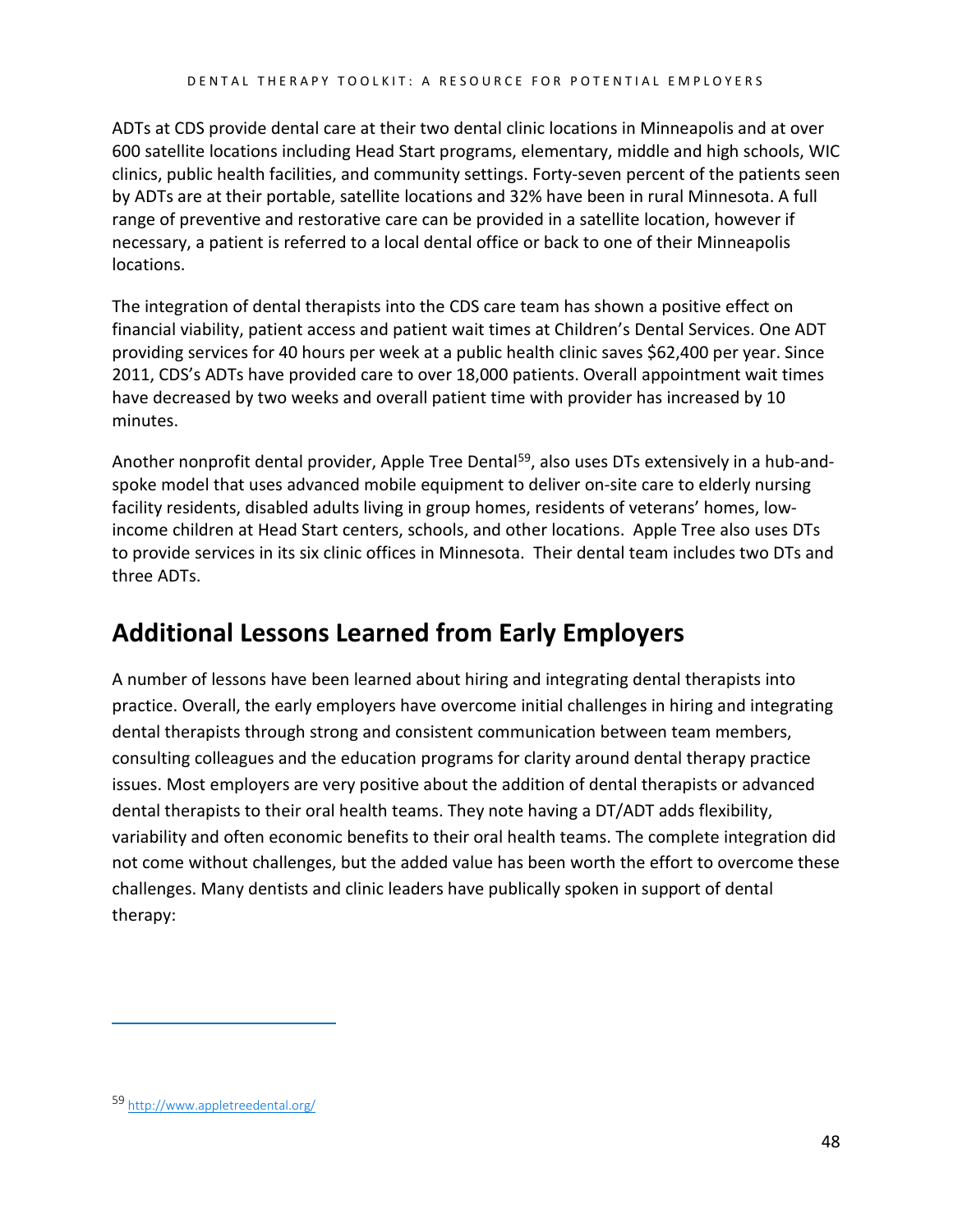ADTs at CDS provide dental care at their two dental clinic locations in Minneapolis and at over 600 satellite locations including Head Start programs, elementary, middle and high schools, WIC clinics, public health facilities, and community settings. Forty-seven percent of the patients seen by ADTs are at their portable, satellite locations and 32% have been in rural Minnesota. A full range of preventive and restorative care can be provided in a satellite location, however if necessary, a patient is referred to a local dental office or back to one of their Minneapolis locations.

The integration of dental therapists into the CDS care team has shown a positive effect on financial viability, patient access and patient wait times at Children's Dental Services. One ADT providing services for 40 hours per week at a public health clinic saves $62,400 per year. Since 2011, CDS's ADTs have provided care to over 18,000 patients. Overall appointment wait times have decreased by two weeks and overall patient time with provider has increased by 10 minutes.

Another nonprofit dental provider, Apple Tree Dental[59], also uses DTs extensively in a hub-and-spoke model that uses advanced mobile equipment to deliver on-site care to elderly nursing facility residents, disabled adults living in group homes, residents of veterans' homes, low-income children at Head Start centers, schools, and other locations. Apple Tree also uses DTs to provide services in its six clinic offices in Minnesota. Their dental team includes two DTs and three ADTs.

## Additional Lessons Learned from Early Employers

A number of lessons have been learned about hiring and integrating dental therapists into practice. Overall, the early employers have overcome initial challenges in hiring and integrating dental therapists through strong and consistent communication between team members, consulting colleagues and the education programs for clarity around dental therapy practice issues. Most employers are very positive about the addition of dental therapists or advanced dental therapists to their oral health teams. They note having a DT/ADT adds flexibility, variability and often economic benefits to their oral health teams. The complete integration did not come without challenges, but the added value has been worth the effort to overcome these challenges. Many dentists and clinic leaders have publically spoken in support of dental therapy:

---

[59] http://www.appletreedental.org/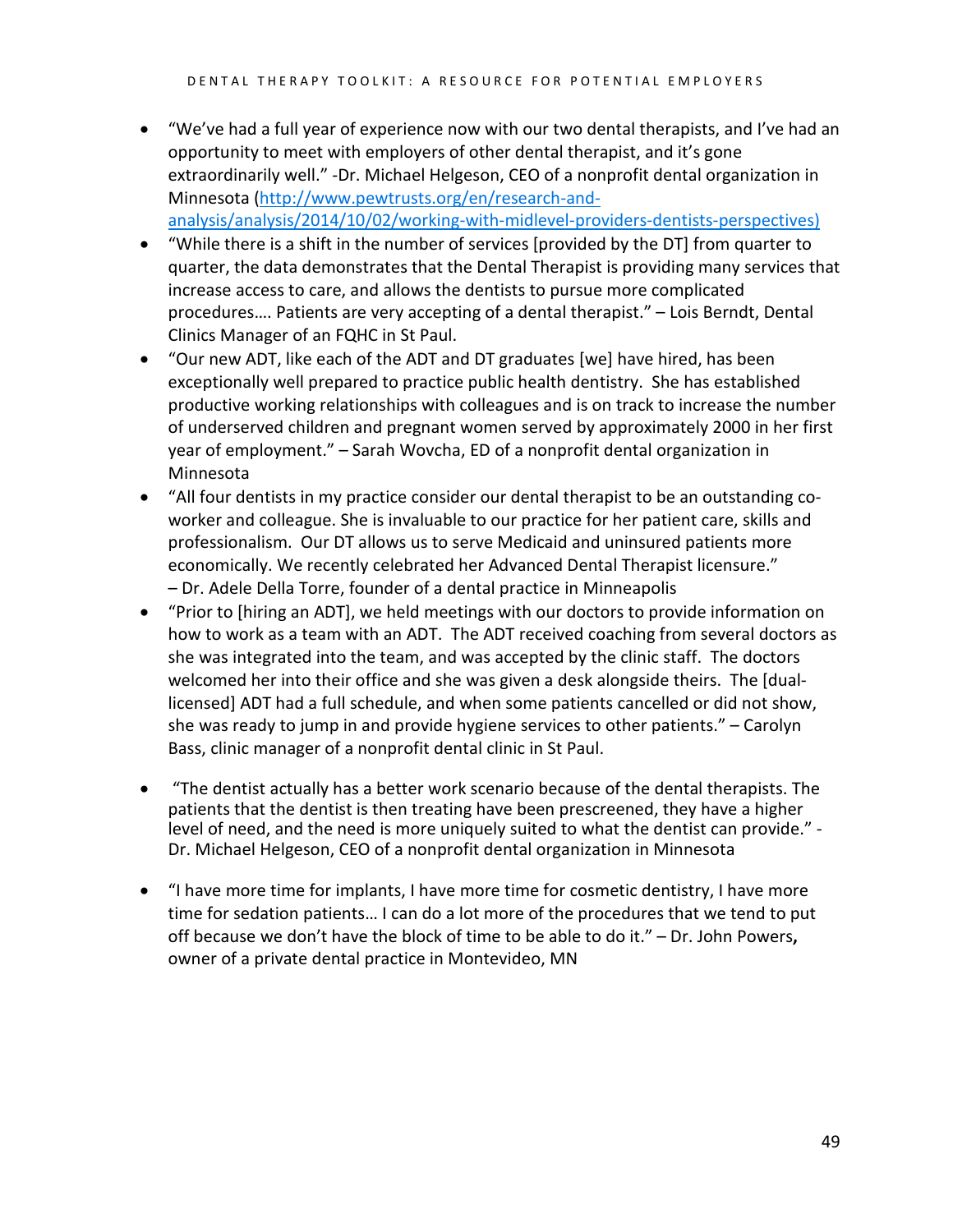- "We've had a full year of experience now with our two dental therapists, and I've had an opportunity to meet with employers of other dental therapist, and it's gone extraordinarily well." -Dr. Michael Helgeson, CEO of a nonprofit dental organization in Minnesota (http://www.pewtrusts.org/en/research-and-analysis/analysis/2014/10/02/working-with-midlevel-providers-dentists-perspectives)
- "While there is a shift in the number of services [provided by the DT] from quarter to quarter, the data demonstrates that the Dental Therapist is providing many services that increase access to care, and allows the dentists to pursue more complicated procedures…. Patients are very accepting of a dental therapist." – Lois Berndt, Dental Clinics Manager of an FQHC in St Paul.
- "Our new ADT, like each of the ADT and DT graduates [we] have hired, has been exceptionally well prepared to practice public health dentistry. She has established productive working relationships with colleagues and is on track to increase the number of underserved children and pregnant women served by approximately 2000 in her first year of employment." – Sarah Wovcha, ED of a nonprofit dental organization in Minnesota
- "All four dentists in my practice consider our dental therapist to be an outstanding co-worker and colleague. She is invaluable to our practice for her patient care, skills and professionalism. Our DT allows us to serve Medicaid and uninsured patients more economically. We recently celebrated her Advanced Dental Therapist licensure." – Dr. Adele Della Torre, founder of a dental practice in Minneapolis
- "Prior to [hiring an ADT], we held meetings with our doctors to provide information on how to work as a team with an ADT. The ADT received coaching from several doctors as she was integrated into the team, and was accepted by the clinic staff. The doctors welcomed her into their office and she was given a desk alongside theirs. The [dual-licensed] ADT had a full schedule, and when some patients cancelled or did not show, she was ready to jump in and provide hygiene services to other patients." – Carolyn Bass, clinic manager of a nonprofit dental clinic in St Paul.
- "The dentist actually has a better work scenario because of the dental therapists. The patients that the dentist is then treating have been prescreened, they have a higher level of need, and the need is more uniquely suited to what the dentist can provide." - Dr. Michael Helgeson, CEO of a nonprofit dental organization in Minnesota
- "I have more time for implants, I have more time for cosmetic dentistry, I have more time for sedation patients… I can do a lot more of the procedures that we tend to put off because we don't have the block of time to be able to do it." – Dr. John Powers**,** owner of a private dental practice in Montevideo, MN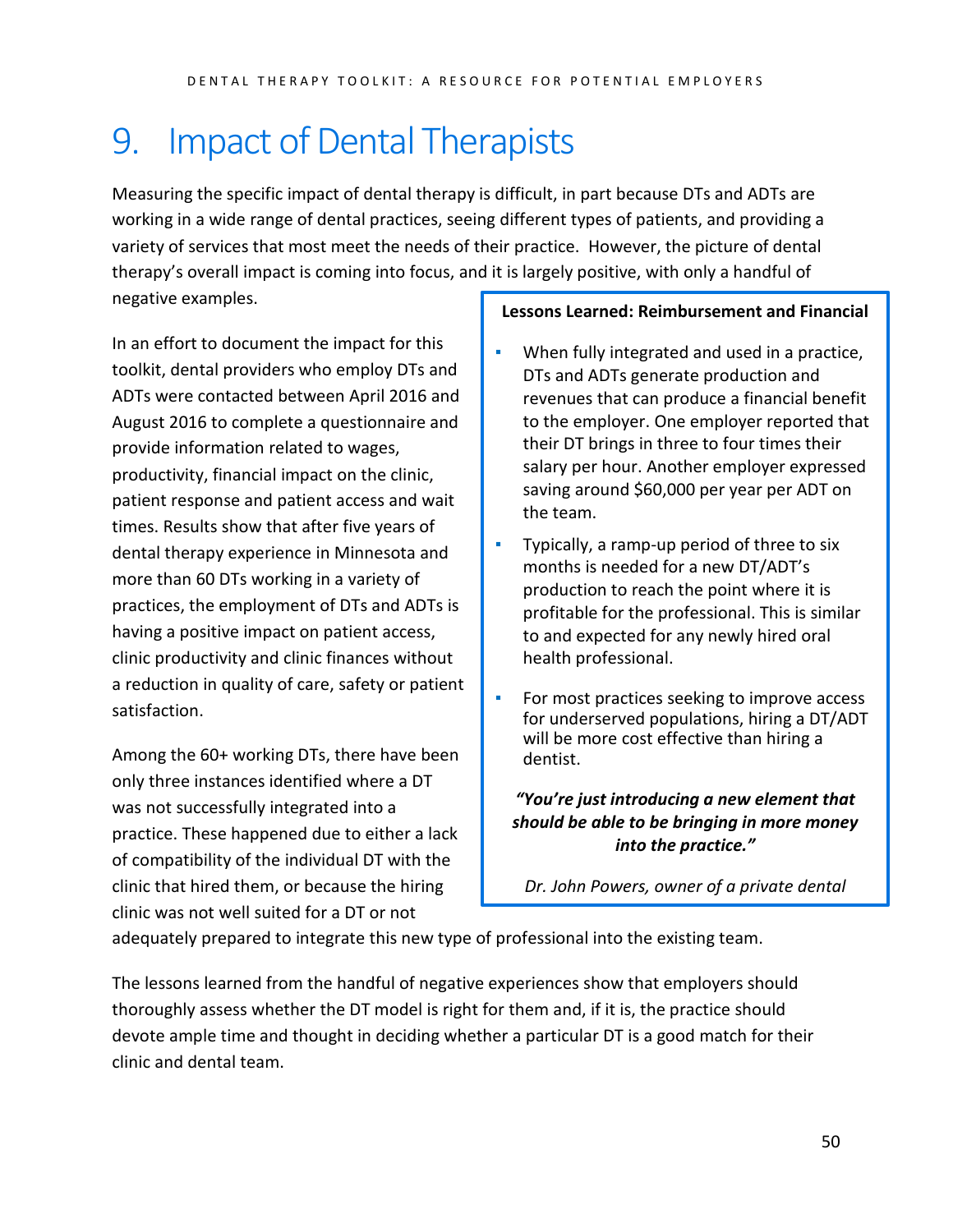# 9. Impact of Dental Therapists

Measuring the specific impact of dental therapy is difficult, in part because DTs and ADTs are working in a wide range of dental practices, seeing different types of patients, and providing a variety of services that most meet the needs of their practice. However, the picture of dental therapy's overall impact is coming into focus, and it is largely positive, with only a handful of negative examples.

In an effort to document the impact for this toolkit, dental providers who employ DTs and ADTs were contacted between April 2016 and August 2016 to complete a questionnaire and provide information related to wages, productivity, financial impact on the clinic, patient response and patient access and wait times. Results show that after five years of dental therapy experience in Minnesota and more than 60 DTs working in a variety of practices, the employment of DTs and ADTs is having a positive impact on patient access, clinic productivity and clinic finances without a reduction in quality of care, safety or patient satisfaction.

Among the 60+ working DTs, there have been only three instances identified where a DT was not successfully integrated into a practice. These happened due to either a lack of compatibility of the individual DT with the clinic that hired them, or because the hiring clinic was not well suited for a DT or not adequately prepared to integrate this new type of professional into the existing team.

The lessons learned from the handful of negative experiences show that employers should thoroughly assess whether the DT model is right for them and, if it is, the practice should devote ample time and thought in deciding whether a particular DT is a good match for their clinic and dental team.

**Lessons Learned: Reimbursement and Financial**

- When fully integrated and used in a practice, DTs and ADTs generate production and revenues that can produce a financial benefit to the employer. One employer reported that their DT brings in three to four times their salary per hour. Another employer expressed saving around $60,000 per year per ADT on the team.
- Typically, a ramp-up period of three to six months is needed for a new DT/ADT's production to reach the point where it is profitable for the professional. This is similar to and expected for any newly hired oral health professional.
- For most practices seeking to improve access for underserved populations, hiring a DT/ADT will be more cost effective than hiring a dentist.

***"You're just introducing a new element that should be able to be bringing in more money into the practice."***

*Dr. John Powers, owner of a private dental*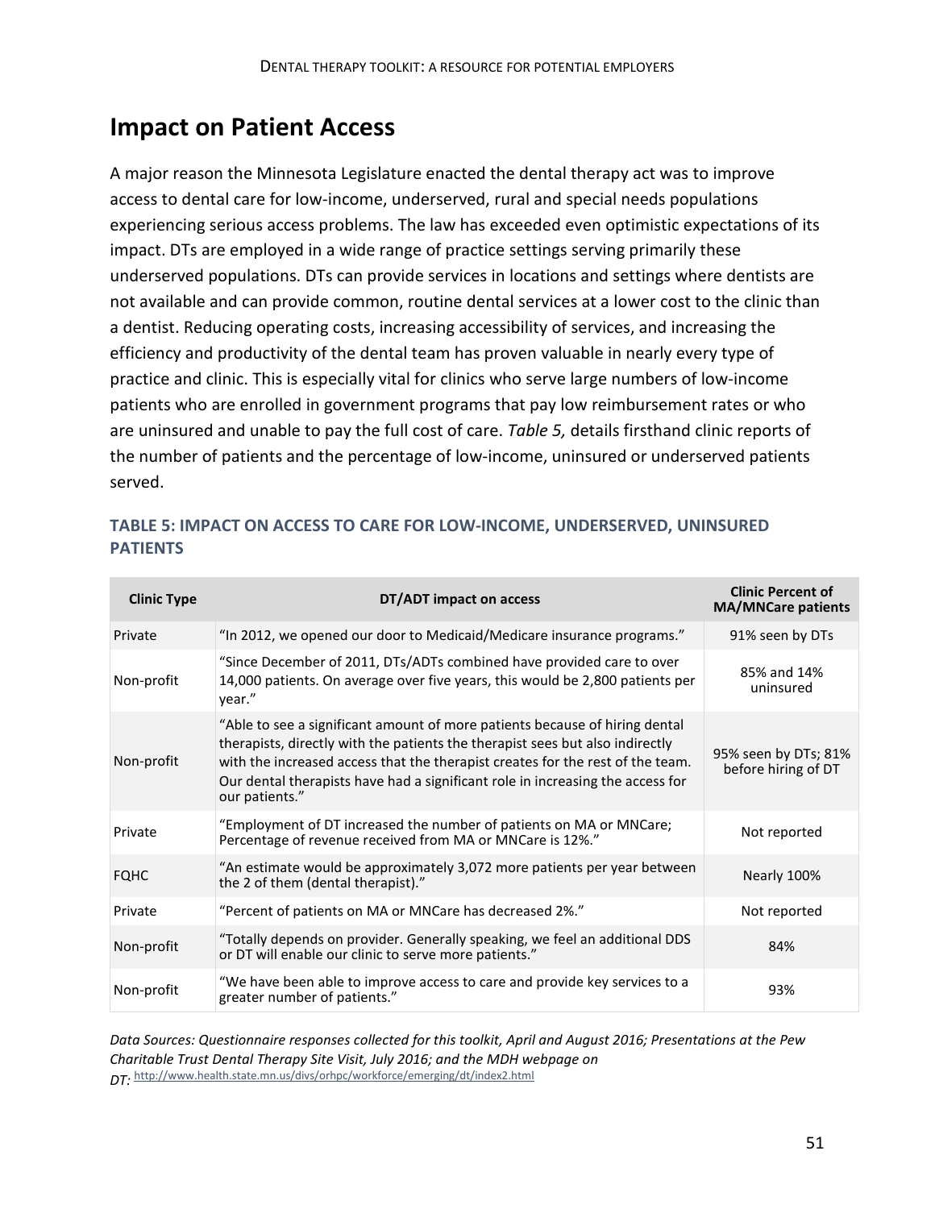## Impact on Patient Access

A major reason the Minnesota Legislature enacted the dental therapy act was to improve access to dental care for low-income, underserved, rural and special needs populations experiencing serious access problems. The law has exceeded even optimistic expectations of its impact. DTs are employed in a wide range of practice settings serving primarily these underserved populations. DTs can provide services in locations and settings where dentists are not available and can provide common, routine dental services at a lower cost to the clinic than a dentist. Reducing operating costs, increasing accessibility of services, and increasing the efficiency and productivity of the dental team has proven valuable in nearly every type of practice and clinic. This is especially vital for clinics who serve large numbers of low-income patients who are enrolled in government programs that pay low reimbursement rates or who are uninsured and unable to pay the full cost of care. *Table 5,* details firsthand clinic reports of the number of patients and the percentage of low-income, uninsured or underserved patients served.

### TABLE 5: IMPACT ON ACCESS TO CARE FOR LOW-INCOME, UNDERSERVED, UNINSURED PATIENTS

| Clinic Type | DT/ADT impact on access | Clinic Percent of MA/MNCare patients |
|---|---|---|
| Private | "In 2012, we opened our door to Medicaid/Medicare insurance programs." | 91% seen by DTs |
| Non-profit | "Since December of 2011, DTs/ADTs combined have provided care to over 14,000 patients. On average over five years, this would be 2,800 patients per year." | 85% and 14% uninsured |
| Non-profit | "Able to see a significant amount of more patients because of hiring dental therapists, directly with the patients the therapist sees but also indirectly with the increased access that the therapist creates for the rest of the team. Our dental therapists have had a significant role in increasing the access for our patients." | 95% seen by DTs; 81% before hiring of DT |
| Private | "Employment of DT increased the number of patients on MA or MNCare; Percentage of revenue received from MA or MNCare is 12%." | Not reported |
| FQHC | "An estimate would be approximately 3,072 more patients per year between the 2 of them (dental therapist)." | Nearly 100% |
| Private | "Percent of patients on MA or MNCare has decreased 2%." | Not reported |
| Non-profit | "Totally depends on provider. Generally speaking, we feel an additional DDS or DT will enable our clinic to serve more patients." | 84% |
| Non-profit | "We have been able to improve access to care and provide key services to a greater number of patients." | 93% |

*Data Sources: Questionnaire responses collected for this toolkit, April and August 2016; Presentations at the Pew Charitable Trust Dental Therapy Site Visit, July 2016; and the MDH webpage on DT:* http://www.health.state.mn.us/divs/orhpc/workforce/emerging/dt/index2.html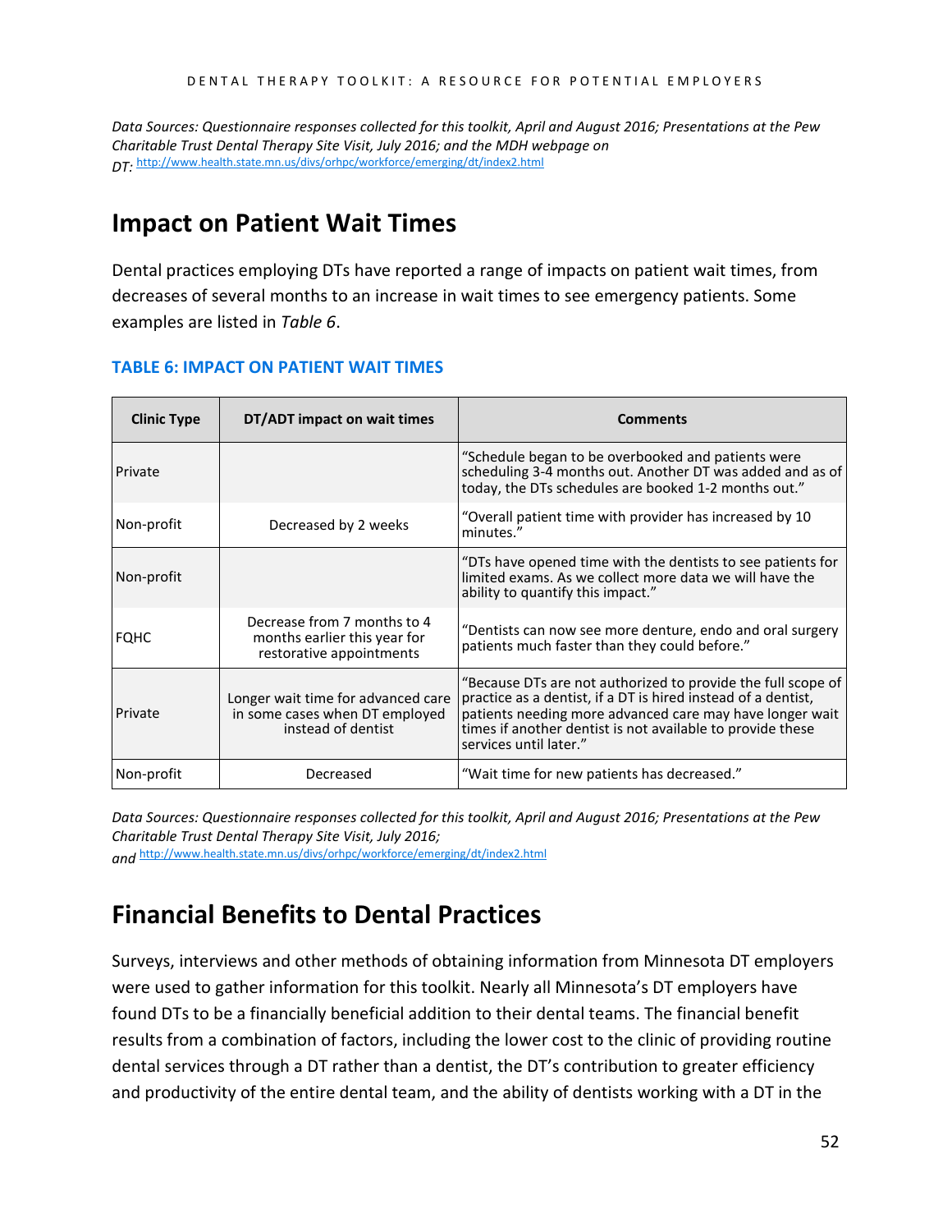*Data Sources: Questionnaire responses collected for this toolkit, April and August 2016; Presentations at the Pew Charitable Trust Dental Therapy Site Visit, July 2016; and the MDH webpage on DT:* http://www.health.state.mn.us/divs/orhpc/workforce/emerging/dt/index2.html

## Impact on Patient Wait Times

Dental practices employing DTs have reported a range of impacts on patient wait times, from decreases of several months to an increase in wait times to see emergency patients. Some examples are listed in *Table 6*.

### TABLE 6: IMPACT ON PATIENT WAIT TIMES

| Clinic Type | DT/ADT impact on wait times | Comments |
|---|---|---|
| Private | | "Schedule began to be overbooked and patients were scheduling 3-4 months out. Another DT was added and as of today, the DTs schedules are booked 1-2 months out." |
| Non-profit | Decreased by 2 weeks | "Overall patient time with provider has increased by 10 minutes." |
| Non-profit | | "DTs have opened time with the dentists to see patients for limited exams. As we collect more data we will have the ability to quantify this impact." |
| FQHC | Decrease from 7 months to 4 months earlier this year for restorative appointments | "Dentists can now see more denture, endo and oral surgery patients much faster than they could before." |
| Private | Longer wait time for advanced care in some cases when DT employed instead of dentist | "Because DTs are not authorized to provide the full scope of practice as a dentist, if a DT is hired instead of a dentist, patients needing more advanced care may have longer wait times if another dentist is not available to provide these services until later." |
| Non-profit | Decreased | "Wait time for new patients has decreased." |

*Data Sources: Questionnaire responses collected for this toolkit, April and August 2016; Presentations at the Pew Charitable Trust Dental Therapy Site Visit, July 2016; and* http://www.health.state.mn.us/divs/orhpc/workforce/emerging/dt/index2.html

## Financial Benefits to Dental Practices

Surveys, interviews and other methods of obtaining information from Minnesota DT employers were used to gather information for this toolkit. Nearly all Minnesota's DT employers have found DTs to be a financially beneficial addition to their dental teams. The financial benefit results from a combination of factors, including the lower cost to the clinic of providing routine dental services through a DT rather than a dentist, the DT's contribution to greater efficiency and productivity of the entire dental team, and the ability of dentists working with a DT in the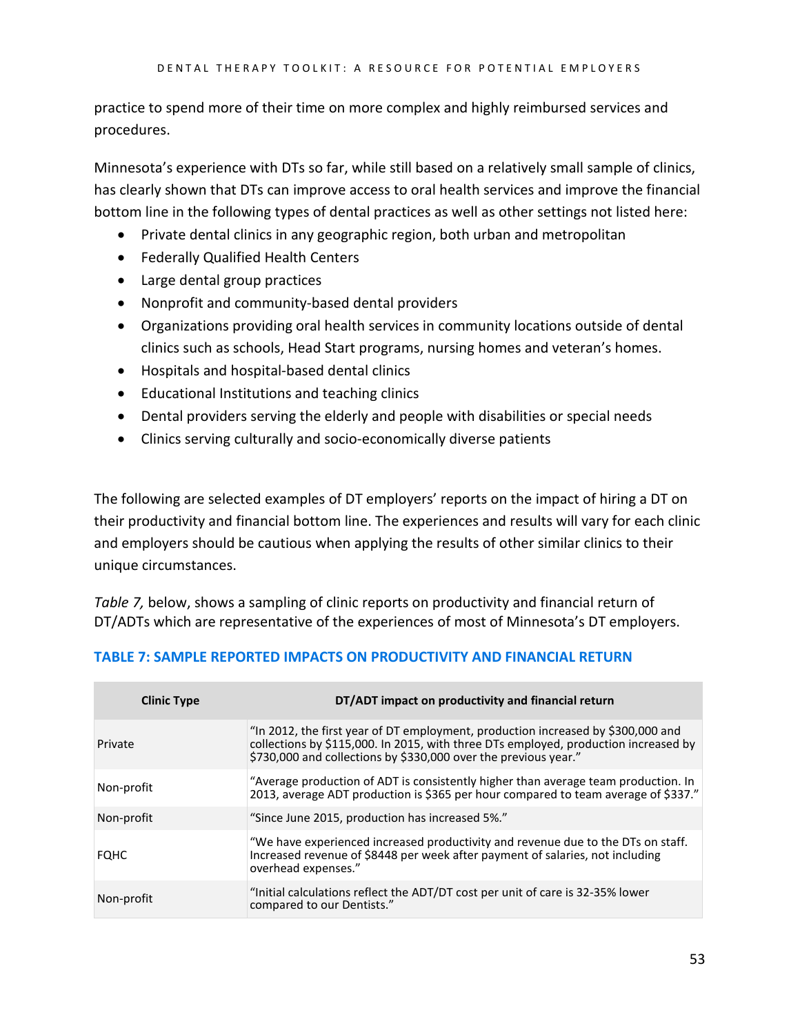practice to spend more of their time on more complex and highly reimbursed services and procedures.

Minnesota's experience with DTs so far, while still based on a relatively small sample of clinics, has clearly shown that DTs can improve access to oral health services and improve the financial bottom line in the following types of dental practices as well as other settings not listed here:

- Private dental clinics in any geographic region, both urban and metropolitan
- Federally Qualified Health Centers
- Large dental group practices
- Nonprofit and community-based dental providers
- Organizations providing oral health services in community locations outside of dental clinics such as schools, Head Start programs, nursing homes and veteran's homes.
- Hospitals and hospital-based dental clinics
- Educational Institutions and teaching clinics
- Dental providers serving the elderly and people with disabilities or special needs
- Clinics serving culturally and socio-economically diverse patients

The following are selected examples of DT employers' reports on the impact of hiring a DT on their productivity and financial bottom line. The experiences and results will vary for each clinic and employers should be cautious when applying the results of other similar clinics to their unique circumstances.

*Table 7,* below, shows a sampling of clinic reports on productivity and financial return of DT/ADTs which are representative of the experiences of most of Minnesota's DT employers.

## TABLE 7: SAMPLE REPORTED IMPACTS ON PRODUCTIVITY AND FINANCIAL RETURN

| Clinic Type | DT/ADT impact on productivity and financial return |
|---|---|
| Private | "In 2012, the first year of DT employment, production increased by $300,000 and collections by $115,000. In 2015, with three DTs employed, production increased by $730,000 and collections by $330,000 over the previous year." |
| Non-profit | "Average production of ADT is consistently higher than average team production. In 2013, average ADT production is $365 per hour compared to team average of $337." |
| Non-profit | "Since June 2015, production has increased 5%." |
| FQHC | "We have experienced increased productivity and revenue due to the DTs on staff. Increased revenue of $8448 per week after payment of salaries, not including overhead expenses." |
| Non-profit | "Initial calculations reflect the ADT/DT cost per unit of care is 32-35% lower compared to our Dentists." |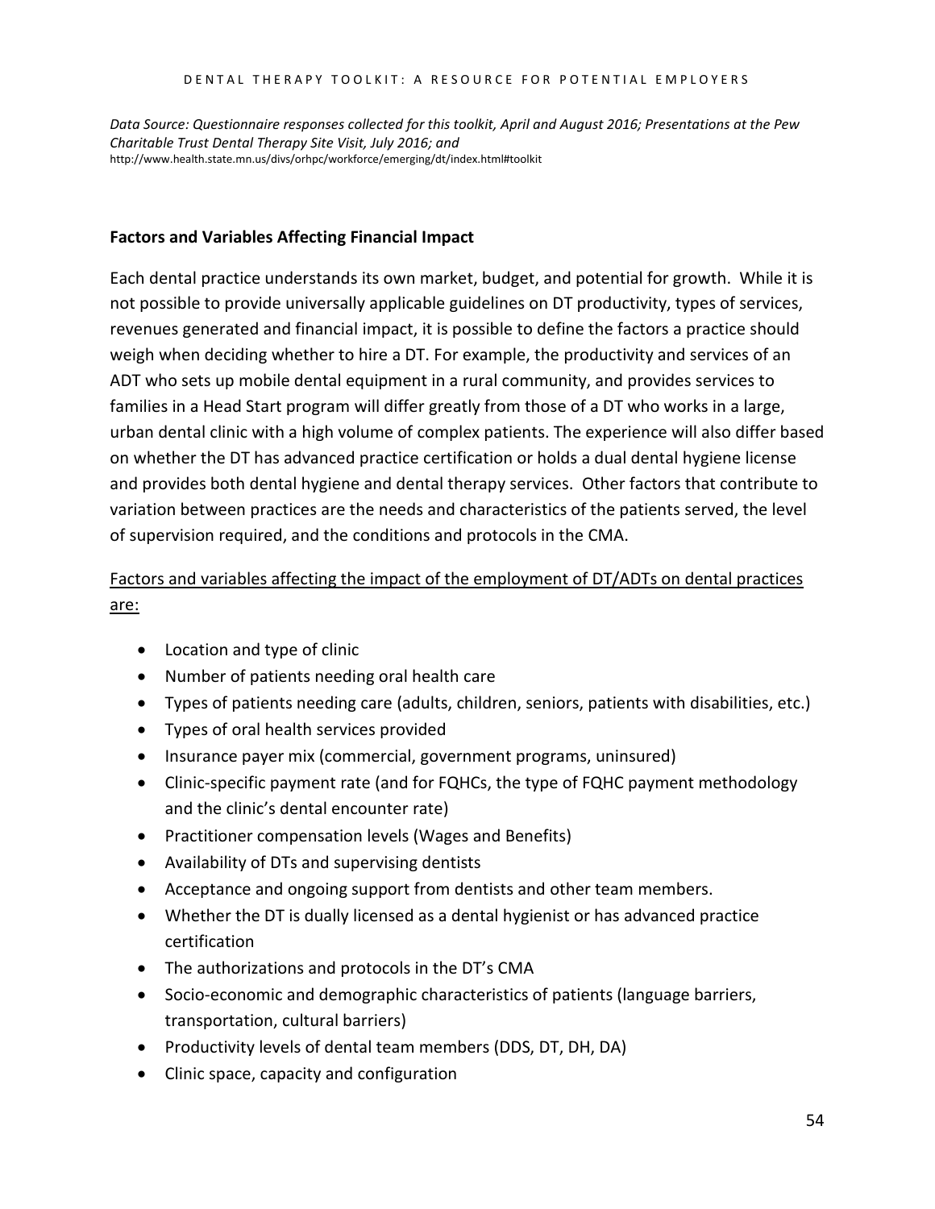*Data Source: Questionnaire responses collected for this toolkit, April and August 2016; Presentations at the Pew Charitable Trust Dental Therapy Site Visit, July 2016; and* http://www.health.state.mn.us/divs/orhpc/workforce/emerging/dt/index.html#toolkit

**Factors and Variables Affecting Financial Impact**

Each dental practice understands its own market, budget, and potential for growth. While it is not possible to provide universally applicable guidelines on DT productivity, types of services, revenues generated and financial impact, it is possible to define the factors a practice should weigh when deciding whether to hire a DT. For example, the productivity and services of an ADT who sets up mobile dental equipment in a rural community, and provides services to families in a Head Start program will differ greatly from those of a DT who works in a large, urban dental clinic with a high volume of complex patients. The experience will also differ based on whether the DT has advanced practice certification or holds a dual dental hygiene license and provides both dental hygiene and dental therapy services. Other factors that contribute to variation between practices are the needs and characteristics of the patients served, the level of supervision required, and the conditions and protocols in the CMA.

<u>Factors and variables affecting the impact of the employment of DT/ADTs on dental practices are:</u>

- Location and type of clinic
- Number of patients needing oral health care
- Types of patients needing care (adults, children, seniors, patients with disabilities, etc.)
- Types of oral health services provided
- Insurance payer mix (commercial, government programs, uninsured)
- Clinic-specific payment rate (and for FQHCs, the type of FQHC payment methodology and the clinic's dental encounter rate)
- Practitioner compensation levels (Wages and Benefits)
- Availability of DTs and supervising dentists
- Acceptance and ongoing support from dentists and other team members.
- Whether the DT is dually licensed as a dental hygienist or has advanced practice certification
- The authorizations and protocols in the DT's CMA
- Socio-economic and demographic characteristics of patients (language barriers, transportation, cultural barriers)
- Productivity levels of dental team members (DDS, DT, DH, DA)
- Clinic space, capacity and configuration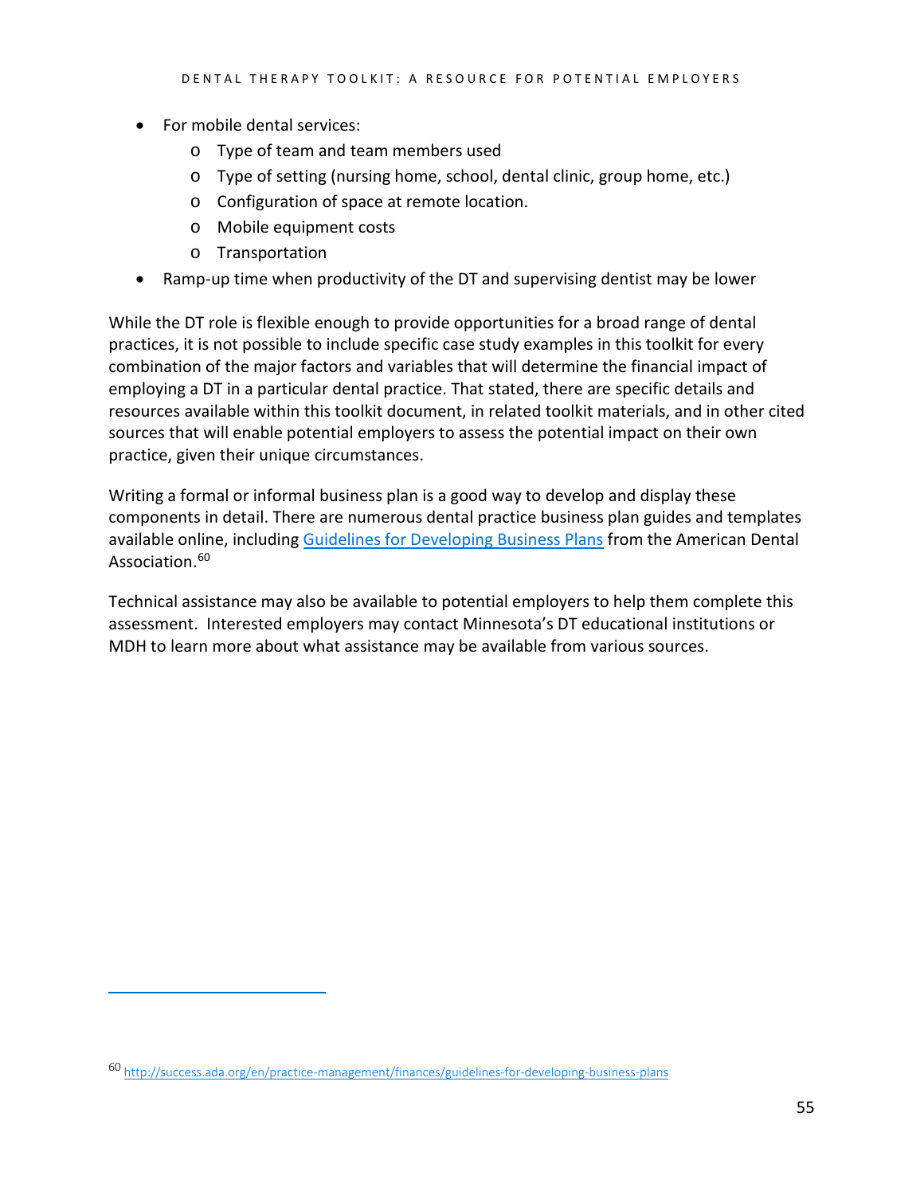- For mobile dental services:
    - Type of team and team members used
    - Type of setting (nursing home, school, dental clinic, group home, etc.)
    - Configuration of space at remote location.
    - Mobile equipment costs
    - Transportation
- Ramp-up time when productivity of the DT and supervising dentist may be lower

While the DT role is flexible enough to provide opportunities for a broad range of dental practices, it is not possible to include specific case study examples in this toolkit for every combination of the major factors and variables that will determine the financial impact of employing a DT in a particular dental practice. That stated, there are specific details and resources available within this toolkit document, in related toolkit materials, and in other cited sources that will enable potential employers to assess the potential impact on their own practice, given their unique circumstances.

Writing a formal or informal business plan is a good way to develop and display these components in detail. There are numerous dental practice business plan guides and templates available online, including [Guidelines for Developing Business Plans](http://success.ada.org/en/practice-management/finances/guidelines-for-developing-business-plans) from the American Dental Association.[60]

Technical assistance may also be available to potential employers to help them complete this assessment. Interested employers may contact Minnesota's DT educational institutions or MDH to learn more about what assistance may be available from various sources.

---

[60] http://success.ada.org/en/practice-management/finances/guidelines-for-developing-business-plans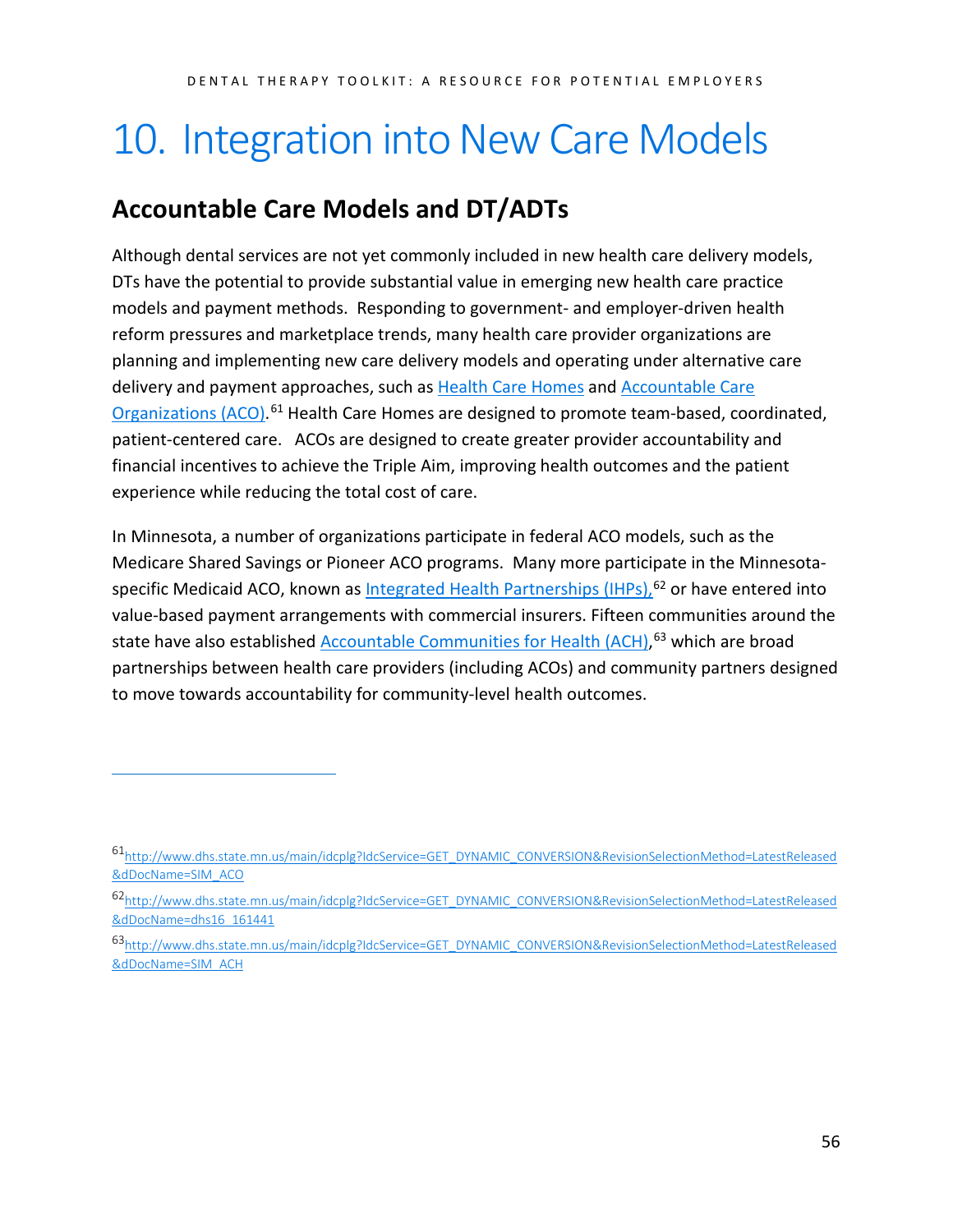# 10. Integration into New Care Models

## Accountable Care Models and DT/ADTs

Although dental services are not yet commonly included in new health care delivery models, DTs have the potential to provide substantial value in emerging new health care practice models and payment methods. Responding to government- and employer-driven health reform pressures and marketplace trends, many health care provider organizations are planning and implementing new care delivery models and operating under alternative care delivery and payment approaches, such as Health Care Homes and Accountable Care Organizations (ACO).[61] Health Care Homes are designed to promote team-based, coordinated, patient-centered care. ACOs are designed to create greater provider accountability and financial incentives to achieve the Triple Aim, improving health outcomes and the patient experience while reducing the total cost of care.

In Minnesota, a number of organizations participate in federal ACO models, such as the Medicare Shared Savings or Pioneer ACO programs. Many more participate in the Minnesota-specific Medicaid ACO, known as Integrated Health Partnerships (IHPs),[62] or have entered into value-based payment arrangements with commercial insurers. Fifteen communities around the state have also established Accountable Communities for Health (ACH),[63] which are broad partnerships between health care providers (including ACOs) and community partners designed to move towards accountability for community-level health outcomes.

---

[61] http://www.dhs.state.mn.us/main/idcplg?IdcService=GET_DYNAMIC_CONVERSION&RevisionSelectionMethod=LatestReleased&dDocName=SIM_ACO

[62] http://www.dhs.state.mn.us/main/idcplg?IdcService=GET_DYNAMIC_CONVERSION&RevisionSelectionMethod=LatestReleased&dDocName=dhs16_161441

[63] http://www.dhs.state.mn.us/main/idcplg?IdcService=GET_DYNAMIC_CONVERSION&RevisionSelectionMethod=LatestReleased&dDocName=SIM_ACH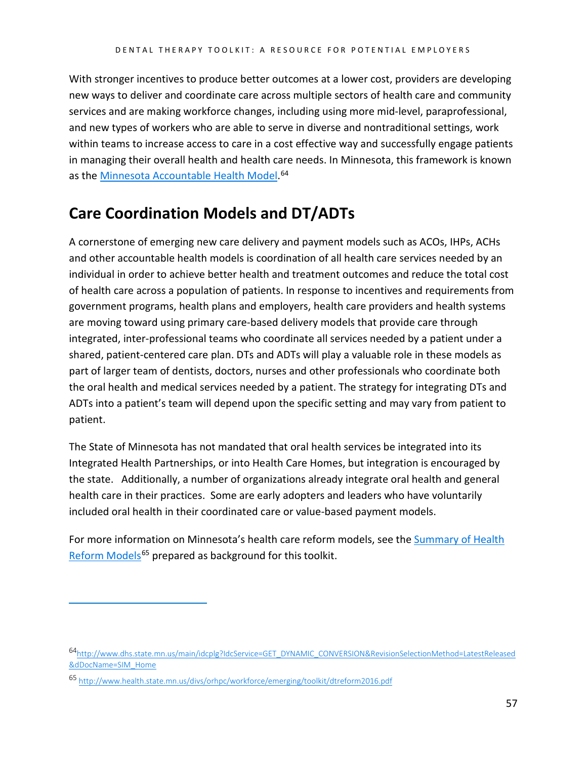With stronger incentives to produce better outcomes at a lower cost, providers are developing new ways to deliver and coordinate care across multiple sectors of health care and community services and are making workforce changes, including using more mid-level, paraprofessional, and new types of workers who are able to serve in diverse and nontraditional settings, work within teams to increase access to care in a cost effective way and successfully engage patients in managing their overall health and health care needs. In Minnesota, this framework is known as the [Minnesota Accountable Health Model](http://www.dhs.state.mn.us/main/idcplg?IdcService=GET_DYNAMIC_CONVERSION&RevisionSelectionMethod=LatestReleased&dDocName=SIM_Home).[64]

## Care Coordination Models and DT/ADTs

A cornerstone of emerging new care delivery and payment models such as ACOs, IHPs, ACHs and other accountable health models is coordination of all health care services needed by an individual in order to achieve better health and treatment outcomes and reduce the total cost of health care across a population of patients. In response to incentives and requirements from government programs, health plans and employers, health care providers and health systems are moving toward using primary care-based delivery models that provide care through integrated, inter-professional teams who coordinate all services needed by a patient under a shared, patient-centered care plan. DTs and ADTs will play a valuable role in these models as part of larger team of dentists, doctors, nurses and other professionals who coordinate both the oral health and medical services needed by a patient. The strategy for integrating DTs and ADTs into a patient's team will depend upon the specific setting and may vary from patient to patient.

The State of Minnesota has not mandated that oral health services be integrated into its Integrated Health Partnerships, or into Health Care Homes, but integration is encouraged by the state. Additionally, a number of organizations already integrate oral health and general health care in their practices. Some are early adopters and leaders who have voluntarily included oral health in their coordinated care or value-based payment models.

For more information on Minnesota's health care reform models, see the [Summary of Health Reform Models](http://www.health.state.mn.us/divs/orhpc/workforce/emerging/toolkit/dtreform2016.pdf)[65] prepared as background for this toolkit.

---

[64] http://www.dhs.state.mn.us/main/idcplg?IdcService=GET_DYNAMIC_CONVERSION&RevisionSelectionMethod=LatestReleased&dDocName=SIM_Home

[65] http://www.health.state.mn.us/divs/orhpc/workforce/emerging/toolkit/dtreform2016.pdf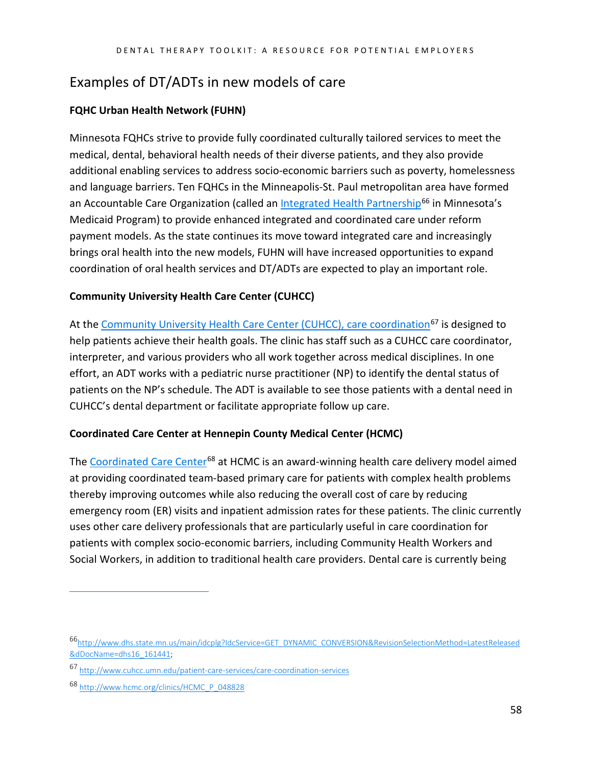## Examples of DT/ADTs in new models of care

**FQHC Urban Health Network (FUHN)**

Minnesota FQHCs strive to provide fully coordinated culturally tailored services to meet the medical, dental, behavioral health needs of their diverse patients, and they also provide additional enabling services to address socio-economic barriers such as poverty, homelessness and language barriers. Ten FQHCs in the Minneapolis-St. Paul metropolitan area have formed an Accountable Care Organization (called an Integrated Health Partnership[66] in Minnesota's Medicaid Program) to provide enhanced integrated and coordinated care under reform payment models. As the state continues its move toward integrated care and increasingly brings oral health into the new models, FUHN will have increased opportunities to expand coordination of oral health services and DT/ADTs are expected to play an important role.

**Community University Health Care Center (CUHCC)**

At the Community University Health Care Center (CUHCC), care coordination[67] is designed to help patients achieve their health goals. The clinic has staff such as a CUHCC care coordinator, interpreter, and various providers who all work together across medical disciplines. In one effort, an ADT works with a pediatric nurse practitioner (NP) to identify the dental status of patients on the NP's schedule. The ADT is available to see those patients with a dental need in CUHCC's dental department or facilitate appropriate follow up care.

**Coordinated Care Center at Hennepin County Medical Center (HCMC)**

The Coordinated Care Center[68] at HCMC is an award-winning health care delivery model aimed at providing coordinated team-based primary care for patients with complex health problems thereby improving outcomes while also reducing the overall cost of care by reducing emergency room (ER) visits and inpatient admission rates for these patients. The clinic currently uses other care delivery professionals that are particularly useful in care coordination for patients with complex socio-economic barriers, including Community Health Workers and Social Workers, in addition to traditional health care providers. Dental care is currently being

---

[66] http://www.dhs.state.mn.us/main/idcplg?IdcService=GET_DYNAMIC_CONVERSION&RevisionSelectionMethod=LatestReleased&dDocName=dhs16_161441;

[67] http://www.cuhcc.umn.edu/patient-care-services/care-coordination-services

[68] http://www.hcmc.org/clinics/HCMC_P_048828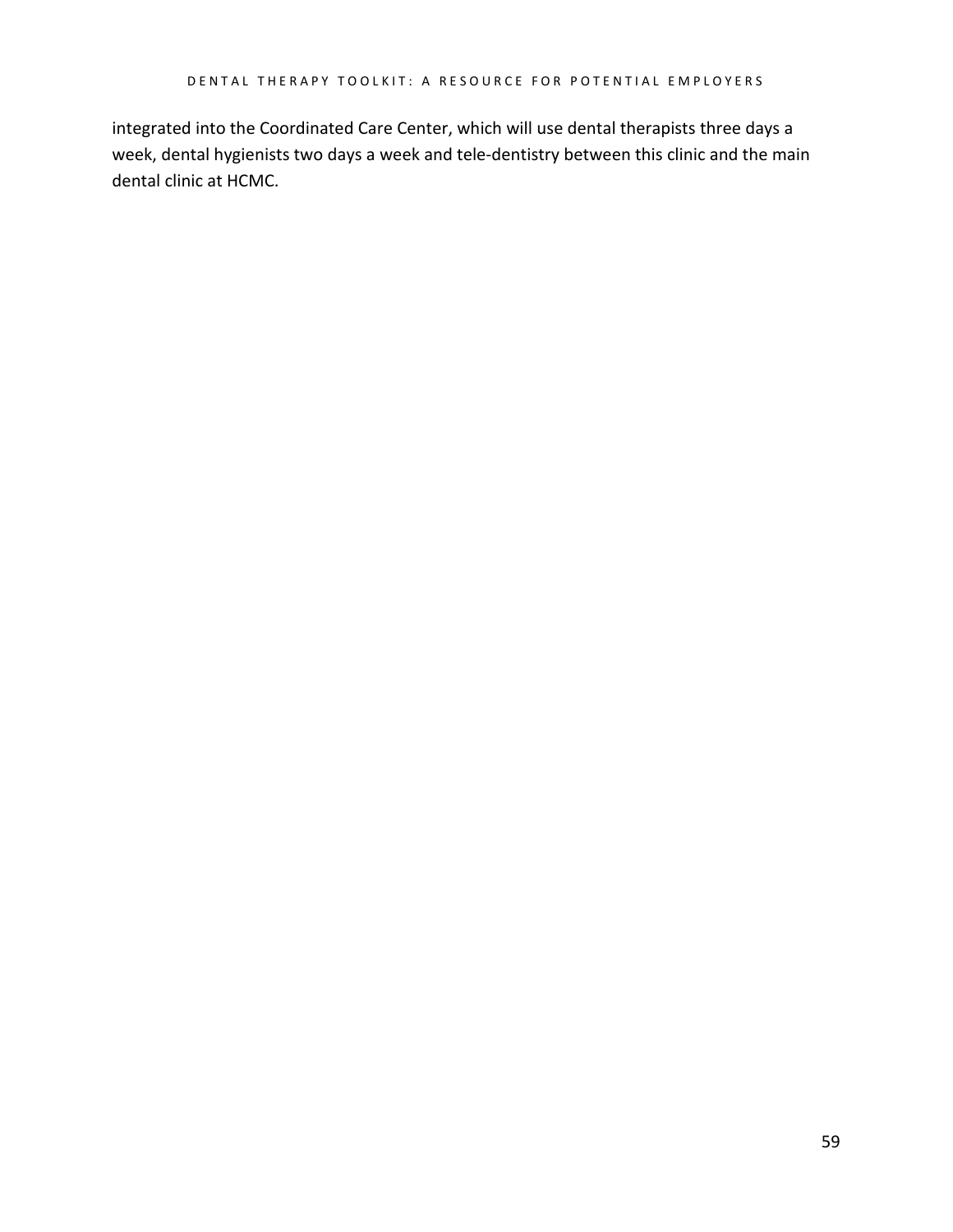integrated into the Coordinated Care Center, which will use dental therapists three days a week, dental hygienists two days a week and tele-dentistry between this clinic and the main dental clinic at HCMC.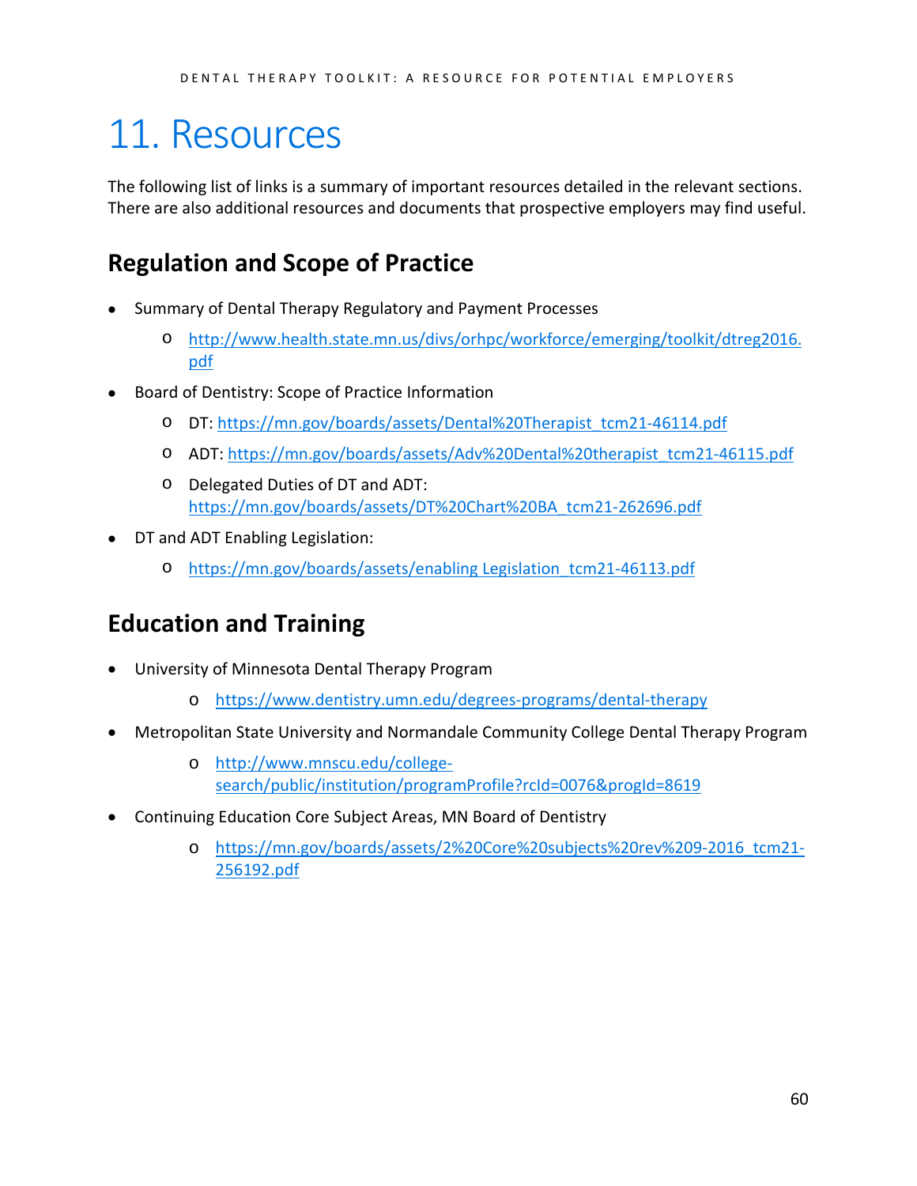# 11. Resources

The following list of links is a summary of important resources detailed in the relevant sections. There are also additional resources and documents that prospective employers may find useful.

## Regulation and Scope of Practice

- Summary of Dental Therapy Regulatory and Payment Processes
  - http://www.health.state.mn.us/divs/orhpc/workforce/emerging/toolkit/dtreg2016.pdf
- Board of Dentistry: Scope of Practice Information
  - DT: https://mn.gov/boards/assets/Dental%20Therapist_tcm21-46114.pdf
  - ADT: https://mn.gov/boards/assets/Adv%20Dental%20therapist_tcm21-46115.pdf
  - Delegated Duties of DT and ADT: https://mn.gov/boards/assets/DT%20Chart%20BA_tcm21-262696.pdf
- DT and ADT Enabling Legislation:
  - https://mn.gov/boards/assets/enabling Legislation_tcm21-46113.pdf

## Education and Training

- University of Minnesota Dental Therapy Program
  - https://www.dentistry.umn.edu/degrees-programs/dental-therapy
- Metropolitan State University and Normandale Community College Dental Therapy Program
  - http://www.mnscu.edu/college-search/public/institution/programProfile?rcId=0076&progId=8619
- Continuing Education Core Subject Areas, MN Board of Dentistry
  - https://mn.gov/boards/assets/2%20Core%20subjects%20rev%209-2016_tcm21-256192.pdf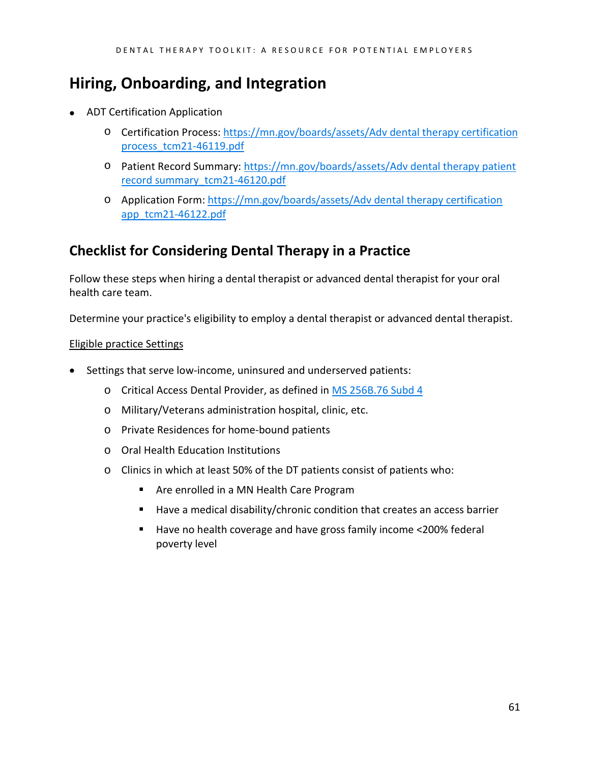## Hiring, Onboarding, and Integration

- ADT Certification Application
  - Certification Process: https://mn.gov/boards/assets/Adv dental therapy certification process_tcm21-46119.pdf
  - Patient Record Summary: https://mn.gov/boards/assets/Adv dental therapy patient record summary_tcm21-46120.pdf
  - Application Form: https://mn.gov/boards/assets/Adv dental therapy certification app_tcm21-46122.pdf

## Checklist for Considering Dental Therapy in a Practice

Follow these steps when hiring a dental therapist or advanced dental therapist for your oral health care team.

Determine your practice's eligibility to employ a dental therapist or advanced dental therapist.

<u>Eligible practice Settings</u>

- Settings that serve low-income, uninsured and underserved patients:
  - Critical Access Dental Provider, as defined in MS 256B.76 Subd 4
  - Military/Veterans administration hospital, clinic, etc.
  - Private Residences for home-bound patients
  - Oral Health Education Institutions
  - Clinics in which at least 50% of the DT patients consist of patients who:
    - Are enrolled in a MN Health Care Program
    - Have a medical disability/chronic condition that creates an access barrier
    - Have no health coverage and have gross family income <200% federal poverty level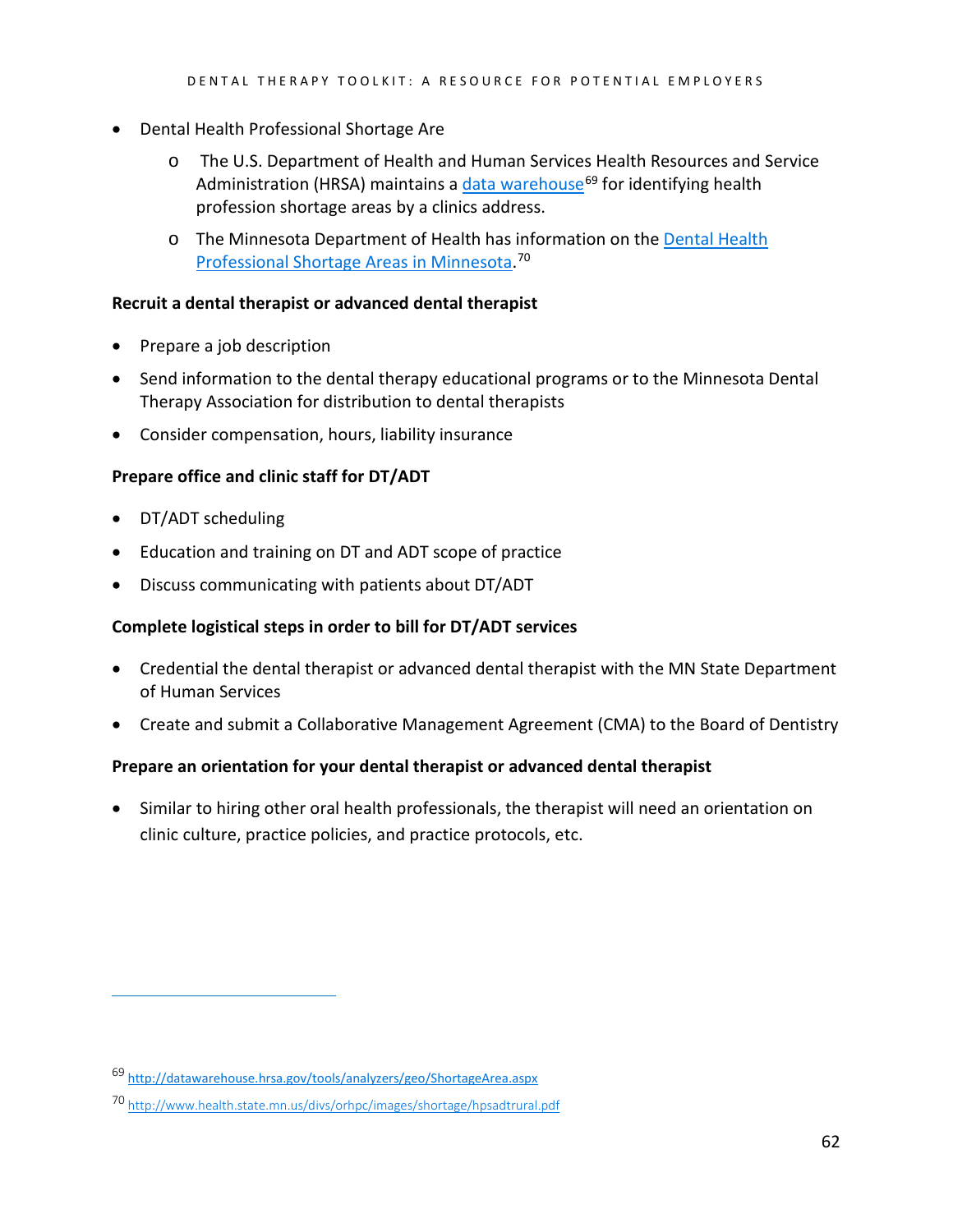- Dental Health Professional Shortage Are
  - The U.S. Department of Health and Human Services Health Resources and Service Administration (HRSA) maintains a data warehouse[69] for identifying health profession shortage areas by a clinics address.
  - The Minnesota Department of Health has information on the Dental Health Professional Shortage Areas in Minnesota.[70]

**Recruit a dental therapist or advanced dental therapist**

- Prepare a job description
- Send information to the dental therapy educational programs or to the Minnesota Dental Therapy Association for distribution to dental therapists
- Consider compensation, hours, liability insurance

**Prepare office and clinic staff for DT/ADT**

- DT/ADT scheduling
- Education and training on DT and ADT scope of practice
- Discuss communicating with patients about DT/ADT

**Complete logistical steps in order to bill for DT/ADT services**

- Credential the dental therapist or advanced dental therapist with the MN State Department of Human Services
- Create and submit a Collaborative Management Agreement (CMA) to the Board of Dentistry

**Prepare an orientation for your dental therapist or advanced dental therapist**

- Similar to hiring other oral health professionals, the therapist will need an orientation on clinic culture, practice policies, and practice protocols, etc.

---

[69] http://datawarehouse.hrsa.gov/tools/analyzers/geo/ShortageArea.aspx

[70] http://www.health.state.mn.us/divs/orhpc/images/shortage/hpsadtrural.pdf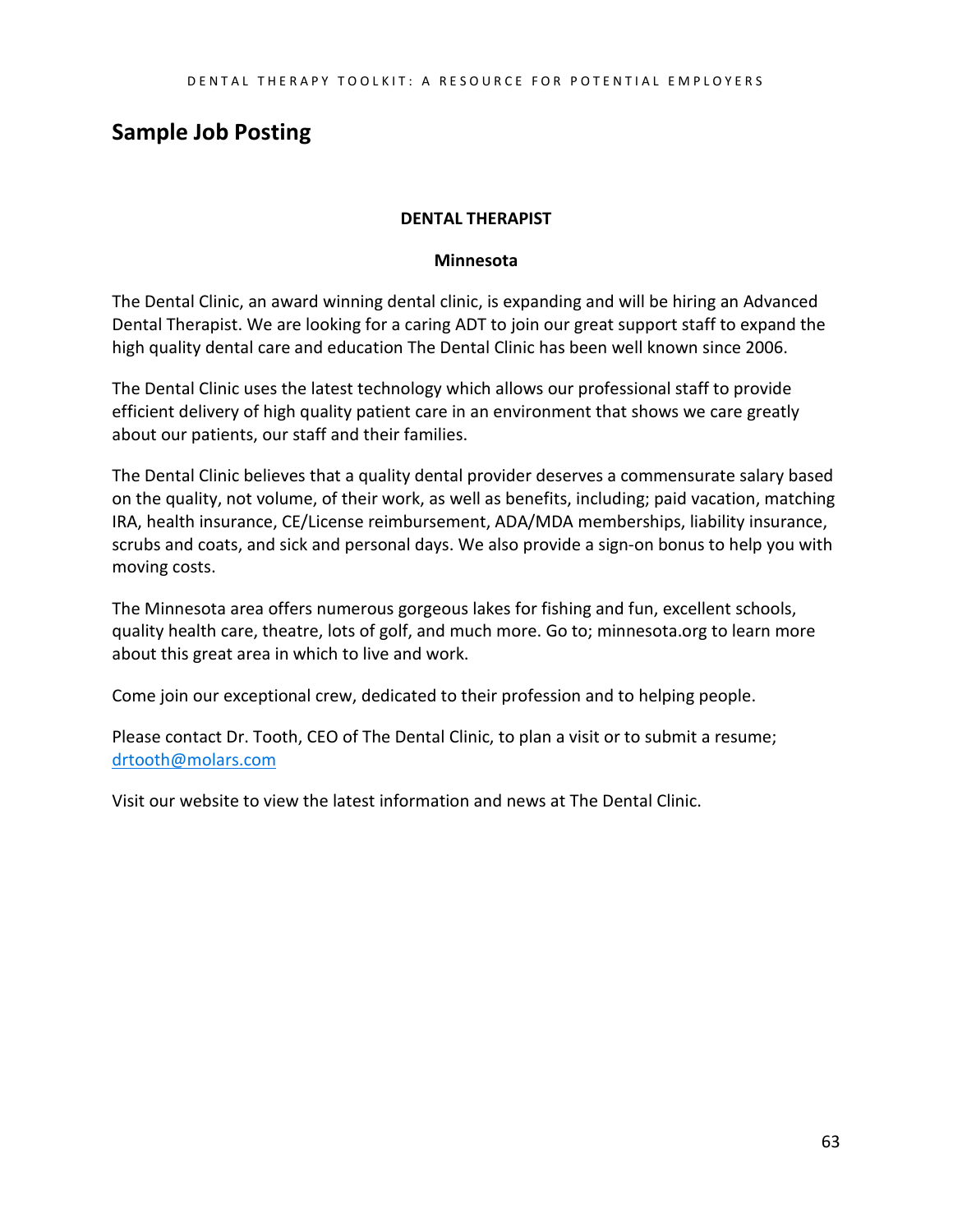## Sample Job Posting

**DENTAL THERAPIST**

**Minnesota**

The Dental Clinic, an award winning dental clinic, is expanding and will be hiring an Advanced Dental Therapist. We are looking for a caring ADT to join our great support staff to expand the high quality dental care and education The Dental Clinic has been well known since 2006.

The Dental Clinic uses the latest technology which allows our professional staff to provide efficient delivery of high quality patient care in an environment that shows we care greatly about our patients, our staff and their families.

The Dental Clinic believes that a quality dental provider deserves a commensurate salary based on the quality, not volume, of their work, as well as benefits, including; paid vacation, matching IRA, health insurance, CE/License reimbursement, ADA/MDA memberships, liability insurance, scrubs and coats, and sick and personal days. We also provide a sign-on bonus to help you with moving costs.

The Minnesota area offers numerous gorgeous lakes for fishing and fun, excellent schools, quality health care, theatre, lots of golf, and much more. Go to; minnesota.org to learn more about this great area in which to live and work.

Come join our exceptional crew, dedicated to their profession and to helping people.

Please contact Dr. Tooth, CEO of The Dental Clinic, to plan a visit or to submit a resume; drtooth@molars.com

Visit our website to view the latest information and news at The Dental Clinic.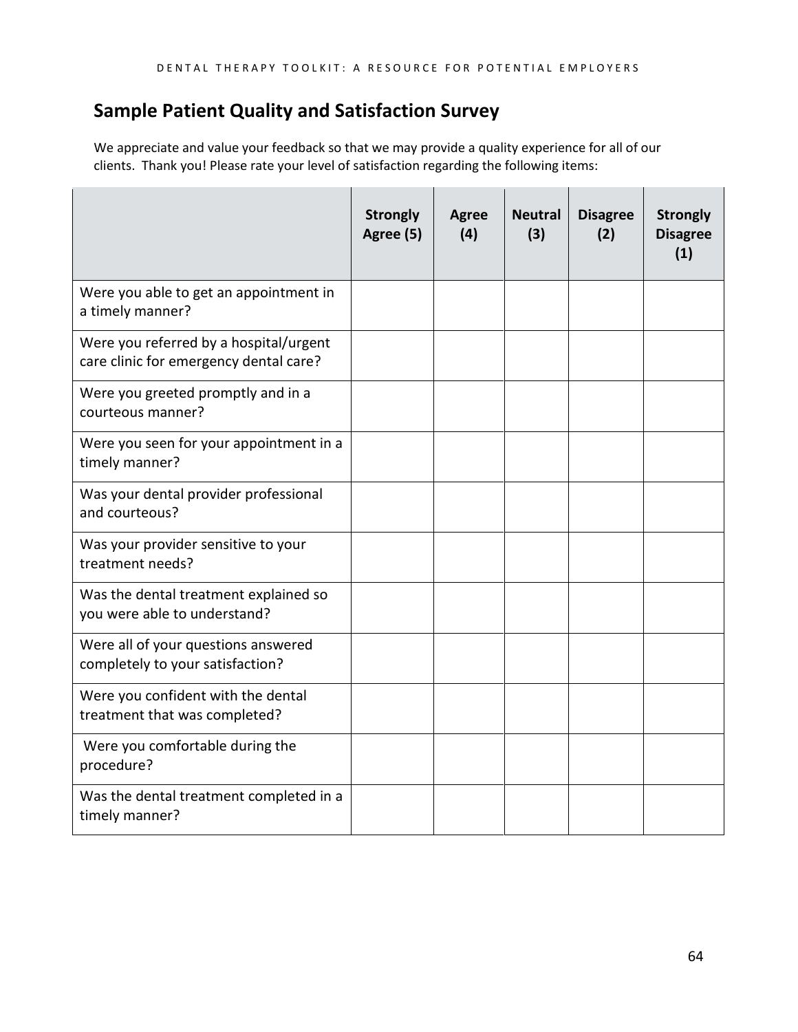## Sample Patient Quality and Satisfaction Survey

We appreciate and value your feedback so that we may provide a quality experience for all of our clients. Thank you! Please rate your level of satisfaction regarding the following items:

| | **Strongly Agree (5)** | **Agree (4)** | **Neutral (3)** | **Disagree (2)** | **Strongly Disagree (1)** |
|---|---|---|---|---|---|
| Were you able to get an appointment in a timely manner? | | | | | |
| Were you referred by a hospital/urgent care clinic for emergency dental care? | | | | | |
| Were you greeted promptly and in a courteous manner? | | | | | |
| Were you seen for your appointment in a timely manner? | | | | | |
| Was your dental provider professional and courteous? | | | | | |
| Was your provider sensitive to your treatment needs? | | | | | |
| Was the dental treatment explained so you were able to understand? | | | | | |
| Were all of your questions answered completely to your satisfaction? | | | | | |
| Were you confident with the dental treatment that was completed? | | | | | |
| Were you comfortable during the procedure? | | | | | |
| Was the dental treatment completed in a timely manner? | | | | | |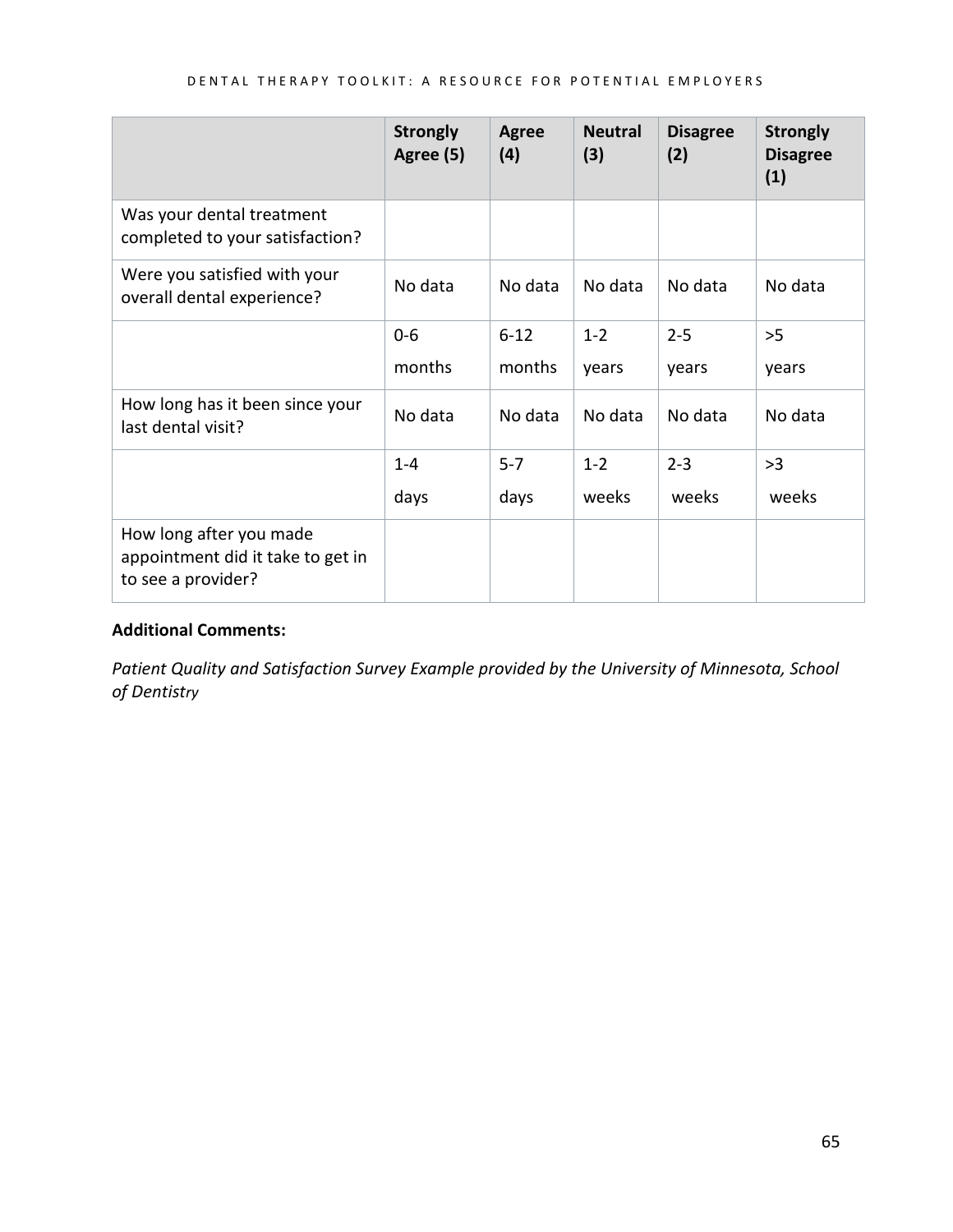| | Strongly Agree (5) | Agree (4) | Neutral (3) | Disagree (2) | Strongly Disagree (1) |
|---|---|---|---|---|---|
| Was your dental treatment completed to your satisfaction? | | | | | |
| Were you satisfied with your overall dental experience? | No data | No data | No data | No data | No data |
| | 0-6 months | 6-12 months | 1-2 years | 2-5 years | >5 years |
| How long has it been since your last dental visit? | No data | No data | No data | No data | No data |
| | 1-4 days | 5-7 days | 1-2 weeks | 2-3 weeks | >3 weeks |
| How long after you made appointment did it take to get in to see a provider? | | | | | |

**Additional Comments:**

*Patient Quality and Satisfaction Survey Example provided by the University of Minnesota, School of Dentistry*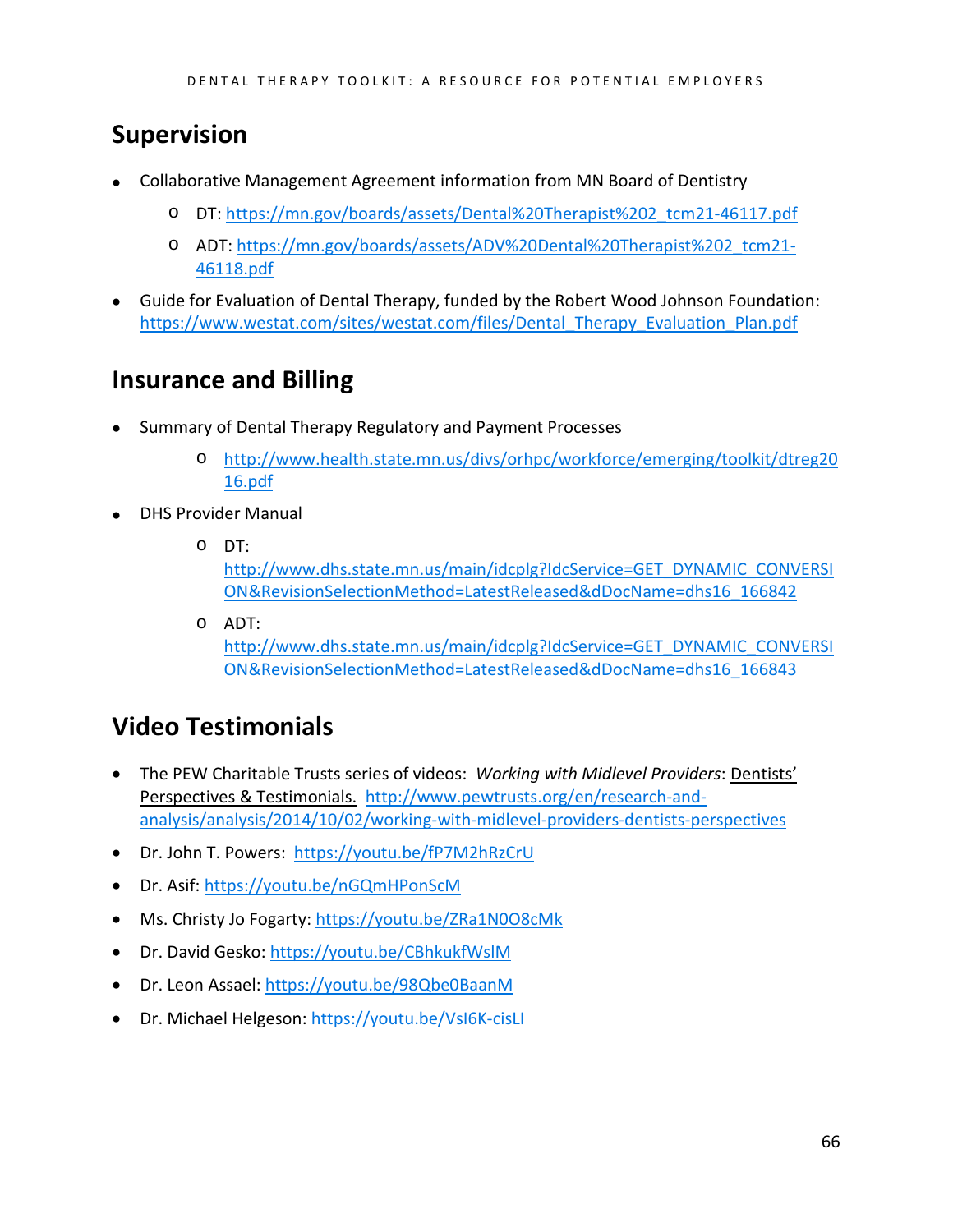## Supervision

- Collaborative Management Agreement information from MN Board of Dentistry
  - DT: https://mn.gov/boards/assets/Dental%20Therapist%202_tcm21-46117.pdf
  - ADT: https://mn.gov/boards/assets/ADV%20Dental%20Therapist%202_tcm21-46118.pdf
- Guide for Evaluation of Dental Therapy, funded by the Robert Wood Johnson Foundation: https://www.westat.com/sites/westat.com/files/Dental_Therapy_Evaluation_Plan.pdf

## Insurance and Billing

- Summary of Dental Therapy Regulatory and Payment Processes
  - http://www.health.state.mn.us/divs/orhpc/workforce/emerging/toolkit/dtreg2016.pdf
- DHS Provider Manual
  - DT: http://www.dhs.state.mn.us/main/idcplg?IdcService=GET_DYNAMIC_CONVERSION&RevisionSelectionMethod=LatestReleased&dDocName=dhs16_166842
  - ADT: http://www.dhs.state.mn.us/main/idcplg?IdcService=GET_DYNAMIC_CONVERSION&RevisionSelectionMethod=LatestReleased&dDocName=dhs16_166843

## Video Testimonials

- The PEW Charitable Trusts series of videos: *Working with Midlevel Providers*: Dentists' Perspectives & Testimonials. http://www.pewtrusts.org/en/research-and-analysis/analysis/2014/10/02/working-with-midlevel-providers-dentists-perspectives
- Dr. John T. Powers: https://youtu.be/fP7M2hRzCrU
- Dr. Asif: https://youtu.be/nGQmHPonScM
- Ms. Christy Jo Fogarty: https://youtu.be/ZRa1N0O8cMk
- Dr. David Gesko: https://youtu.be/CBhkukfWslM
- Dr. Leon Assael: https://youtu.be/98Qbe0BaanM
- Dr. Michael Helgeson: https://youtu.be/VsI6K-cisLI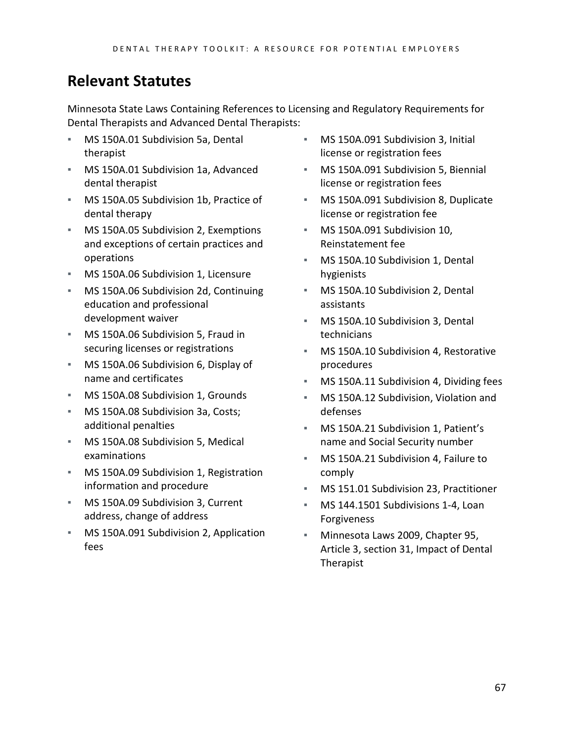## Relevant Statutes

Minnesota State Laws Containing References to Licensing and Regulatory Requirements for Dental Therapists and Advanced Dental Therapists:

- MS 150A.01 Subdivision 5a, Dental therapist
- MS 150A.01 Subdivision 1a, Advanced dental therapist
- MS 150A.05 Subdivision 1b, Practice of dental therapy
- MS 150A.05 Subdivision 2, Exemptions and exceptions of certain practices and operations
- MS 150A.06 Subdivision 1, Licensure
- MS 150A.06 Subdivision 2d, Continuing education and professional development waiver
- MS 150A.06 Subdivision 5, Fraud in securing licenses or registrations
- MS 150A.06 Subdivision 6, Display of name and certificates
- MS 150A.08 Subdivision 1, Grounds
- MS 150A.08 Subdivision 3a, Costs; additional penalties
- MS 150A.08 Subdivision 5, Medical examinations
- MS 150A.09 Subdivision 1, Registration information and procedure
- MS 150A.09 Subdivision 3, Current address, change of address
- MS 150A.091 Subdivision 2, Application fees
- MS 150A.091 Subdivision 3, Initial license or registration fees
- MS 150A.091 Subdivision 5, Biennial license or registration fees
- MS 150A.091 Subdivision 8, Duplicate license or registration fee
- MS 150A.091 Subdivision 10, Reinstatement fee
- MS 150A.10 Subdivision 1, Dental hygienists
- MS 150A.10 Subdivision 2, Dental assistants
- MS 150A.10 Subdivision 3, Dental technicians
- MS 150A.10 Subdivision 4, Restorative procedures
- MS 150A.11 Subdivision 4, Dividing fees
- MS 150A.12 Subdivision, Violation and defenses
- MS 150A.21 Subdivision 1, Patient's name and Social Security number
- MS 150A.21 Subdivision 4, Failure to comply
- MS 151.01 Subdivision 23, Practitioner
- MS 144.1501 Subdivisions 1-4, Loan Forgiveness
- Minnesota Laws 2009, Chapter 95, Article 3, section 31, Impact of Dental Therapist